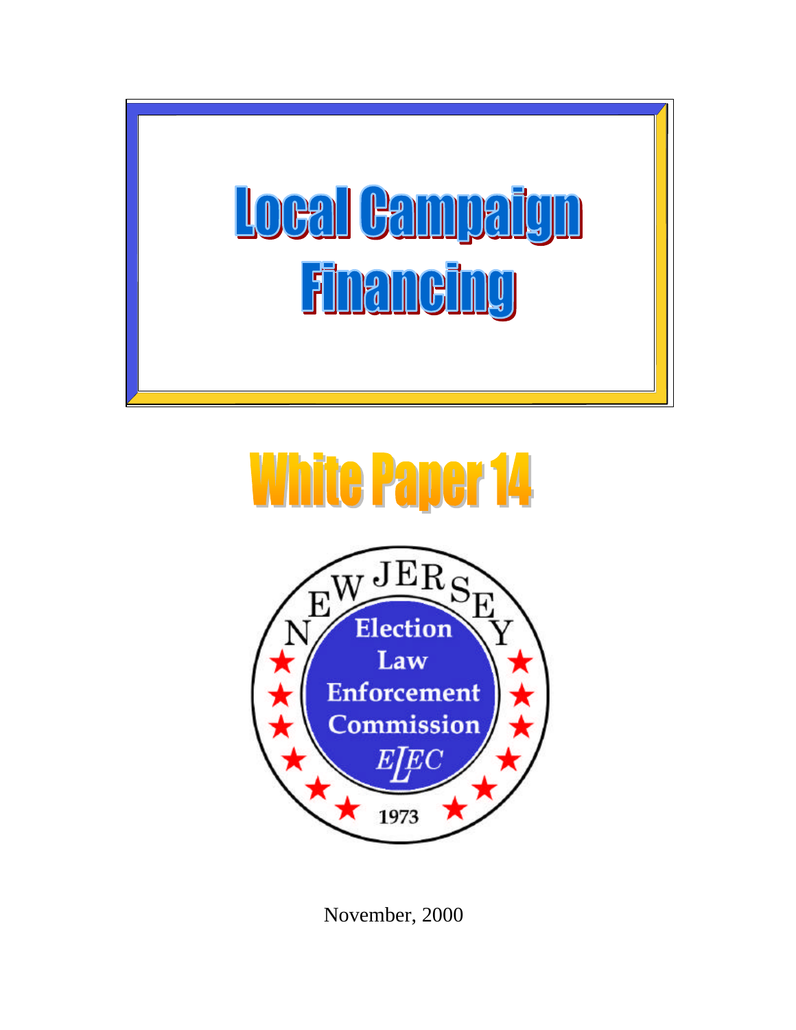# Local Campaign Financing

# White Paper 14

NEW JERSEY

Election Law Enforcement Commission

ELEC

1973

November, 2000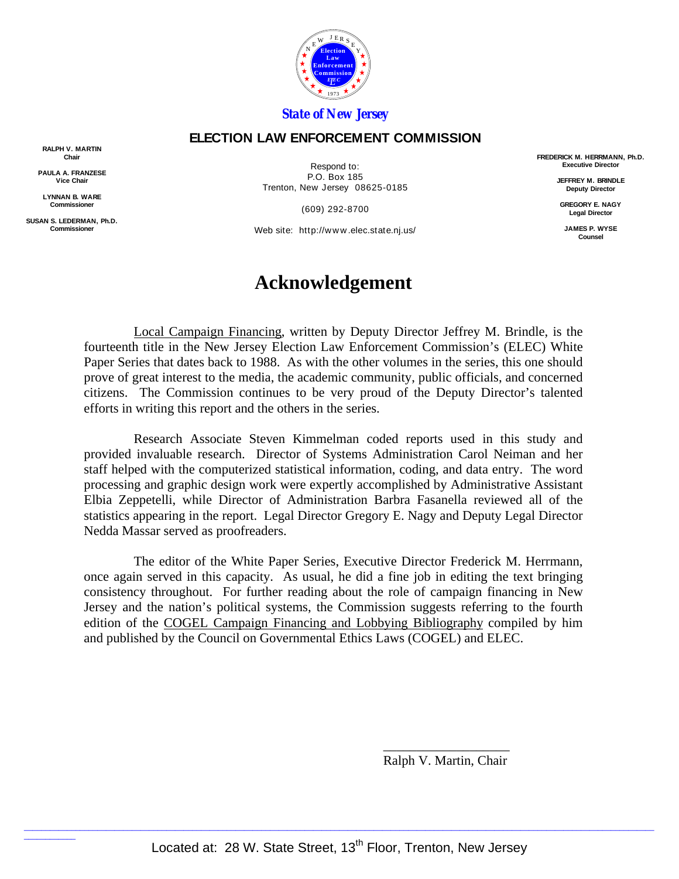State of New Jersey

**ELECTION LAW ENFORCEMENT COMMISSION**

**RALPH V. MARTIN**
Chair

**PAULA A. FRANZESE**
Vice Chair

**LYNNAN B. WARE**
Commissioner

**SUSAN S. LEDERMAN, Ph.D.**
Commissioner

Respond to:
P.O. Box 185
Trenton, New Jersey 08625-0185

(609) 292-8700

Web site: http://www.elec.state.nj.us/

**FREDERICK M. HERRMANN, Ph.D.**
Executive Director

**JEFFREY M. BRINDLE**
Deputy Director

**GREGORY E. NAGY**
Legal Director

**JAMES P. WYSE**
Counsel

# Acknowledgement

Local Campaign Financing, written by Deputy Director Jeffrey M. Brindle, is the fourteenth title in the New Jersey Election Law Enforcement Commission's (ELEC) White Paper Series that dates back to 1988. As with the other volumes in the series, this one should prove of great interest to the media, the academic community, public officials, and concerned citizens. The Commission continues to be very proud of the Deputy Director's talented efforts in writing this report and the others in the series.

Research Associate Steven Kimmelman coded reports used in this study and provided invaluable research. Director of Systems Administration Carol Neiman and her staff helped with the computerized statistical information, coding, and data entry. The word processing and graphic design work were expertly accomplished by Administrative Assistant Elbia Zeppetelli, while Director of Administration Barbra Fasanella reviewed all of the statistics appearing in the report. Legal Director Gregory E. Nagy and Deputy Legal Director Nedda Massar served as proofreaders.

The editor of the White Paper Series, Executive Director Frederick M. Herrmann, once again served in this capacity. As usual, he did a fine job in editing the text bringing consistency throughout. For further reading about the role of campaign financing in New Jersey and the nation's political systems, the Commission suggests referring to the fourth edition of the COGEL Campaign Financing and Lobbying Bibliography compiled by him and published by the Council on Governmental Ethics Laws (COGEL) and ELEC.

\_\_\_\_\_\_\_\_\_\_\_\_\_\_\_\_\_\_\_\_
Ralph V. Martin, Chair

Located at: 28 W. State Street, 13th Floor, Trenton, New Jersey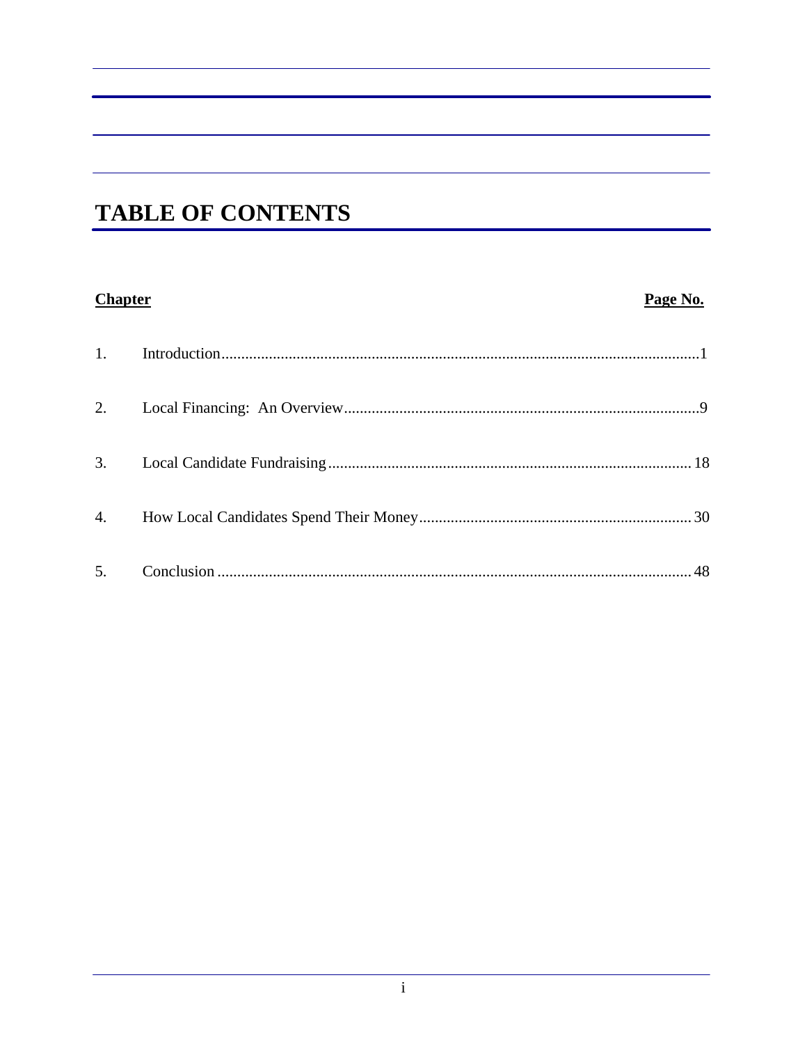# TABLE OF CONTENTS

| Chapter | | Page No. |
|---|---|---|
| 1. | Introduction | 1 |
| 2. | Local Financing: An Overview | 9 |
| 3. | Local Candidate Fundraising | 18 |
| 4. | How Local Candidates Spend Their Money | 30 |
| 5. | Conclusion | 48 |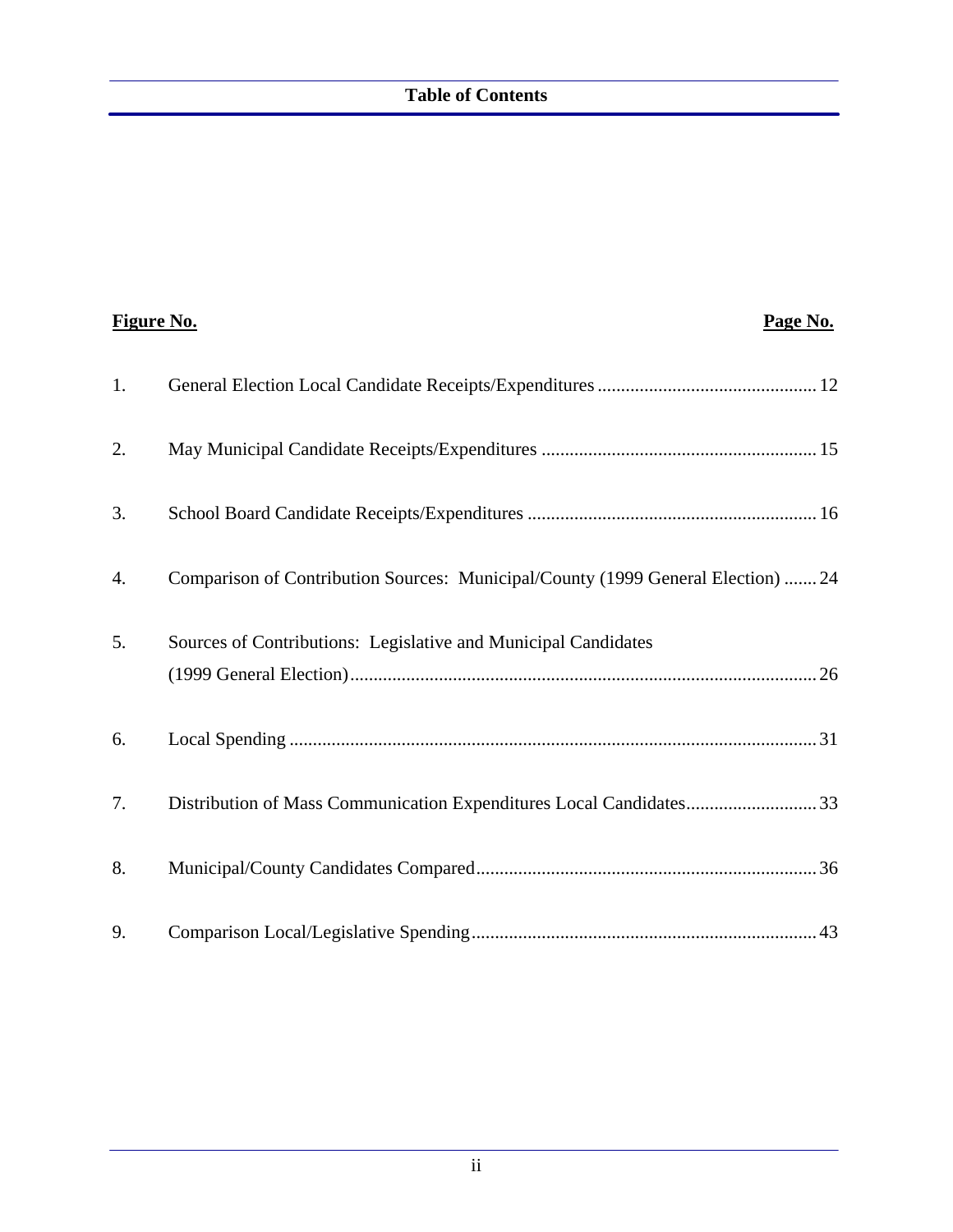## Table of Contents

| Figure No. | | Page No. |
|---|---|---|
| 1. | General Election Local Candidate Receipts/Expenditures | 12 |
| 2. | May Municipal Candidate Receipts/Expenditures | 15 |
| 3. | School Board Candidate Receipts/Expenditures | 16 |
| 4. | Comparison of Contribution Sources: Municipal/County (1999 General Election) | 24 |
| 5. | Sources of Contributions: Legislative and Municipal Candidates (1999 General Election) | 26 |
| 6. | Local Spending | 31 |
| 7. | Distribution of Mass Communication Expenditures Local Candidates | 33 |
| 8. | Municipal/County Candidates Compared | 36 |
| 9. | Comparison Local/Legislative Spending | 43 |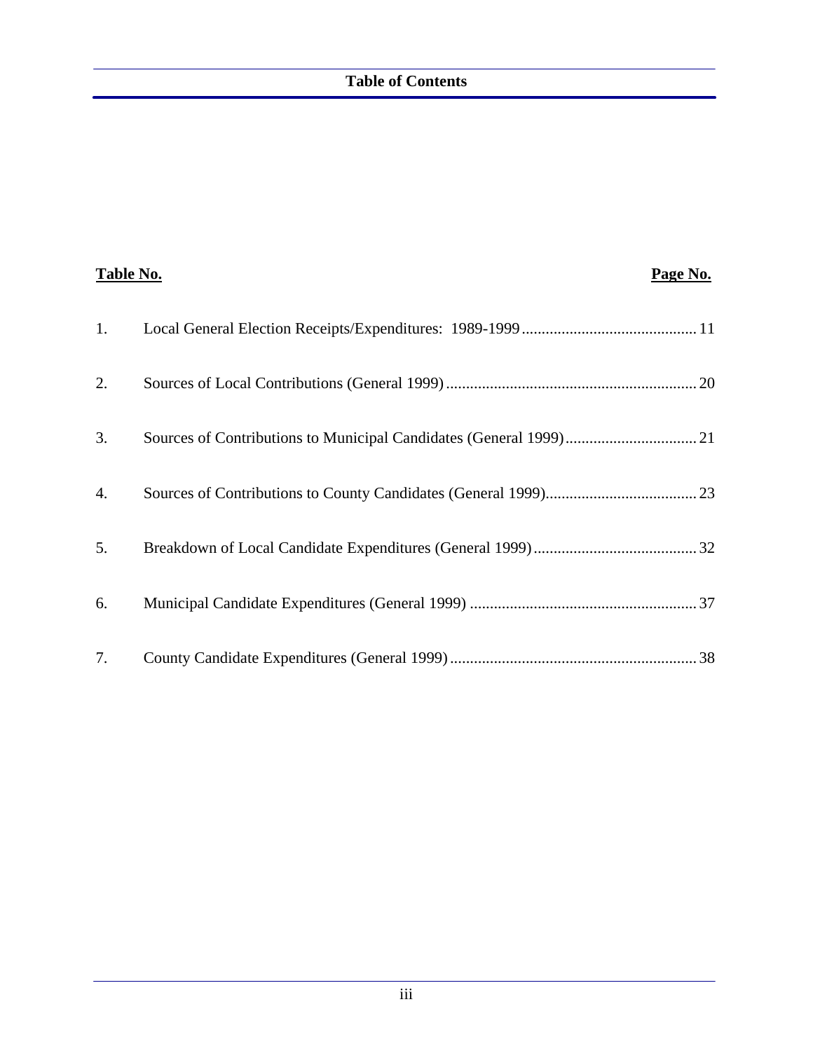## Table of Contents

| Table No. | | Page No. |
|---|---|---|
| 1. | Local General Election Receipts/Expenditures: 1989-1999 | 11 |
| 2. | Sources of Local Contributions (General 1999) | 20 |
| 3. | Sources of Contributions to Municipal Candidates (General 1999) | 21 |
| 4. | Sources of Contributions to County Candidates (General 1999) | 23 |
| 5. | Breakdown of Local Candidate Expenditures (General 1999) | 32 |
| 6. | Municipal Candidate Expenditures (General 1999) | 37 |
| 7. | County Candidate Expenditures (General 1999) | 38 |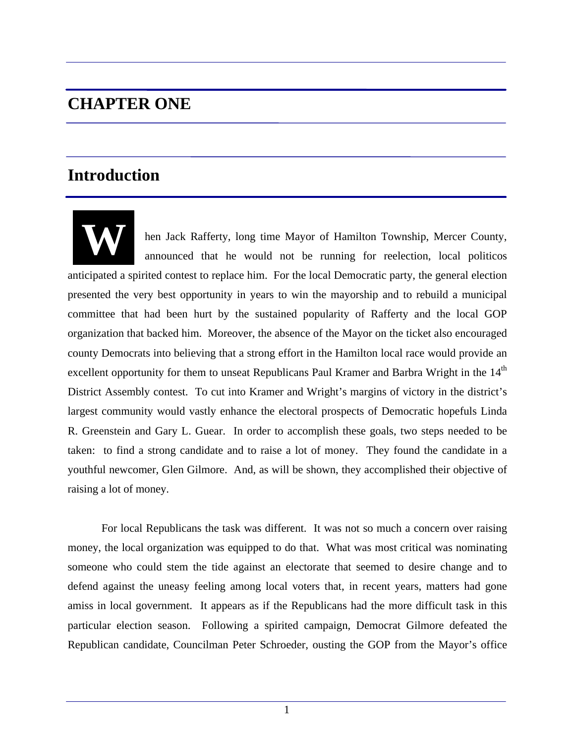# CHAPTER ONE

## Introduction

When Jack Rafferty, long time Mayor of Hamilton Township, Mercer County, announced that he would not be running for reelection, local politicos anticipated a spirited contest to replace him. For the local Democratic party, the general election presented the very best opportunity in years to win the mayorship and to rebuild a municipal committee that had been hurt by the sustained popularity of Rafferty and the local GOP organization that backed him. Moreover, the absence of the Mayor on the ticket also encouraged county Democrats into believing that a strong effort in the Hamilton local race would provide an excellent opportunity for them to unseat Republicans Paul Kramer and Barbra Wright in the 14th District Assembly contest. To cut into Kramer and Wright's margins of victory in the district's largest community would vastly enhance the electoral prospects of Democratic hopefuls Linda R. Greenstein and Gary L. Guear. In order to accomplish these goals, two steps needed to be taken: to find a strong candidate and to raise a lot of money. They found the candidate in a youthful newcomer, Glen Gilmore. And, as will be shown, they accomplished their objective of raising a lot of money.

For local Republicans the task was different. It was not so much a concern over raising money, the local organization was equipped to do that. What was most critical was nominating someone who could stem the tide against an electorate that seemed to desire change and to defend against the uneasy feeling among local voters that, in recent years, matters had gone amiss in local government. It appears as if the Republicans had the more difficult task in this particular election season. Following a spirited campaign, Democrat Gilmore defeated the Republican candidate, Councilman Peter Schroeder, ousting the GOP from the Mayor's office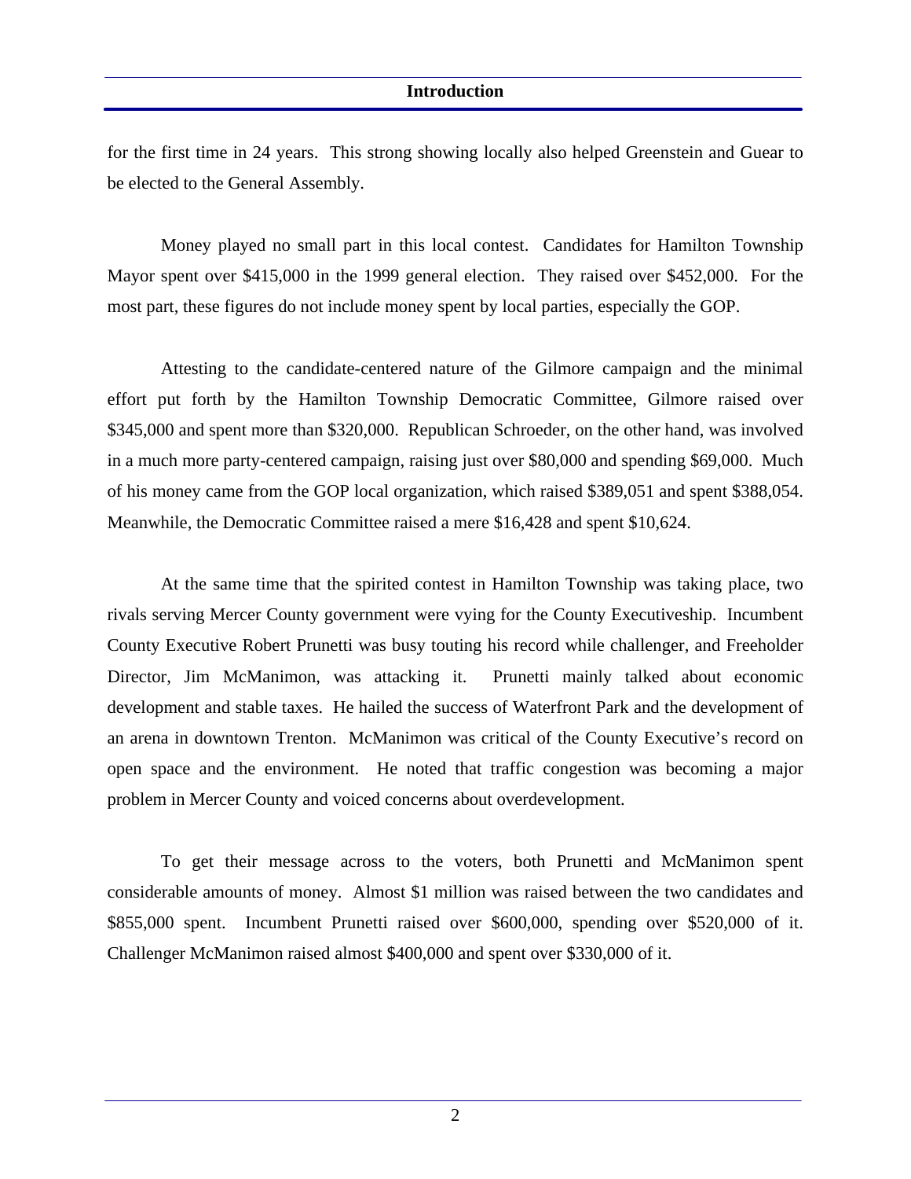for the first time in 24 years. This strong showing locally also helped Greenstein and Guear to be elected to the General Assembly.

Money played no small part in this local contest. Candidates for Hamilton Township Mayor spent over $415,000 in the 1999 general election. They raised over $452,000. For the most part, these figures do not include money spent by local parties, especially the GOP.

Attesting to the candidate-centered nature of the Gilmore campaign and the minimal effort put forth by the Hamilton Township Democratic Committee, Gilmore raised over $345,000 and spent more than $320,000. Republican Schroeder, on the other hand, was involved in a much more party-centered campaign, raising just over $80,000 and spending $69,000. Much of his money came from the GOP local organization, which raised $389,051 and spent $388,054. Meanwhile, the Democratic Committee raised a mere $16,428 and spent $10,624.

At the same time that the spirited contest in Hamilton Township was taking place, two rivals serving Mercer County government were vying for the County Executiveship. Incumbent County Executive Robert Prunetti was busy touting his record while challenger, and Freeholder Director, Jim McManimon, was attacking it. Prunetti mainly talked about economic development and stable taxes. He hailed the success of Waterfront Park and the development of an arena in downtown Trenton. McManimon was critical of the County Executive's record on open space and the environment. He noted that traffic congestion was becoming a major problem in Mercer County and voiced concerns about overdevelopment.

To get their message across to the voters, both Prunetti and McManimon spent considerable amounts of money. Almost $1 million was raised between the two candidates and $855,000 spent. Incumbent Prunetti raised over $600,000, spending over $520,000 of it. Challenger McManimon raised almost $400,000 and spent over $330,000 of it.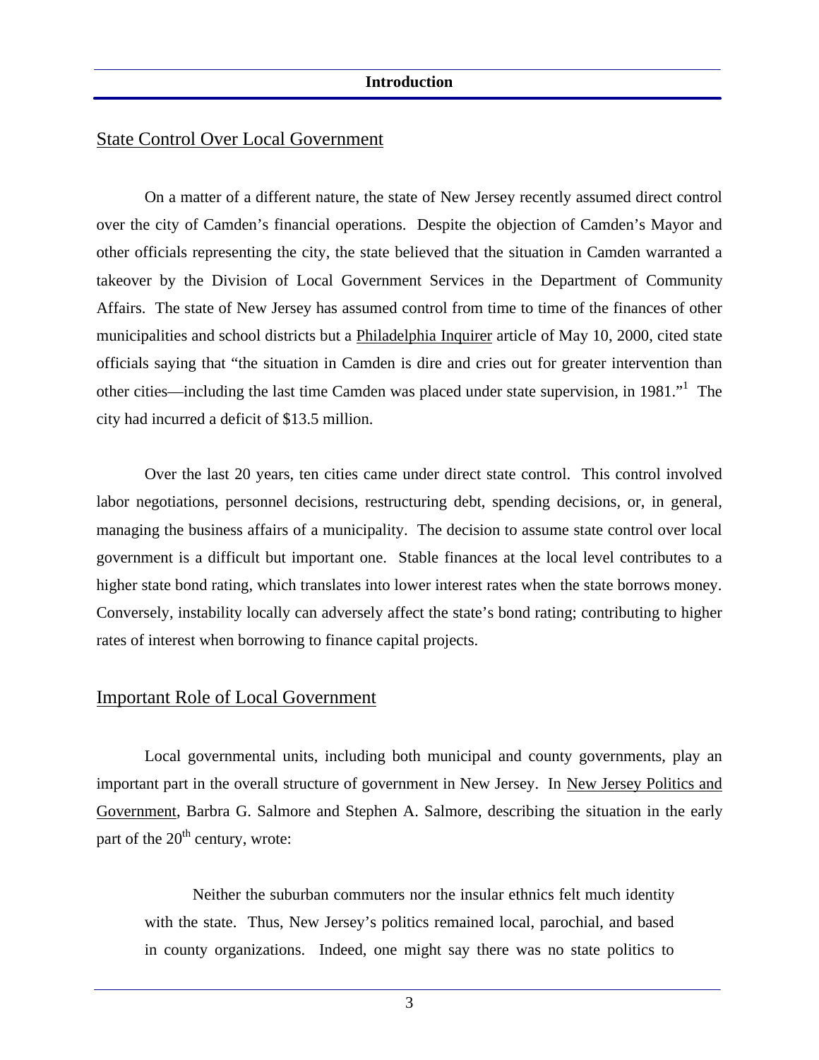# Introduction

## State Control Over Local Government

On a matter of a different nature, the state of New Jersey recently assumed direct control over the city of Camden's financial operations. Despite the objection of Camden's Mayor and other officials representing the city, the state believed that the situation in Camden warranted a takeover by the Division of Local Government Services in the Department of Community Affairs. The state of New Jersey has assumed control from time to time of the finances of other municipalities and school districts but a Philadelphia Inquirer article of May 10, 2000, cited state officials saying that "the situation in Camden is dire and cries out for greater intervention than other cities—including the last time Camden was placed under state supervision, in 1981."[1] The city had incurred a deficit of $13.5 million.

Over the last 20 years, ten cities came under direct state control. This control involved labor negotiations, personnel decisions, restructuring debt, spending decisions, or, in general, managing the business affairs of a municipality. The decision to assume state control over local government is a difficult but important one. Stable finances at the local level contributes to a higher state bond rating, which translates into lower interest rates when the state borrows money. Conversely, instability locally can adversely affect the state's bond rating; contributing to higher rates of interest when borrowing to finance capital projects.

## Important Role of Local Government

Local governmental units, including both municipal and county governments, play an important part in the overall structure of government in New Jersey. In New Jersey Politics and Government, Barbra G. Salmore and Stephen A. Salmore, describing the situation in the early part of the 20th century, wrote:

> Neither the suburban commuters nor the insular ethnics felt much identity with the state. Thus, New Jersey's politics remained local, parochial, and based in county organizations. Indeed, one might say there was no state politics to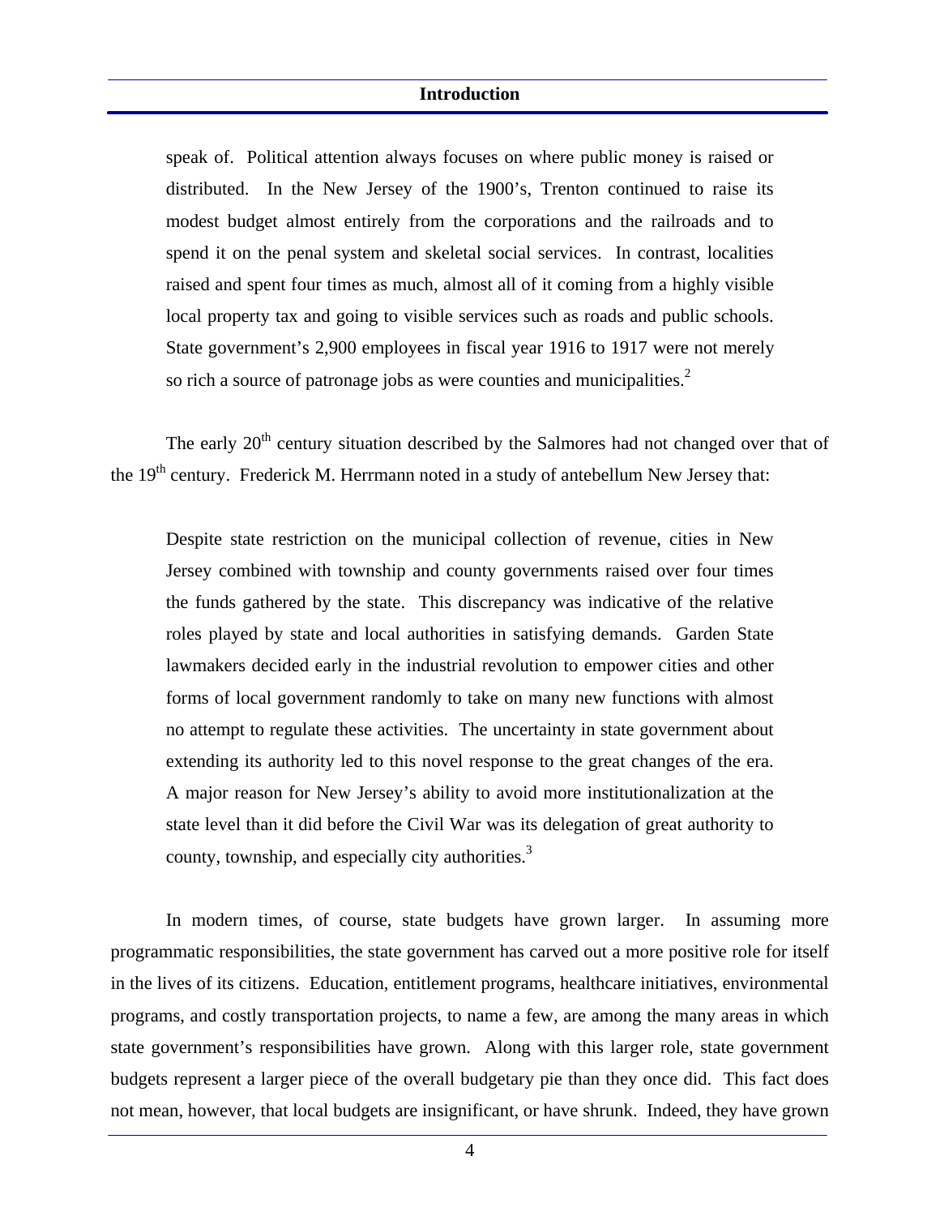speak of. Political attention always focuses on where public money is raised or distributed. In the New Jersey of the 1900's, Trenton continued to raise its modest budget almost entirely from the corporations and the railroads and to spend it on the penal system and skeletal social services. In contrast, localities raised and spent four times as much, almost all of it coming from a highly visible local property tax and going to visible services such as roads and public schools. State government's 2,900 employees in fiscal year 1916 to 1917 were not merely so rich a source of patronage jobs as were counties and municipalities.[2]

The early 20th century situation described by the Salmores had not changed over that of the 19th century. Frederick M. Herrmann noted in a study of antebellum New Jersey that:

> Despite state restriction on the municipal collection of revenue, cities in New Jersey combined with township and county governments raised over four times the funds gathered by the state. This discrepancy was indicative of the relative roles played by state and local authorities in satisfying demands. Garden State lawmakers decided early in the industrial revolution to empower cities and other forms of local government randomly to take on many new functions with almost no attempt to regulate these activities. The uncertainty in state government about extending its authority led to this novel response to the great changes of the era. A major reason for New Jersey's ability to avoid more institutionalization at the state level than it did before the Civil War was its delegation of great authority to county, township, and especially city authorities.[3]

In modern times, of course, state budgets have grown larger. In assuming more programmatic responsibilities, the state government has carved out a more positive role for itself in the lives of its citizens. Education, entitlement programs, healthcare initiatives, environmental programs, and costly transportation projects, to name a few, are among the many areas in which state government's responsibilities have grown. Along with this larger role, state government budgets represent a larger piece of the overall budgetary pie than they once did. This fact does not mean, however, that local budgets are insignificant, or have shrunk. Indeed, they have grown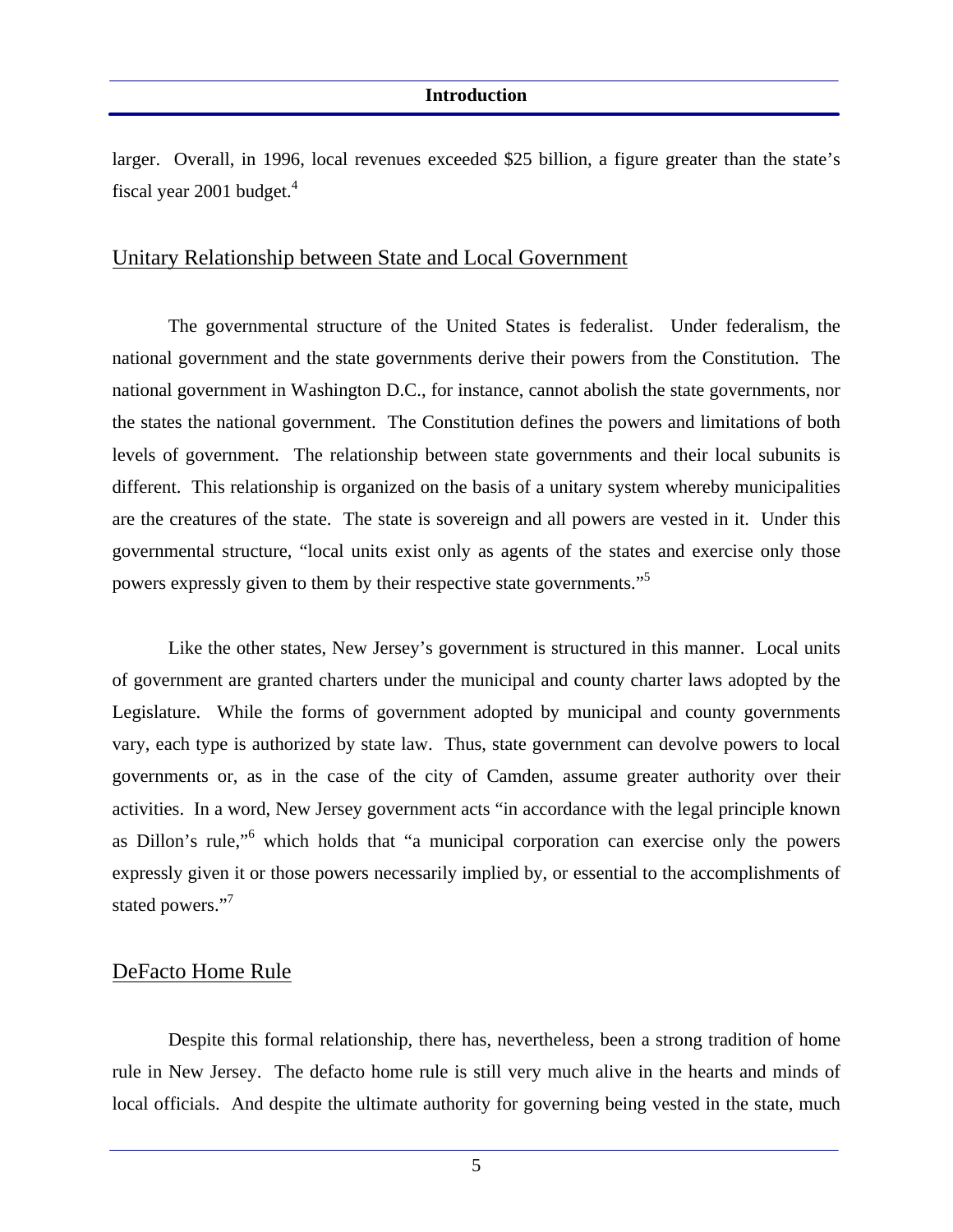larger. Overall, in 1996, local revenues exceeded $25 billion, a figure greater than the state's fiscal year 2001 budget.[4]

## Unitary Relationship between State and Local Government

The governmental structure of the United States is federalist. Under federalism, the national government and the state governments derive their powers from the Constitution. The national government in Washington D.C., for instance, cannot abolish the state governments, nor the states the national government. The Constitution defines the powers and limitations of both levels of government. The relationship between state governments and their local subunits is different. This relationship is organized on the basis of a unitary system whereby municipalities are the creatures of the state. The state is sovereign and all powers are vested in it. Under this governmental structure, "local units exist only as agents of the states and exercise only those powers expressly given to them by their respective state governments."[5]

Like the other states, New Jersey's government is structured in this manner. Local units of government are granted charters under the municipal and county charter laws adopted by the Legislature. While the forms of government adopted by municipal and county governments vary, each type is authorized by state law. Thus, state government can devolve powers to local governments or, as in the case of the city of Camden, assume greater authority over their activities. In a word, New Jersey government acts "in accordance with the legal principle known as Dillon's rule,"[6] which holds that "a municipal corporation can exercise only the powers expressly given it or those powers necessarily implied by, or essential to the accomplishments of stated powers."[7]

## DeFacto Home Rule

Despite this formal relationship, there has, nevertheless, been a strong tradition of home rule in New Jersey. The defacto home rule is still very much alive in the hearts and minds of local officials. And despite the ultimate authority for governing being vested in the state, much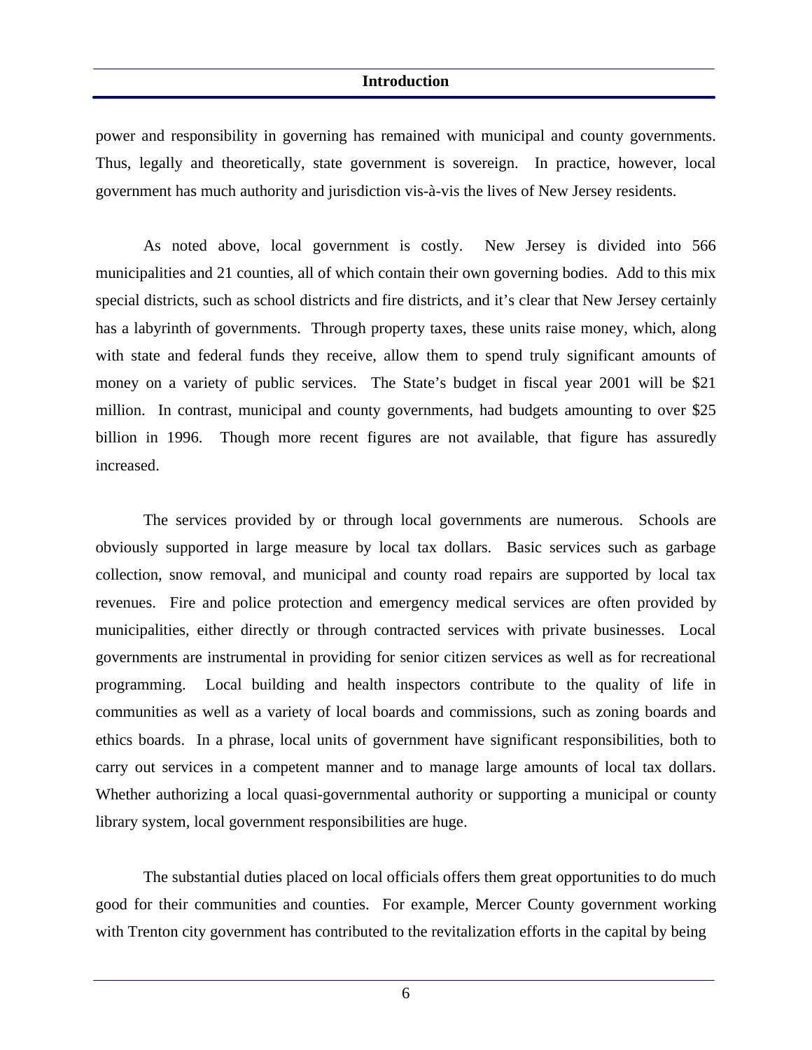power and responsibility in governing has remained with municipal and county governments. Thus, legally and theoretically, state government is sovereign. In practice, however, local government has much authority and jurisdiction vis-à-vis the lives of New Jersey residents.

As noted above, local government is costly. New Jersey is divided into 566 municipalities and 21 counties, all of which contain their own governing bodies. Add to this mix special districts, such as school districts and fire districts, and it's clear that New Jersey certainly has a labyrinth of governments. Through property taxes, these units raise money, which, along with state and federal funds they receive, allow them to spend truly significant amounts of money on a variety of public services. The State's budget in fiscal year 2001 will be $21 million. In contrast, municipal and county governments, had budgets amounting to over $25 billion in 1996. Though more recent figures are not available, that figure has assuredly increased.

The services provided by or through local governments are numerous. Schools are obviously supported in large measure by local tax dollars. Basic services such as garbage collection, snow removal, and municipal and county road repairs are supported by local tax revenues. Fire and police protection and emergency medical services are often provided by municipalities, either directly or through contracted services with private businesses. Local governments are instrumental in providing for senior citizen services as well as for recreational programming. Local building and health inspectors contribute to the quality of life in communities as well as a variety of local boards and commissions, such as zoning boards and ethics boards. In a phrase, local units of government have significant responsibilities, both to carry out services in a competent manner and to manage large amounts of local tax dollars. Whether authorizing a local quasi-governmental authority or supporting a municipal or county library system, local government responsibilities are huge.

The substantial duties placed on local officials offers them great opportunities to do much good for their communities and counties. For example, Mercer County government working with Trenton city government has contributed to the revitalization efforts in the capital by being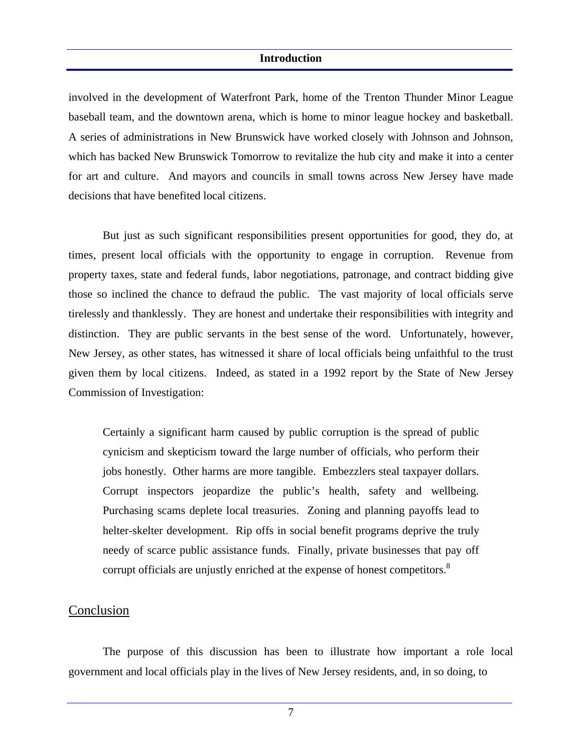involved in the development of Waterfront Park, home of the Trenton Thunder Minor League baseball team, and the downtown arena, which is home to minor league hockey and basketball. A series of administrations in New Brunswick have worked closely with Johnson and Johnson, which has backed New Brunswick Tomorrow to revitalize the hub city and make it into a center for art and culture. And mayors and councils in small towns across New Jersey have made decisions that have benefited local citizens.

But just as such significant responsibilities present opportunities for good, they do, at times, present local officials with the opportunity to engage in corruption. Revenue from property taxes, state and federal funds, labor negotiations, patronage, and contract bidding give those so inclined the chance to defraud the public. The vast majority of local officials serve tirelessly and thanklessly. They are honest and undertake their responsibilities with integrity and distinction. They are public servants in the best sense of the word. Unfortunately, however, New Jersey, as other states, has witnessed it share of local officials being unfaithful to the trust given them by local citizens. Indeed, as stated in a 1992 report by the State of New Jersey Commission of Investigation:

> Certainly a significant harm caused by public corruption is the spread of public cynicism and skepticism toward the large number of officials, who perform their jobs honestly. Other harms are more tangible. Embezzlers steal taxpayer dollars. Corrupt inspectors jeopardize the public's health, safety and wellbeing. Purchasing scams deplete local treasuries. Zoning and planning payoffs lead to helter-skelter development. Rip offs in social benefit programs deprive the truly needy of scarce public assistance funds. Finally, private businesses that pay off corrupt officials are unjustly enriched at the expense of honest competitors.[8]

## Conclusion

The purpose of this discussion has been to illustrate how important a role local government and local officials play in the lives of New Jersey residents, and, in so doing, to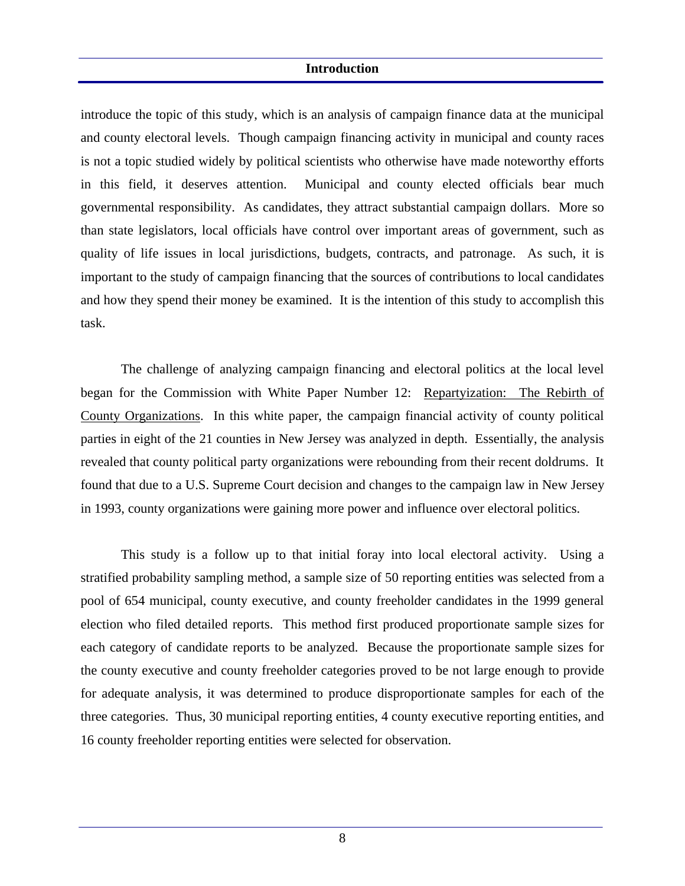introduce the topic of this study, which is an analysis of campaign finance data at the municipal and county electoral levels. Though campaign financing activity in municipal and county races is not a topic studied widely by political scientists who otherwise have made noteworthy efforts in this field, it deserves attention. Municipal and county elected officials bear much governmental responsibility. As candidates, they attract substantial campaign dollars. More so than state legislators, local officials have control over important areas of government, such as quality of life issues in local jurisdictions, budgets, contracts, and patronage. As such, it is important to the study of campaign financing that the sources of contributions to local candidates and how they spend their money be examined. It is the intention of this study to accomplish this task.

The challenge of analyzing campaign financing and electoral politics at the local level began for the Commission with White Paper Number 12: <u>Repartyization: The Rebirth of County Organizations</u>. In this white paper, the campaign financial activity of county political parties in eight of the 21 counties in New Jersey was analyzed in depth. Essentially, the analysis revealed that county political party organizations were rebounding from their recent doldrums. It found that due to a U.S. Supreme Court decision and changes to the campaign law in New Jersey in 1993, county organizations were gaining more power and influence over electoral politics.

This study is a follow up to that initial foray into local electoral activity. Using a stratified probability sampling method, a sample size of 50 reporting entities was selected from a pool of 654 municipal, county executive, and county freeholder candidates in the 1999 general election who filed detailed reports. This method first produced proportionate sample sizes for each category of candidate reports to be analyzed. Because the proportionate sample sizes for the county executive and county freeholder categories proved to be not large enough to provide for adequate analysis, it was determined to produce disproportionate samples for each of the three categories. Thus, 30 municipal reporting entities, 4 county executive reporting entities, and 16 county freeholder reporting entities were selected for observation.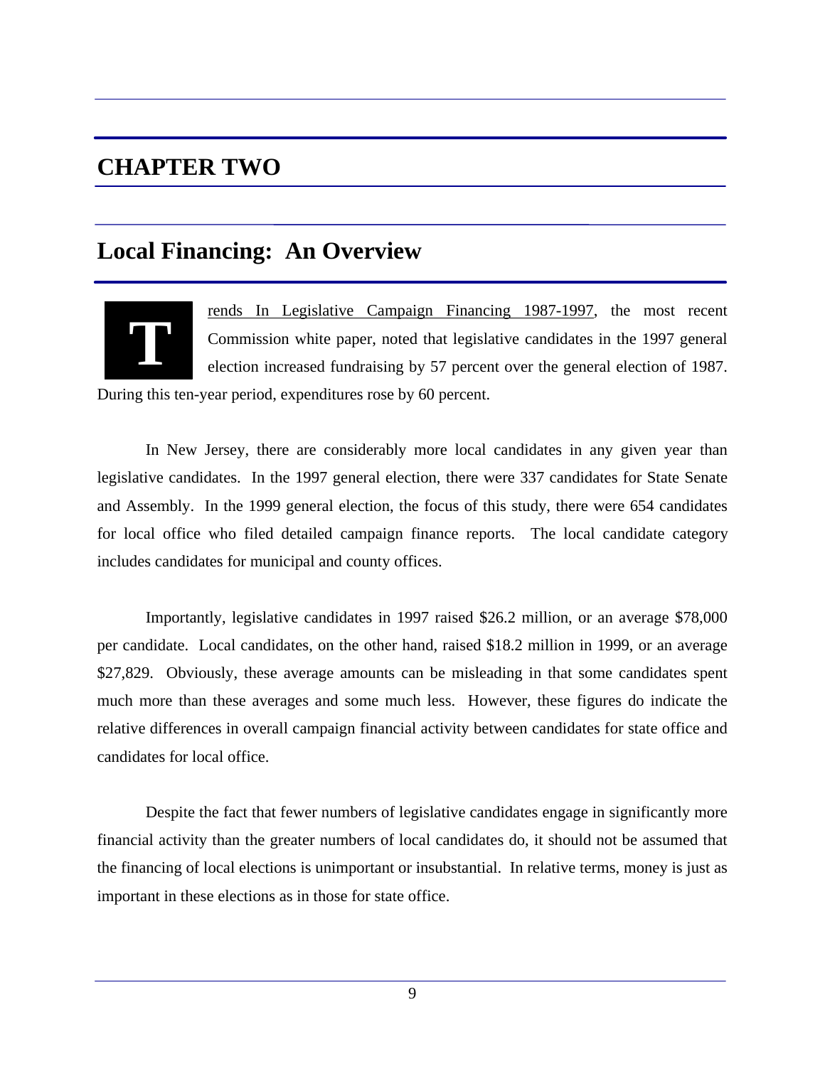# CHAPTER TWO

## Local Financing: An Overview

Trends In Legislative Campaign Financing 1987-1997, the most recent Commission white paper, noted that legislative candidates in the 1997 general election increased fundraising by 57 percent over the general election of 1987. During this ten-year period, expenditures rose by 60 percent.

In New Jersey, there are considerably more local candidates in any given year than legislative candidates. In the 1997 general election, there were 337 candidates for State Senate and Assembly. In the 1999 general election, the focus of this study, there were 654 candidates for local office who filed detailed campaign finance reports. The local candidate category includes candidates for municipal and county offices.

Importantly, legislative candidates in 1997 raised $26.2 million, or an average $78,000 per candidate. Local candidates, on the other hand, raised $18.2 million in 1999, or an average $27,829. Obviously, these average amounts can be misleading in that some candidates spent much more than these averages and some much less. However, these figures do indicate the relative differences in overall campaign financial activity between candidates for state office and candidates for local office.

Despite the fact that fewer numbers of legislative candidates engage in significantly more financial activity than the greater numbers of local candidates do, it should not be assumed that the financing of local elections is unimportant or insubstantial. In relative terms, money is just as important in these elections as in those for state office.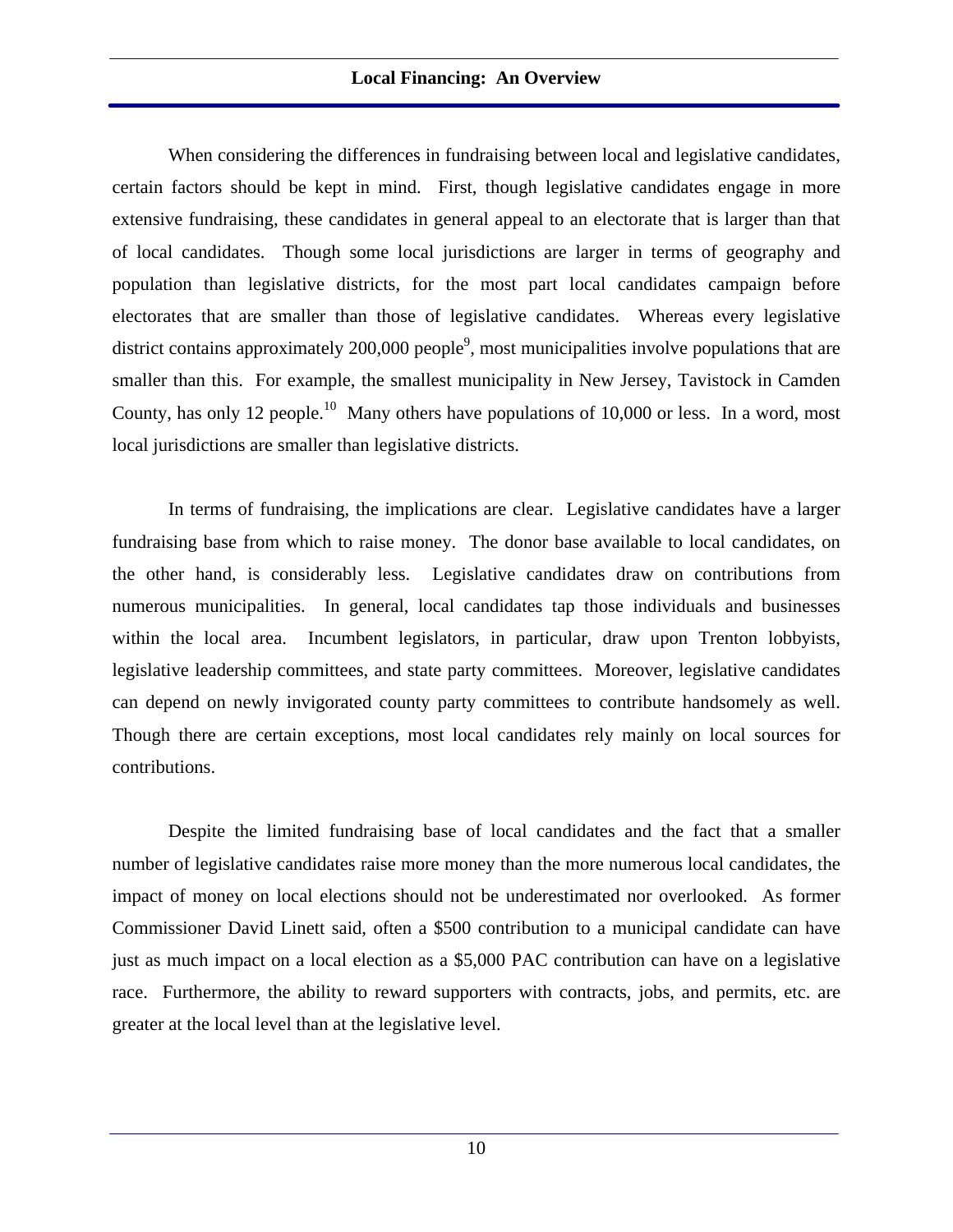## Local Financing: An Overview

When considering the differences in fundraising between local and legislative candidates, certain factors should be kept in mind. First, though legislative candidates engage in more extensive fundraising, these candidates in general appeal to an electorate that is larger than that of local candidates. Though some local jurisdictions are larger in terms of geography and population than legislative districts, for the most part local candidates campaign before electorates that are smaller than those of legislative candidates. Whereas every legislative district contains approximately 200,000 people[9], most municipalities involve populations that are smaller than this. For example, the smallest municipality in New Jersey, Tavistock in Camden County, has only 12 people.[10] Many others have populations of 10,000 or less. In a word, most local jurisdictions are smaller than legislative districts.

In terms of fundraising, the implications are clear. Legislative candidates have a larger fundraising base from which to raise money. The donor base available to local candidates, on the other hand, is considerably less. Legislative candidates draw on contributions from numerous municipalities. In general, local candidates tap those individuals and businesses within the local area. Incumbent legislators, in particular, draw upon Trenton lobbyists, legislative leadership committees, and state party committees. Moreover, legislative candidates can depend on newly invigorated county party committees to contribute handsomely as well. Though there are certain exceptions, most local candidates rely mainly on local sources for contributions.

Despite the limited fundraising base of local candidates and the fact that a smaller number of legislative candidates raise more money than the more numerous local candidates, the impact of money on local elections should not be underestimated nor overlooked. As former Commissioner David Linett said, often a $500 contribution to a municipal candidate can have just as much impact on a local election as a $5,000 PAC contribution can have on a legislative race. Furthermore, the ability to reward supporters with contracts, jobs, and permits, etc. are greater at the local level than at the legislative level.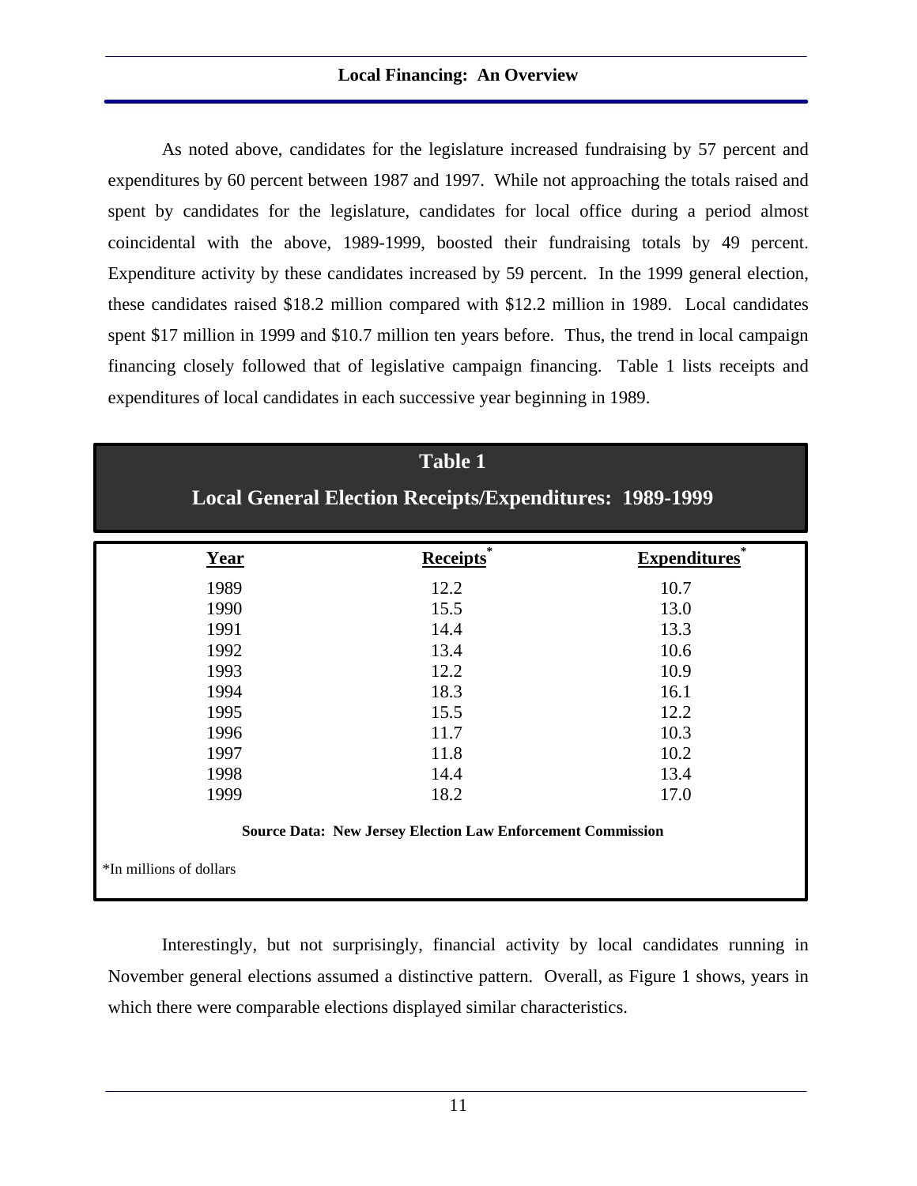As noted above, candidates for the legislature increased fundraising by 57 percent and expenditures by 60 percent between 1987 and 1997. While not approaching the totals raised and spent by candidates for the legislature, candidates for local office during a period almost coincidental with the above, 1989-1999, boosted their fundraising totals by 49 percent. Expenditure activity by these candidates increased by 59 percent. In the 1999 general election, these candidates raised $18.2 million compared with $12.2 million in 1989. Local candidates spent $17 million in 1999 and $10.7 million ten years before. Thus, the trend in local campaign financing closely followed that of legislative campaign financing. Table 1 lists receipts and expenditures of local candidates in each successive year beginning in 1989.

**Table 1**

**Local General Election Receipts/Expenditures: 1989-1999**

| Year | Receipts* | Expenditures* |
|---|---|---|
| 1989 | 12.2 | 10.7 |
| 1990 | 15.5 | 13.0 |
| 1991 | 14.4 | 13.3 |
| 1992 | 13.4 | 10.6 |
| 1993 | 12.2 | 10.9 |
| 1994 | 18.3 | 16.1 |
| 1995 | 15.5 | 12.2 |
| 1996 | 11.7 | 10.3 |
| 1997 | 11.8 | 10.2 |
| 1998 | 14.4 | 13.4 |
| 1999 | 18.2 | 17.0 |

**Source Data: New Jersey Election Law Enforcement Commission**

*In millions of dollars

Interestingly, but not surprisingly, financial activity by local candidates running in November general elections assumed a distinctive pattern. Overall, as Figure 1 shows, years in which there were comparable elections displayed similar characteristics.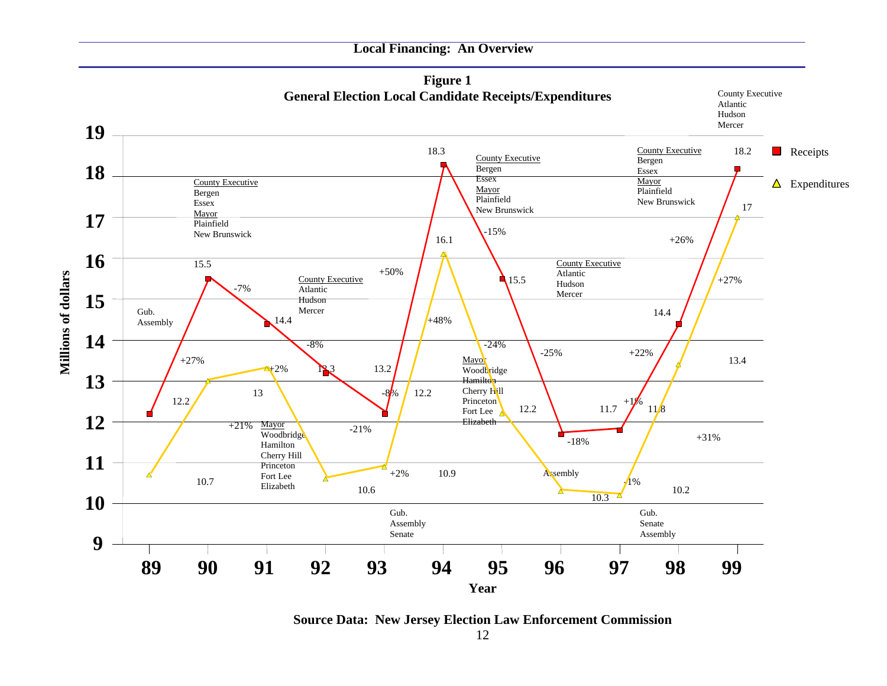**Figure 1**
**General Election Local Candidate Receipts/Expenditures**

| Year | Receipts (Millions of dollars) | Expenditures (Millions of dollars) | Elections |
|---|---|---|---|
| 89 | 12.2 | 10.7 | Gub., Assembly |
| 90 | 15.5 | 13 | County Executive: Bergen, Essex; Mayor: Plainfield, New Brunswick |
| 91 | 14.4 | 13.3 | Mayor: Woodbridge, Hamilton, Cherry Hill, Princeton, Fort Lee, Elizabeth |
| 92 | 13.2 | 10.6 | County Executive: Atlantic, Hudson, Mercer |
| 93 | 12.2 | 10.9 | Gub., Assembly, Senate |
| 94 | 18.3 | 16.1 | County Executive: Bergen, Essex; Mayor: Plainfield, New Brunswick |
| 95 | 15.5 | 12.2 | Mayor: Woodbridge, Hamilton, Cherry Hill, Princeton, Fort Lee, Elizabeth |
| 96 | 11.7 | 10.3 | County Executive: Atlantic, Hudson, Mercer |
| 97 | 11.8 | 10.2 | Gub., Senate, Assembly |
| 98 | 14.4 | 13.4 | County Executive: Bergen, Essex; Mayor: Plainfield, New Brunswick |
| 99 | 18.2 | 17 | County Executive: Atlantic, Hudson, Mercer |

Percentage changes (Receipts): 89–90 +27%; 90–91 -7%; 91–92 -8%; 92–93 -8%; 93–94 +50%; 94–95 -15%; 95–96 -25%; 96–97 +1%; 97–98 +22%; 98–99 +26%

Percentage changes (Expenditures): 89–90 +21%; 90–91 +2%; 91–92 -21%; 92–93 +2%; 93–94 +48%; 94–95 -24%; 95–96 -18%; 96–97 -1%; 97–98 +31%; 98–99 +27%

Source Data: New Jersey Election Law Enforcement Commission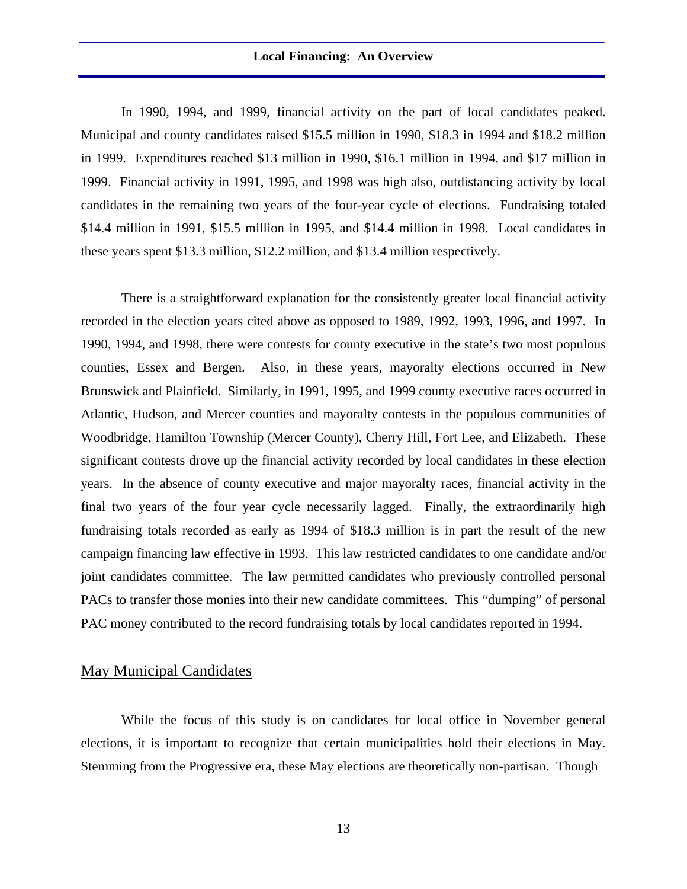In 1990, 1994, and 1999, financial activity on the part of local candidates peaked. Municipal and county candidates raised $15.5 million in 1990, $18.3 in 1994 and $18.2 million in 1999. Expenditures reached $13 million in 1990, $16.1 million in 1994, and $17 million in 1999. Financial activity in 1991, 1995, and 1998 was high also, outdistancing activity by local candidates in the remaining two years of the four-year cycle of elections. Fundraising totaled $14.4 million in 1991, $15.5 million in 1995, and $14.4 million in 1998. Local candidates in these years spent $13.3 million, $12.2 million, and $13.4 million respectively.

There is a straightforward explanation for the consistently greater local financial activity recorded in the election years cited above as opposed to 1989, 1992, 1993, 1996, and 1997. In 1990, 1994, and 1998, there were contests for county executive in the state's two most populous counties, Essex and Bergen. Also, in these years, mayoralty elections occurred in New Brunswick and Plainfield. Similarly, in 1991, 1995, and 1999 county executive races occurred in Atlantic, Hudson, and Mercer counties and mayoralty contests in the populous communities of Woodbridge, Hamilton Township (Mercer County), Cherry Hill, Fort Lee, and Elizabeth. These significant contests drove up the financial activity recorded by local candidates in these election years. In the absence of county executive and major mayoralty races, financial activity in the final two years of the four year cycle necessarily lagged. Finally, the extraordinarily high fundraising totals recorded as early as 1994 of $18.3 million is in part the result of the new campaign financing law effective in 1993. This law restricted candidates to one candidate and/or joint candidates committee. The law permitted candidates who previously controlled personal PACs to transfer those monies into their new candidate committees. This "dumping" of personal PAC money contributed to the record fundraising totals by local candidates reported in 1994.

## May Municipal Candidates

While the focus of this study is on candidates for local office in November general elections, it is important to recognize that certain municipalities hold their elections in May. Stemming from the Progressive era, these May elections are theoretically non-partisan. Though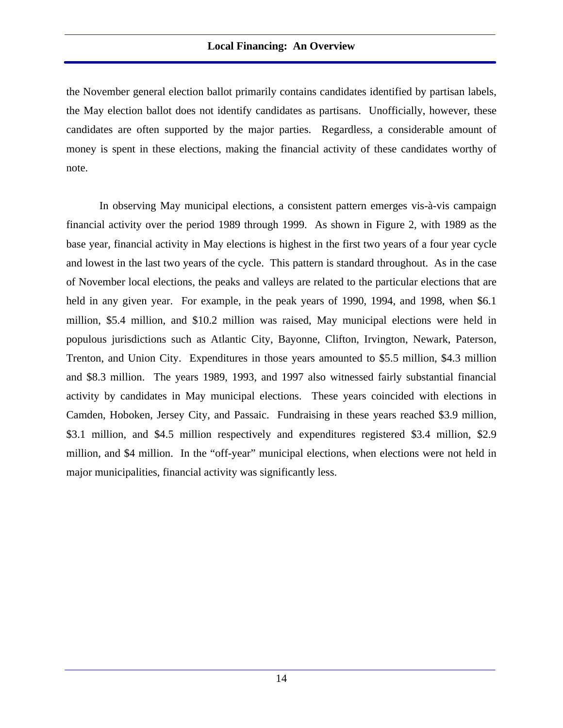the November general election ballot primarily contains candidates identified by partisan labels, the May election ballot does not identify candidates as partisans. Unofficially, however, these candidates are often supported by the major parties. Regardless, a considerable amount of money is spent in these elections, making the financial activity of these candidates worthy of note.

In observing May municipal elections, a consistent pattern emerges vis-à-vis campaign financial activity over the period 1989 through 1999. As shown in Figure 2, with 1989 as the base year, financial activity in May elections is highest in the first two years of a four year cycle and lowest in the last two years of the cycle. This pattern is standard throughout. As in the case of November local elections, the peaks and valleys are related to the particular elections that are held in any given year. For example, in the peak years of 1990, 1994, and 1998, when \$6.1 million, \$5.4 million, and \$10.2 million was raised, May municipal elections were held in populous jurisdictions such as Atlantic City, Bayonne, Clifton, Irvington, Newark, Paterson, Trenton, and Union City. Expenditures in those years amounted to \$5.5 million, \$4.3 million and \$8.3 million. The years 1989, 1993, and 1997 also witnessed fairly substantial financial activity by candidates in May municipal elections. These years coincided with elections in Camden, Hoboken, Jersey City, and Passaic. Fundraising in these years reached \$3.9 million, \$3.1 million, and \$4.5 million respectively and expenditures registered \$3.4 million, \$2.9 million, and \$4 million. In the "off-year" municipal elections, when elections were not held in major municipalities, financial activity was significantly less.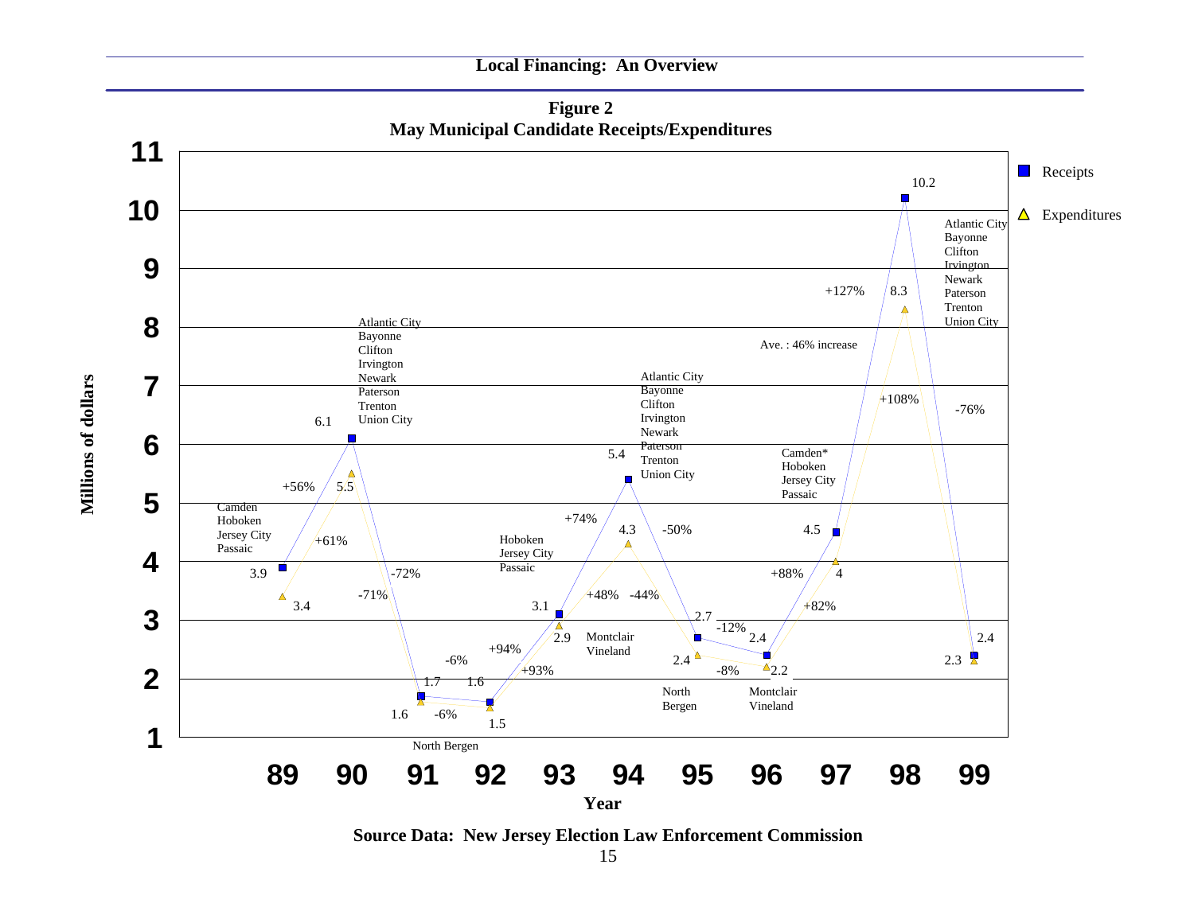**Figure 2**
**May Municipal Candidate Receipts/Expenditures**

| Year | Receipts (Millions of dollars) | Receipts % change | Expenditures (Millions of dollars) | Expenditures % change | Municipalities |
|---|---|---|---|---|---|
| 89 | 3.9 | | 3.4 | | Camden, Hoboken, Jersey City, Passaic |
| 90 | 6.1 | +56% | 5.5 | +61% | Atlantic City, Bayonne, Clifton, Irvington, Newark, Paterson, Trenton, Union City |
| 91 | 1.7 | -72% | 1.6 | -71% | North Bergen |
| 92 | 1.6 | -6% | 1.5 | -6% | Hoboken, Jersey City, Passaic |
| 93 | 3.1 | +94% | 2.9 | +93% | Montclair, Vineland |
| 94 | 5.4 | +74% | 4.3 | +48% | Atlantic City, Bayonne, Clifton, Irvington, Newark, Paterson, Trenton, Union City |
| 95 | 2.7 | -50% | 2.4 | -44% | North Bergen |
| 96 | 2.4 | -12% | 2.2 | -8% | Montclair, Vineland |
| 97 | 4.5 | +88% | 4 | +82% | Camden*, Hoboken, Jersey City, Passaic |
| 98 | 10.2 | +127% | 8.3 | +108% | Atlantic City, Bayonne, Clifton, Irvington, Newark, Paterson, Trenton, Union City |
| 99 | 2.4 | -76% | 2.3 | | |

Ave. : 46% increase

**Source Data: New Jersey Election Law Enforcement Commission**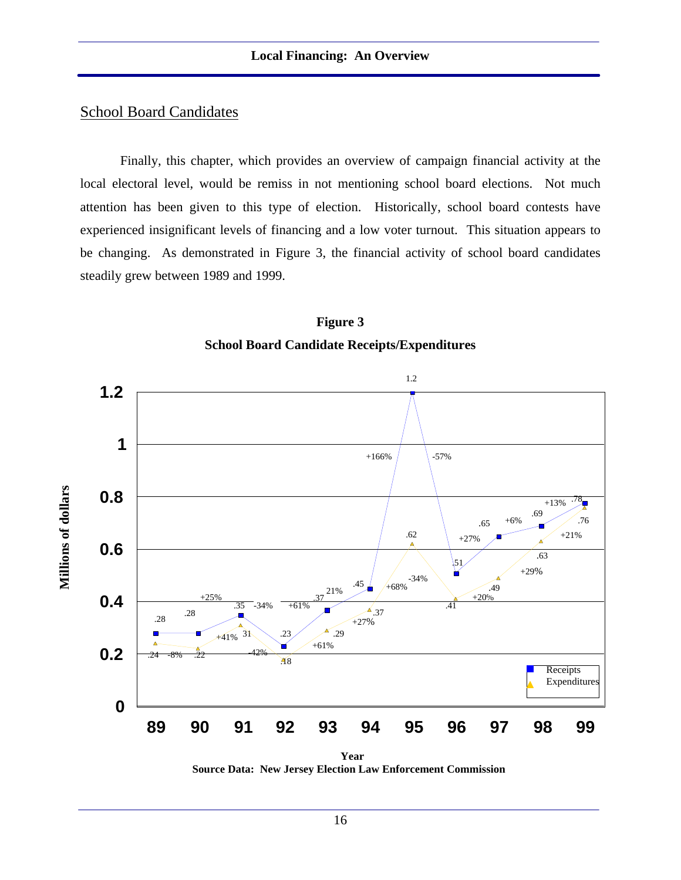## School Board Candidates

Finally, this chapter, which provides an overview of campaign financial activity at the local electoral level, would be remiss in not mentioning school board elections. Not much attention has been given to this type of election. Historically, school board contests have experienced insignificant levels of financing and a low voter turnout. This situation appears to be changing. As demonstrated in Figure 3, the financial activity of school board candidates steadily grew between 1989 and 1999.

**Figure 3**
**School Board Candidate Receipts/Expenditures**

| Year | Receipts (Millions of dollars) | Expenditures (Millions of dollars) |
|---|---|---|
| 89 | .28 | .24 |
| 90 | .28 | .22 |
| 91 | .35 | .31 |
| 92 | .23 | .18 |
| 93 | .37 | .29 |
| 94 | .45 | .37 |
| 95 | 1.2 | .62 |
| 96 | .51 | .41 |
| 97 | .65 | .49 |
| 98 | .69 | .63 |
| 99 | .78 | .76 |

**Source Data: New Jersey Election Law Enforcement Commission**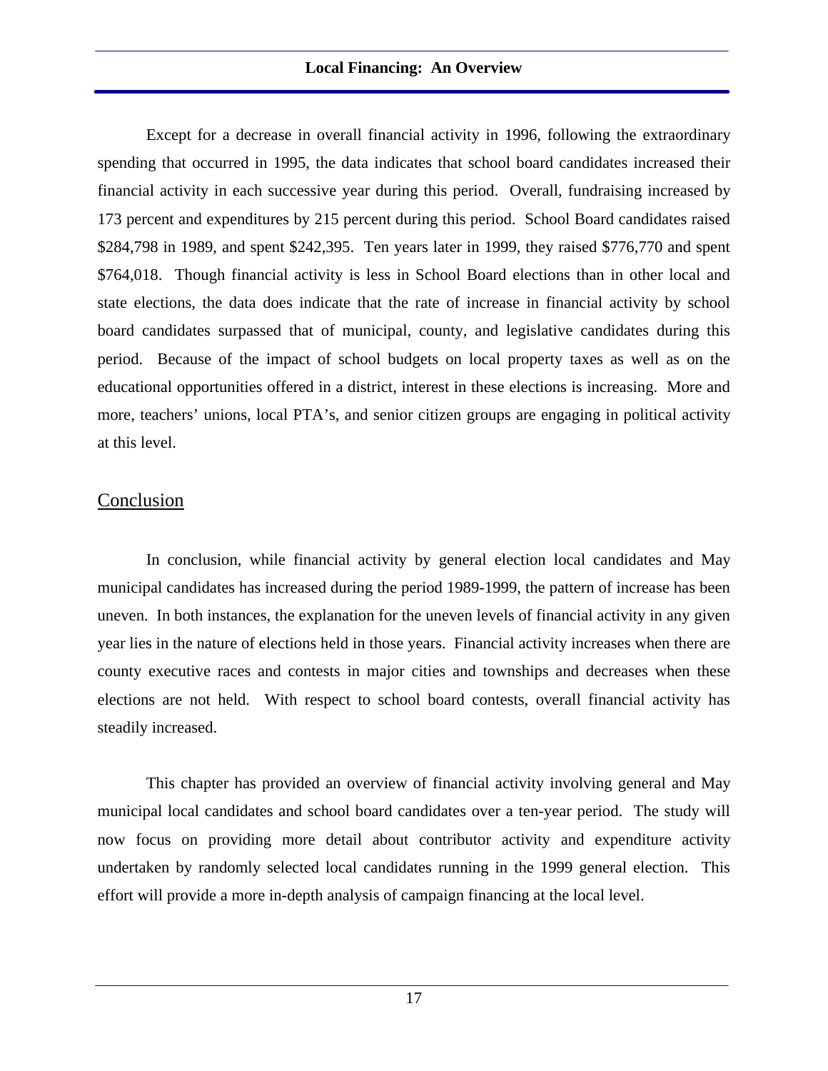Except for a decrease in overall financial activity in 1996, following the extraordinary spending that occurred in 1995, the data indicates that school board candidates increased their financial activity in each successive year during this period. Overall, fundraising increased by 173 percent and expenditures by 215 percent during this period. School Board candidates raised $284,798 in 1989, and spent $242,395. Ten years later in 1999, they raised $776,770 and spent $764,018. Though financial activity is less in School Board elections than in other local and state elections, the data does indicate that the rate of increase in financial activity by school board candidates surpassed that of municipal, county, and legislative candidates during this period. Because of the impact of school budgets on local property taxes as well as on the educational opportunities offered in a district, interest in these elections is increasing. More and more, teachers' unions, local PTA's, and senior citizen groups are engaging in political activity at this level.

## Conclusion

In conclusion, while financial activity by general election local candidates and May municipal candidates has increased during the period 1989-1999, the pattern of increase has been uneven. In both instances, the explanation for the uneven levels of financial activity in any given year lies in the nature of elections held in those years. Financial activity increases when there are county executive races and contests in major cities and townships and decreases when these elections are not held. With respect to school board contests, overall financial activity has steadily increased.

This chapter has provided an overview of financial activity involving general and May municipal local candidates and school board candidates over a ten-year period. The study will now focus on providing more detail about contributor activity and expenditure activity undertaken by randomly selected local candidates running in the 1999 general election. This effort will provide a more in-depth analysis of campaign financing at the local level.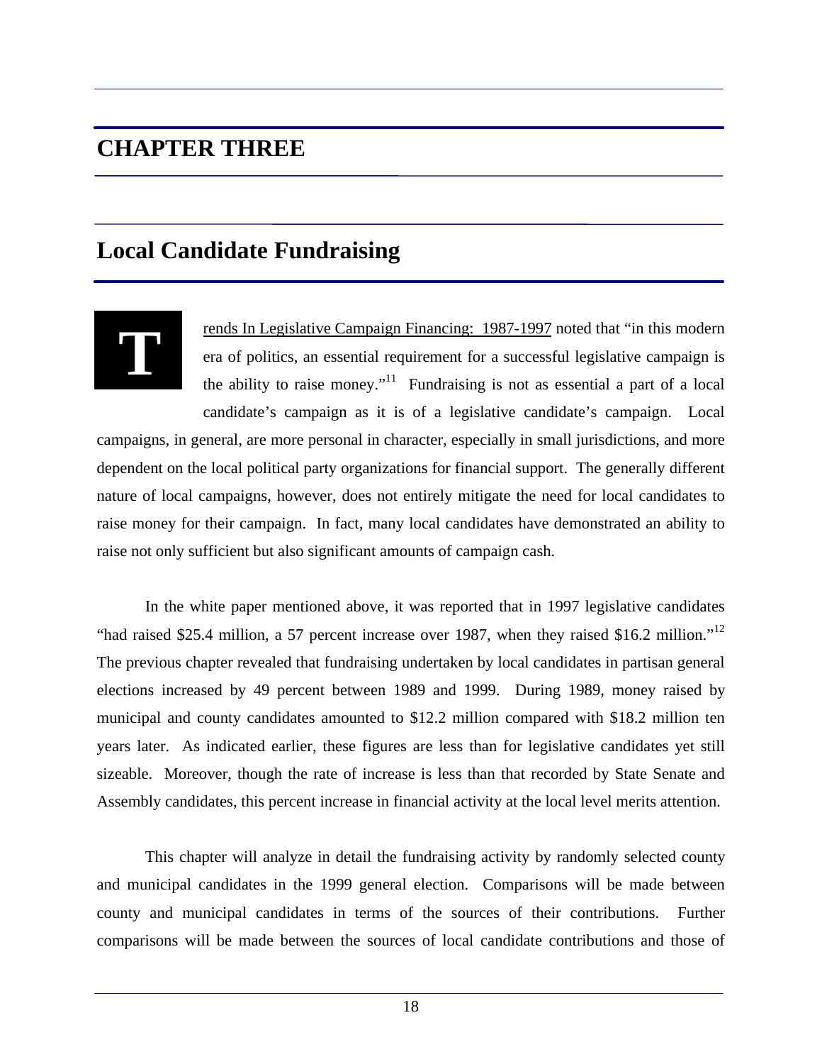# CHAPTER THREE

## Local Candidate Fundraising

Trends In Legislative Campaign Financing: 1987-1997 noted that "in this modern era of politics, an essential requirement for a successful legislative campaign is the ability to raise money."[11] Fundraising is not as essential a part of a local candidate's campaign as it is of a legislative candidate's campaign. Local campaigns, in general, are more personal in character, especially in small jurisdictions, and more dependent on the local political party organizations for financial support. The generally different nature of local campaigns, however, does not entirely mitigate the need for local candidates to raise money for their campaign. In fact, many local candidates have demonstrated an ability to raise not only sufficient but also significant amounts of campaign cash.

In the white paper mentioned above, it was reported that in 1997 legislative candidates "had raised $25.4 million, a 57 percent increase over 1987, when they raised $16.2 million."[12] The previous chapter revealed that fundraising undertaken by local candidates in partisan general elections increased by 49 percent between 1989 and 1999. During 1989, money raised by municipal and county candidates amounted to $12.2 million compared with $18.2 million ten years later. As indicated earlier, these figures are less than for legislative candidates yet still sizeable. Moreover, though the rate of increase is less than that recorded by State Senate and Assembly candidates, this percent increase in financial activity at the local level merits attention.

This chapter will analyze in detail the fundraising activity by randomly selected county and municipal candidates in the 1999 general election. Comparisons will be made between county and municipal candidates in terms of the sources of their contributions. Further comparisons will be made between the sources of local candidate contributions and those of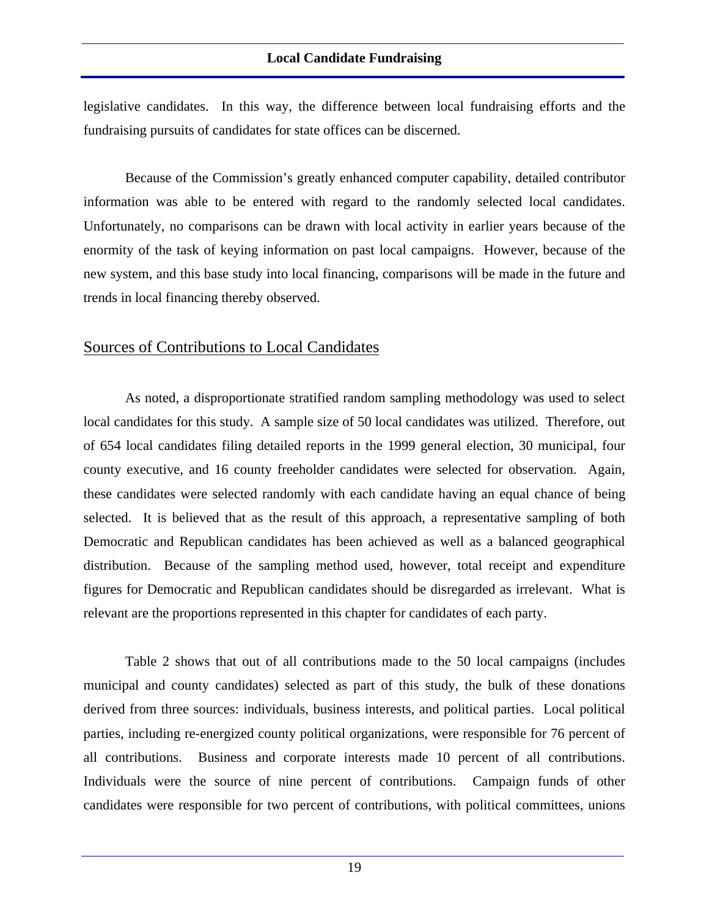legislative candidates. In this way, the difference between local fundraising efforts and the fundraising pursuits of candidates for state offices can be discerned.

Because of the Commission's greatly enhanced computer capability, detailed contributor information was able to be entered with regard to the randomly selected local candidates. Unfortunately, no comparisons can be drawn with local activity in earlier years because of the enormity of the task of keying information on past local campaigns. However, because of the new system, and this base study into local financing, comparisons will be made in the future and trends in local financing thereby observed.

## Sources of Contributions to Local Candidates

As noted, a disproportionate stratified random sampling methodology was used to select local candidates for this study. A sample size of 50 local candidates was utilized. Therefore, out of 654 local candidates filing detailed reports in the 1999 general election, 30 municipal, four county executive, and 16 county freeholder candidates were selected for observation. Again, these candidates were selected randomly with each candidate having an equal chance of being selected. It is believed that as the result of this approach, a representative sampling of both Democratic and Republican candidates has been achieved as well as a balanced geographical distribution. Because of the sampling method used, however, total receipt and expenditure figures for Democratic and Republican candidates should be disregarded as irrelevant. What is relevant are the proportions represented in this chapter for candidates of each party.

Table 2 shows that out of all contributions made to the 50 local campaigns (includes municipal and county candidates) selected as part of this study, the bulk of these donations derived from three sources: individuals, business interests, and political parties. Local political parties, including re-energized county political organizations, were responsible for 76 percent of all contributions. Business and corporate interests made 10 percent of all contributions. Individuals were the source of nine percent of contributions. Campaign funds of other candidates were responsible for two percent of contributions, with political committees, unions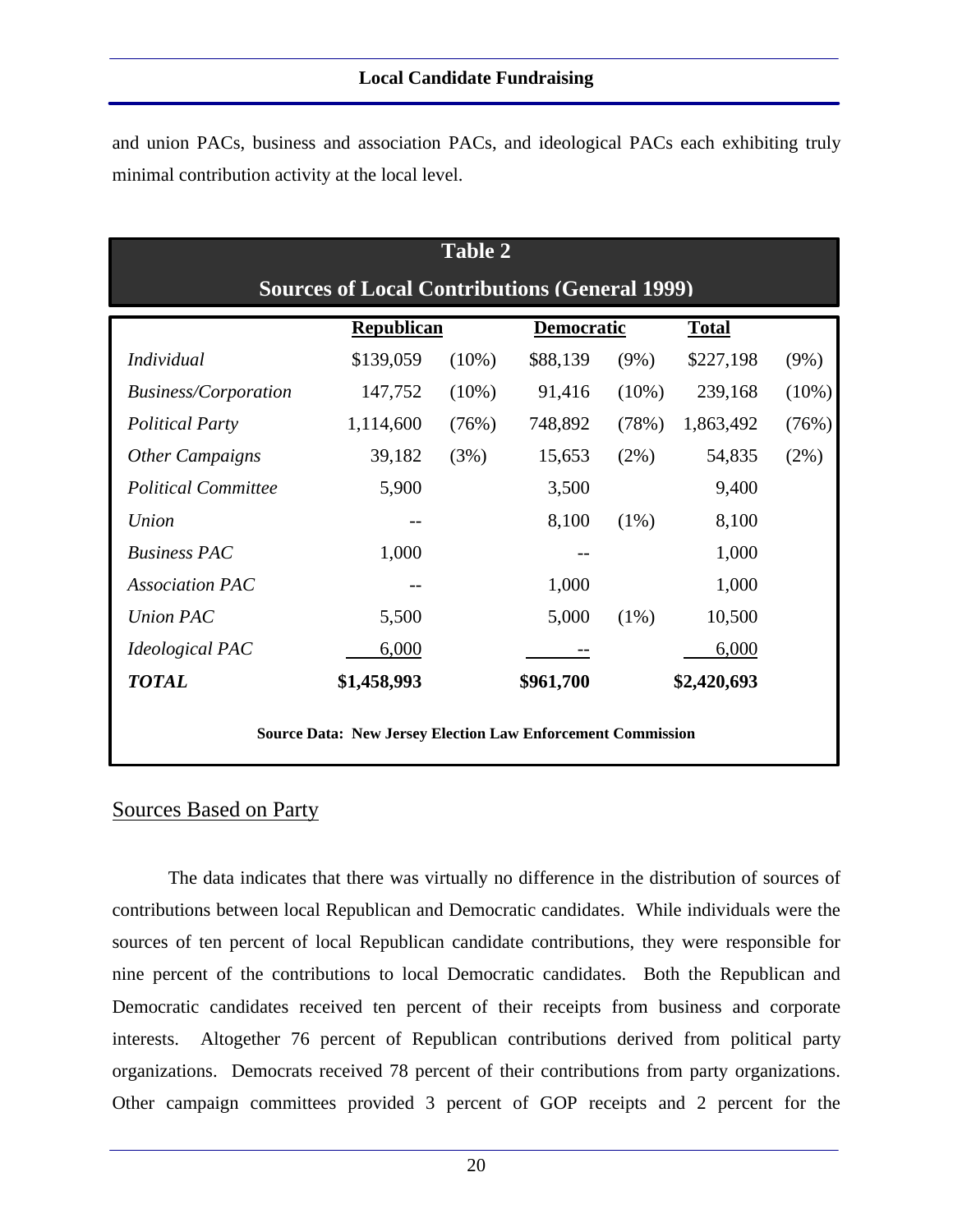and union PACs, business and association PACs, and ideological PACs each exhibiting truly minimal contribution activity at the local level.

**Table 2**

**Sources of Local Contributions (General 1999)**

| | Republican | | Democratic | | Total | |
|---|---|---|---|---|---|---|
| *Individual* | $139,059 | (10%) | $88,139 | (9%) | $227,198 | (9%) |
| *Business/Corporation* | 147,752 | (10%) | 91,416 | (10%) | 239,168 | (10%) |
| *Political Party* | 1,114,600 | (76%) | 748,892 | (78%) | 1,863,492 | (76%) |
| *Other Campaigns* | 39,182 | (3%) | 15,653 | (2%) | 54,835 | (2%) |
| *Political Committee* | 5,900 | | 3,500 | | 9,400 | |
| *Union* | -- | | 8,100 | (1%) | 8,100 | |
| *Business PAC* | 1,000 | | -- | | 1,000 | |
| *Association PAC* | -- | | 1,000 | | 1,000 | |
| *Union PAC* | 5,500 | | 5,000 | (1%) | 10,500 | |
| *Ideological PAC* | 6,000 | | -- | | 6,000 | |
| ***TOTAL*** | **$1,458,993** | | **$961,700** | | **$2,420,693** | |

**Source Data: New Jersey Election Law Enforcement Commission**

## Sources Based on Party

The data indicates that there was virtually no difference in the distribution of sources of contributions between local Republican and Democratic candidates. While individuals were the sources of ten percent of local Republican candidate contributions, they were responsible for nine percent of the contributions to local Democratic candidates. Both the Republican and Democratic candidates received ten percent of their receipts from business and corporate interests. Altogether 76 percent of Republican contributions derived from political party organizations. Democrats received 78 percent of their contributions from party organizations. Other campaign committees provided 3 percent of GOP receipts and 2 percent for the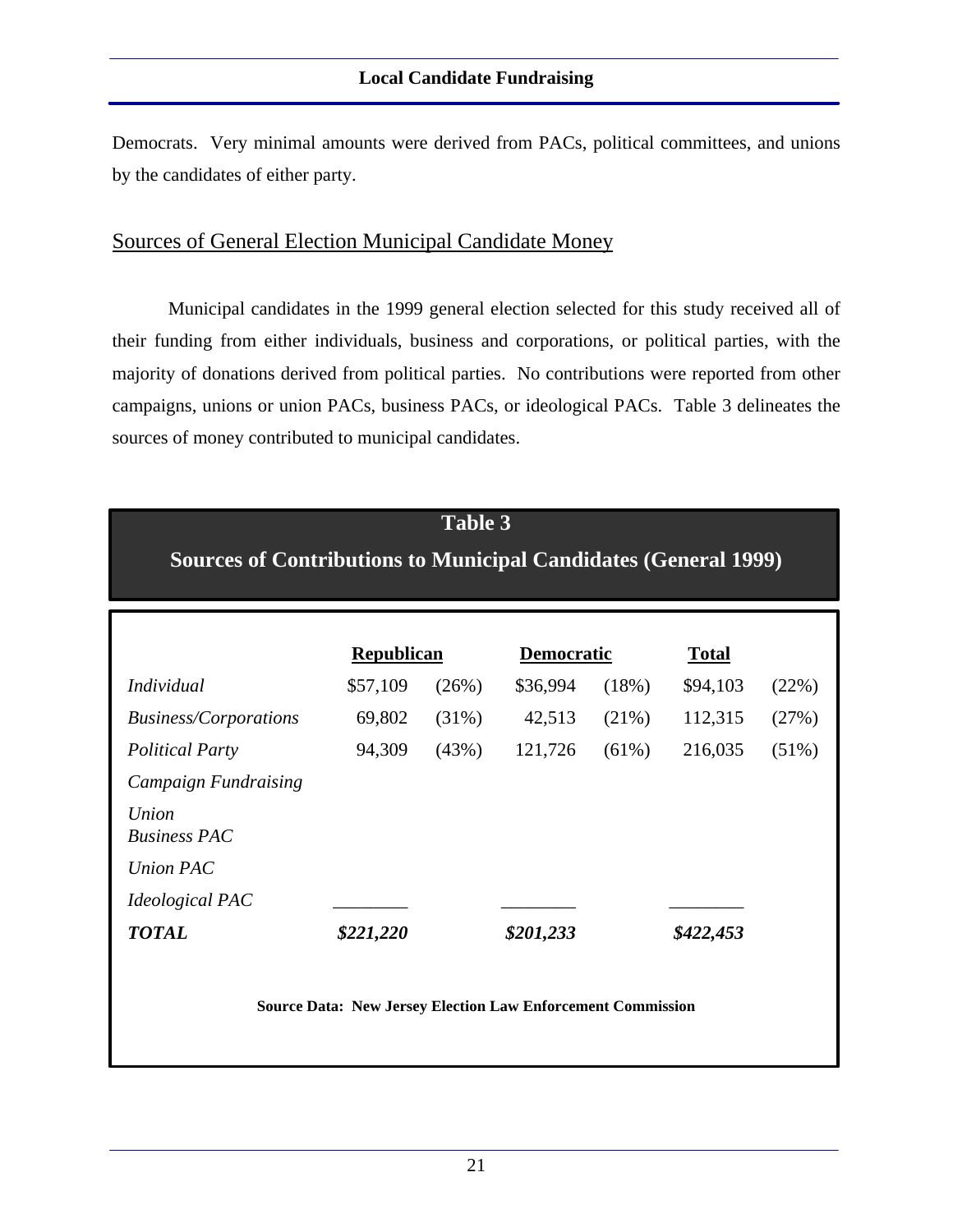Democrats. Very minimal amounts were derived from PACs, political committees, and unions by the candidates of either party.

## Sources of General Election Municipal Candidate Money

Municipal candidates in the 1999 general election selected for this study received all of their funding from either individuals, business and corporations, or political parties, with the majority of donations derived from political parties. No contributions were reported from other campaigns, unions or union PACs, business PACs, or ideological PACs. Table 3 delineates the sources of money contributed to municipal candidates.

**Table 3**

**Sources of Contributions to Municipal Candidates (General 1999)**

| | Republican | | Democratic | | Total | |
|---|---|---|---|---|---|---|
| *Individual* | $57,109 | (26%) | $36,994 | (18%) | $94,103 | (22%) |
| *Business/Corporations* | 69,802 | (31%) | 42,513 | (21%) | 112,315 | (27%) |
| *Political Party* | 94,309 | (43%) | 121,726 | (61%) | 216,035 | (51%) |
| *Campaign Fundraising* | | | | | | |
| *Union* | | | | | | |
| *Business PAC* | | | | | | |
| *Union PAC* | | | | | | |
| *Ideological PAC* | | | | | | |
| ***TOTAL*** | ***$221,220*** | | ***$201,233*** | | ***$422,453*** | |

**Source Data: New Jersey Election Law Enforcement Commission**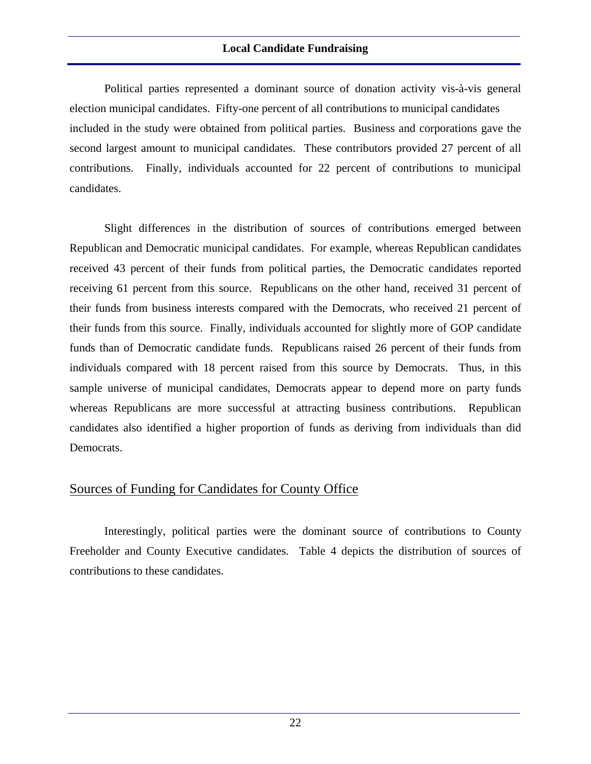Political parties represented a dominant source of donation activity vis-à-vis general election municipal candidates. Fifty-one percent of all contributions to municipal candidates included in the study were obtained from political parties. Business and corporations gave the second largest amount to municipal candidates. These contributors provided 27 percent of all contributions. Finally, individuals accounted for 22 percent of contributions to municipal candidates.

Slight differences in the distribution of sources of contributions emerged between Republican and Democratic municipal candidates. For example, whereas Republican candidates received 43 percent of their funds from political parties, the Democratic candidates reported receiving 61 percent from this source. Republicans on the other hand, received 31 percent of their funds from business interests compared with the Democrats, who received 21 percent of their funds from this source. Finally, individuals accounted for slightly more of GOP candidate funds than of Democratic candidate funds. Republicans raised 26 percent of their funds from individuals compared with 18 percent raised from this source by Democrats. Thus, in this sample universe of municipal candidates, Democrats appear to depend more on party funds whereas Republicans are more successful at attracting business contributions. Republican candidates also identified a higher proportion of funds as deriving from individuals than did Democrats.

## Sources of Funding for Candidates for County Office

Interestingly, political parties were the dominant source of contributions to County Freeholder and County Executive candidates. Table 4 depicts the distribution of sources of contributions to these candidates.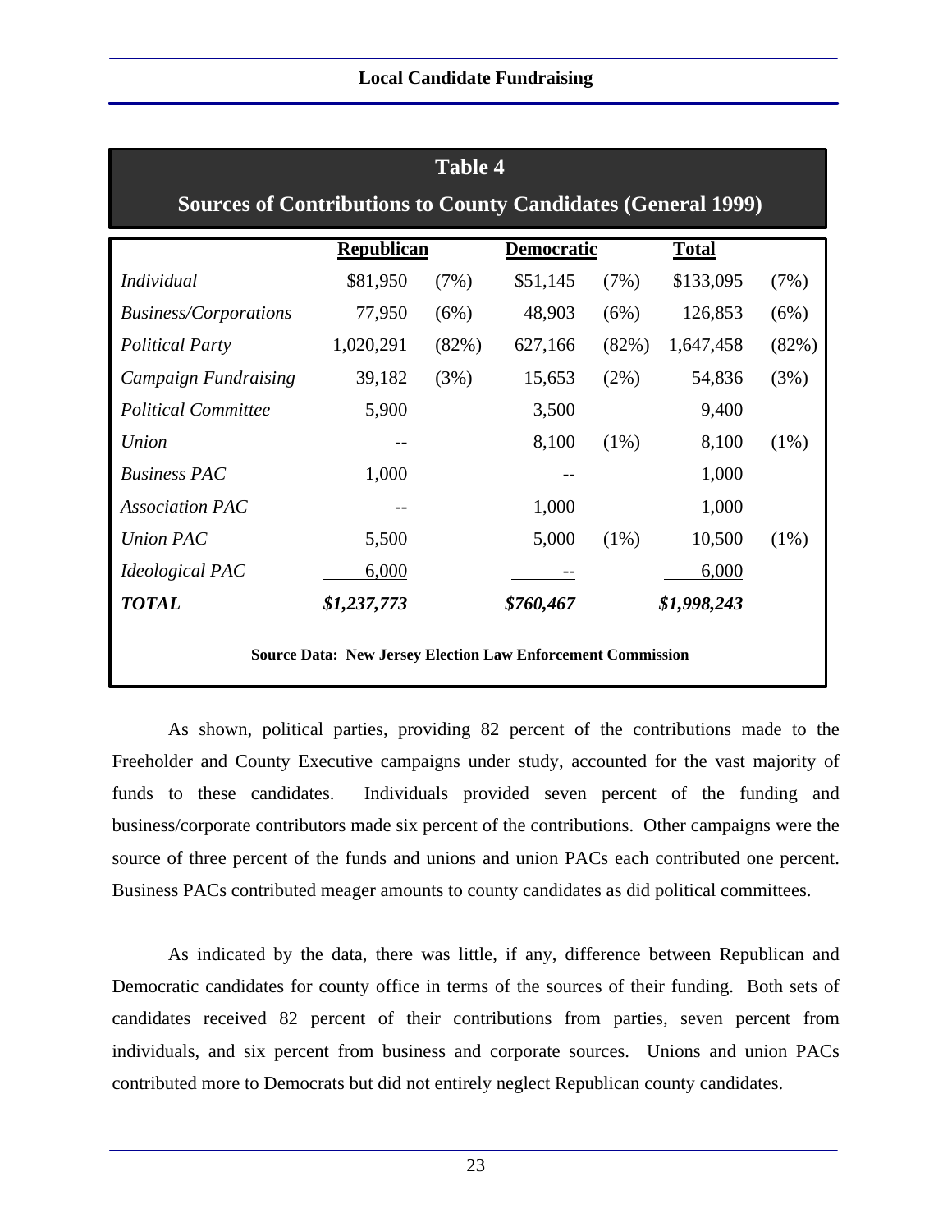**Table 4**

**Sources of Contributions to County Candidates (General 1999)**

| | Republican | | Democratic | | Total | |
|---|---|---|---|---|---|---|
| *Individual* | $81,950 | (7%) | $51,145 | (7%) | $133,095 | (7%) |
| *Business/Corporations* | 77,950 | (6%) | 48,903 | (6%) | 126,853 | (6%) |
| *Political Party* | 1,020,291 | (82%) | 627,166 | (82%) | 1,647,458 | (82%) |
| *Campaign Fundraising* | 39,182 | (3%) | 15,653 | (2%) | 54,836 | (3%) |
| *Political Committee* | 5,900 | | 3,500 | | 9,400 | |
| *Union* | -- | | 8,100 | (1%) | 8,100 | (1%) |
| *Business PAC* | 1,000 | | -- | | 1,000 | |
| *Association PAC* | -- | | 1,000 | | 1,000 | |
| *Union PAC* | 5,500 | | 5,000 | (1%) | 10,500 | (1%) |
| *Ideological PAC* | 6,000 | | -- | | 6,000 | |
| ***TOTAL*** | ***$1,237,773*** | | ***$760,467*** | | ***$1,998,243*** | |

**Source Data: New Jersey Election Law Enforcement Commission**

As shown, political parties, providing 82 percent of the contributions made to the Freeholder and County Executive campaigns under study, accounted for the vast majority of funds to these candidates. Individuals provided seven percent of the funding and business/corporate contributors made six percent of the contributions. Other campaigns were the source of three percent of the funds and unions and union PACs each contributed one percent. Business PACs contributed meager amounts to county candidates as did political committees.

As indicated by the data, there was little, if any, difference between Republican and Democratic candidates for county office in terms of the sources of their funding. Both sets of candidates received 82 percent of their contributions from parties, seven percent from individuals, and six percent from business and corporate sources. Unions and union PACs contributed more to Democrats but did not entirely neglect Republican county candidates.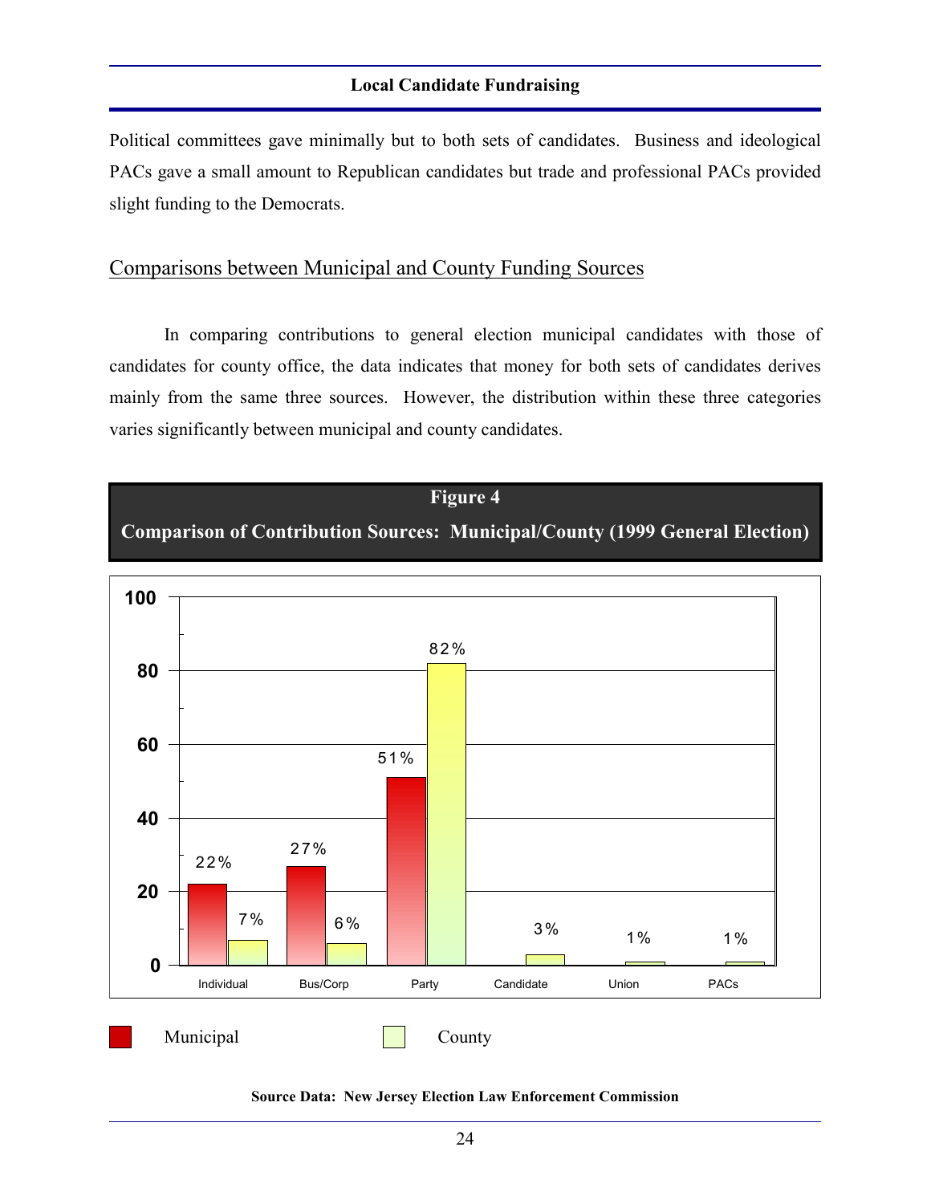Political committees gave minimally but to both sets of candidates. Business and ideological PACs gave a small amount to Republican candidates but trade and professional PACs provided slight funding to the Democrats.

## Comparisons between Municipal and County Funding Sources

In comparing contributions to general election municipal candidates with those of candidates for county office, the data indicates that money for both sets of candidates derives mainly from the same three sources. However, the distribution within these three categories varies significantly between municipal and county candidates.

**Figure 4**

**Comparison of Contribution Sources: Municipal/County (1999 General Election)**

| Source | Municipal | County |
|---|---|---|
| Individual | 22% | 7% |
| Bus/Corp | 27% | 6% |
| Party | 51% | 82% |
| Candidate | | 3% |
| Union | | 1% |
| PACs | | 1% |

**Source Data: New Jersey Election Law Enforcement Commission**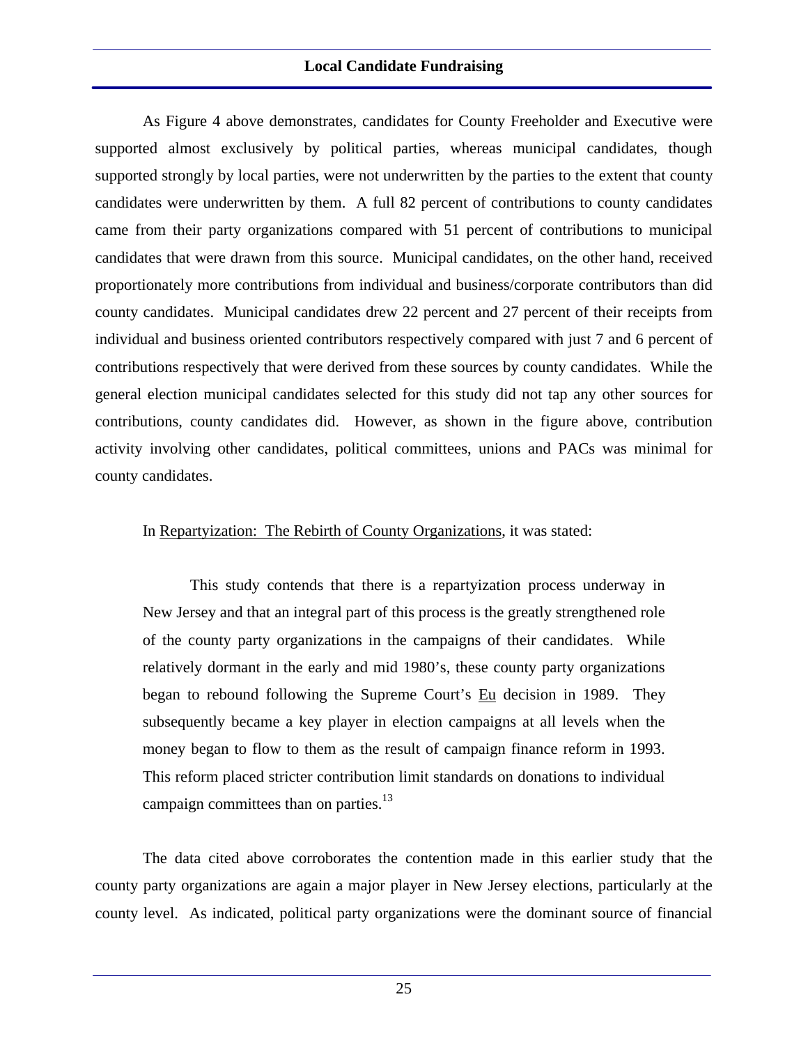## Local Candidate Fundraising

As Figure 4 above demonstrates, candidates for County Freeholder and Executive were supported almost exclusively by political parties, whereas municipal candidates, though supported strongly by local parties, were not underwritten by the parties to the extent that county candidates were underwritten by them. A full 82 percent of contributions to county candidates came from their party organizations compared with 51 percent of contributions to municipal candidates that were drawn from this source. Municipal candidates, on the other hand, received proportionately more contributions from individual and business/corporate contributors than did county candidates. Municipal candidates drew 22 percent and 27 percent of their receipts from individual and business oriented contributors respectively compared with just 7 and 6 percent of contributions respectively that were derived from these sources by county candidates. While the general election municipal candidates selected for this study did not tap any other sources for contributions, county candidates did. However, as shown in the figure above, contribution activity involving other candidates, political committees, unions and PACs was minimal for county candidates.

In Repartyization: The Rebirth of County Organizations, it was stated:

> This study contends that there is a repartyization process underway in New Jersey and that an integral part of this process is the greatly strengthened role of the county party organizations in the campaigns of their candidates. While relatively dormant in the early and mid 1980's, these county party organizations began to rebound following the Supreme Court's Eu decision in 1989. They subsequently became a key player in election campaigns at all levels when the money began to flow to them as the result of campaign finance reform in 1993. This reform placed stricter contribution limit standards on donations to individual campaign committees than on parties.[13]

The data cited above corroborates the contention made in this earlier study that the county party organizations are again a major player in New Jersey elections, particularly at the county level. As indicated, political party organizations were the dominant source of financial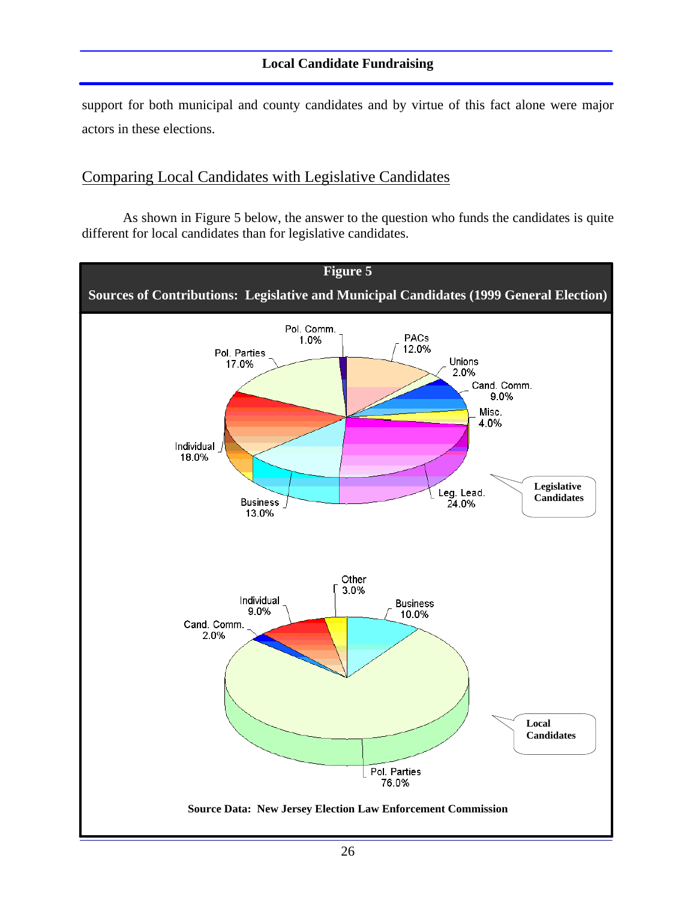support for both municipal and county candidates and by virtue of this fact alone were major actors in these elections.

## Comparing Local Candidates with Legislative Candidates

As shown in Figure 5 below, the answer to the question who funds the candidates is quite different for local candidates than for legislative candidates.

**Figure 5**

**Sources of Contributions: Legislative and Municipal Candidates (1999 General Election)**

**Legislative Candidates**

| Source | Percent |
|---|---|
| Pol. Comm. | 1.0% |
| PACs | 12.0% |
| Unions | 2.0% |
| Cand. Comm. | 9.0% |
| Misc. | 4.0% |
| Leg. Lead. | 24.0% |
| Business | 13.0% |
| Individual | 18.0% |
| Pol. Parties | 17.0% |

**Local Candidates**

| Source | Percent |
|---|---|
| Other | 3.0% |
| Business | 10.0% |
| Pol. Parties | 76.0% |
| Cand. Comm. | 2.0% |
| Individual | 9.0% |

**Source Data: New Jersey Election Law Enforcement Commission**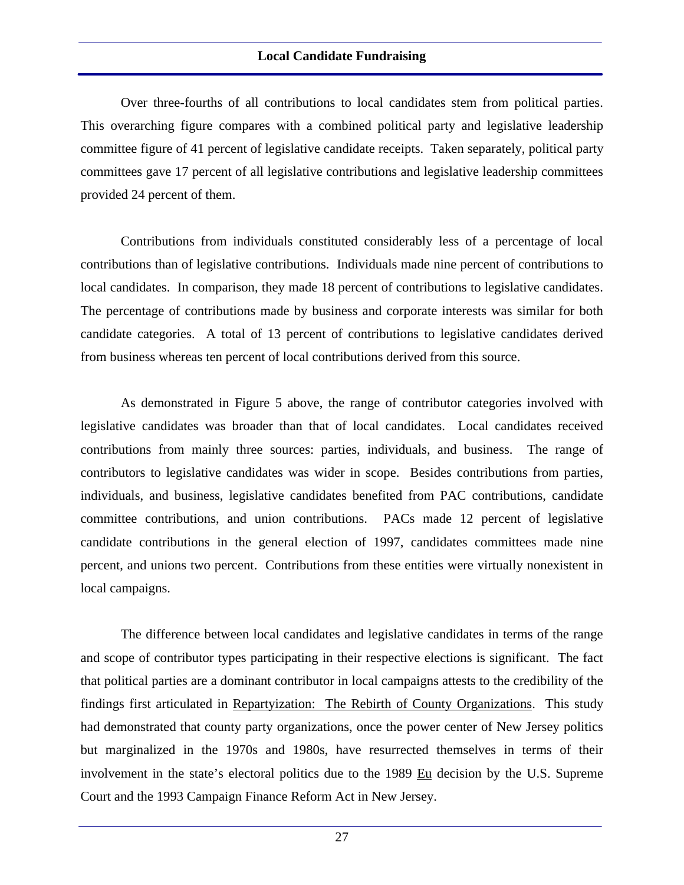## Local Candidate Fundraising

Over three-fourths of all contributions to local candidates stem from political parties. This overarching figure compares with a combined political party and legislative leadership committee figure of 41 percent of legislative candidate receipts. Taken separately, political party committees gave 17 percent of all legislative contributions and legislative leadership committees provided 24 percent of them.

Contributions from individuals constituted considerably less of a percentage of local contributions than of legislative contributions. Individuals made nine percent of contributions to local candidates. In comparison, they made 18 percent of contributions to legislative candidates. The percentage of contributions made by business and corporate interests was similar for both candidate categories. A total of 13 percent of contributions to legislative candidates derived from business whereas ten percent of local contributions derived from this source.

As demonstrated in Figure 5 above, the range of contributor categories involved with legislative candidates was broader than that of local candidates. Local candidates received contributions from mainly three sources: parties, individuals, and business. The range of contributors to legislative candidates was wider in scope. Besides contributions from parties, individuals, and business, legislative candidates benefited from PAC contributions, candidate committee contributions, and union contributions. PACs made 12 percent of legislative candidate contributions in the general election of 1997, candidates committees made nine percent, and unions two percent. Contributions from these entities were virtually nonexistent in local campaigns.

The difference between local candidates and legislative candidates in terms of the range and scope of contributor types participating in their respective elections is significant. The fact that political parties are a dominant contributor in local campaigns attests to the credibility of the findings first articulated in Repartyization: The Rebirth of County Organizations. This study had demonstrated that county party organizations, once the power center of New Jersey politics but marginalized in the 1970s and 1980s, have resurrected themselves in terms of their involvement in the state's electoral politics due to the 1989 Eu decision by the U.S. Supreme Court and the 1993 Campaign Finance Reform Act in New Jersey.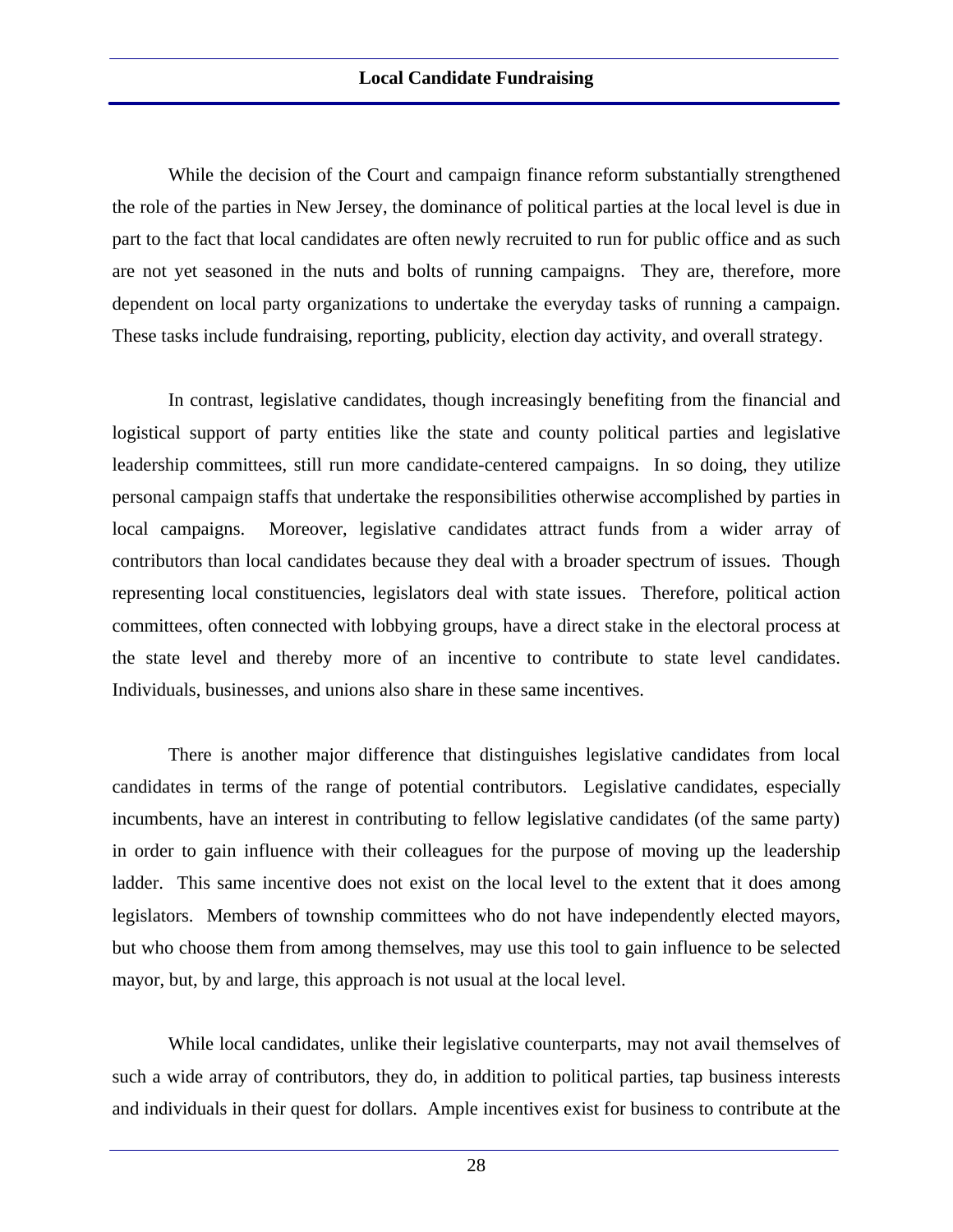While the decision of the Court and campaign finance reform substantially strengthened the role of the parties in New Jersey, the dominance of political parties at the local level is due in part to the fact that local candidates are often newly recruited to run for public office and as such are not yet seasoned in the nuts and bolts of running campaigns. They are, therefore, more dependent on local party organizations to undertake the everyday tasks of running a campaign. These tasks include fundraising, reporting, publicity, election day activity, and overall strategy.

In contrast, legislative candidates, though increasingly benefiting from the financial and logistical support of party entities like the state and county political parties and legislative leadership committees, still run more candidate-centered campaigns. In so doing, they utilize personal campaign staffs that undertake the responsibilities otherwise accomplished by parties in local campaigns. Moreover, legislative candidates attract funds from a wider array of contributors than local candidates because they deal with a broader spectrum of issues. Though representing local constituencies, legislators deal with state issues. Therefore, political action committees, often connected with lobbying groups, have a direct stake in the electoral process at the state level and thereby more of an incentive to contribute to state level candidates. Individuals, businesses, and unions also share in these same incentives.

There is another major difference that distinguishes legislative candidates from local candidates in terms of the range of potential contributors. Legislative candidates, especially incumbents, have an interest in contributing to fellow legislative candidates (of the same party) in order to gain influence with their colleagues for the purpose of moving up the leadership ladder. This same incentive does not exist on the local level to the extent that it does among legislators. Members of township committees who do not have independently elected mayors, but who choose them from among themselves, may use this tool to gain influence to be selected mayor, but, by and large, this approach is not usual at the local level.

While local candidates, unlike their legislative counterparts, may not avail themselves of such a wide array of contributors, they do, in addition to political parties, tap business interests and individuals in their quest for dollars. Ample incentives exist for business to contribute at the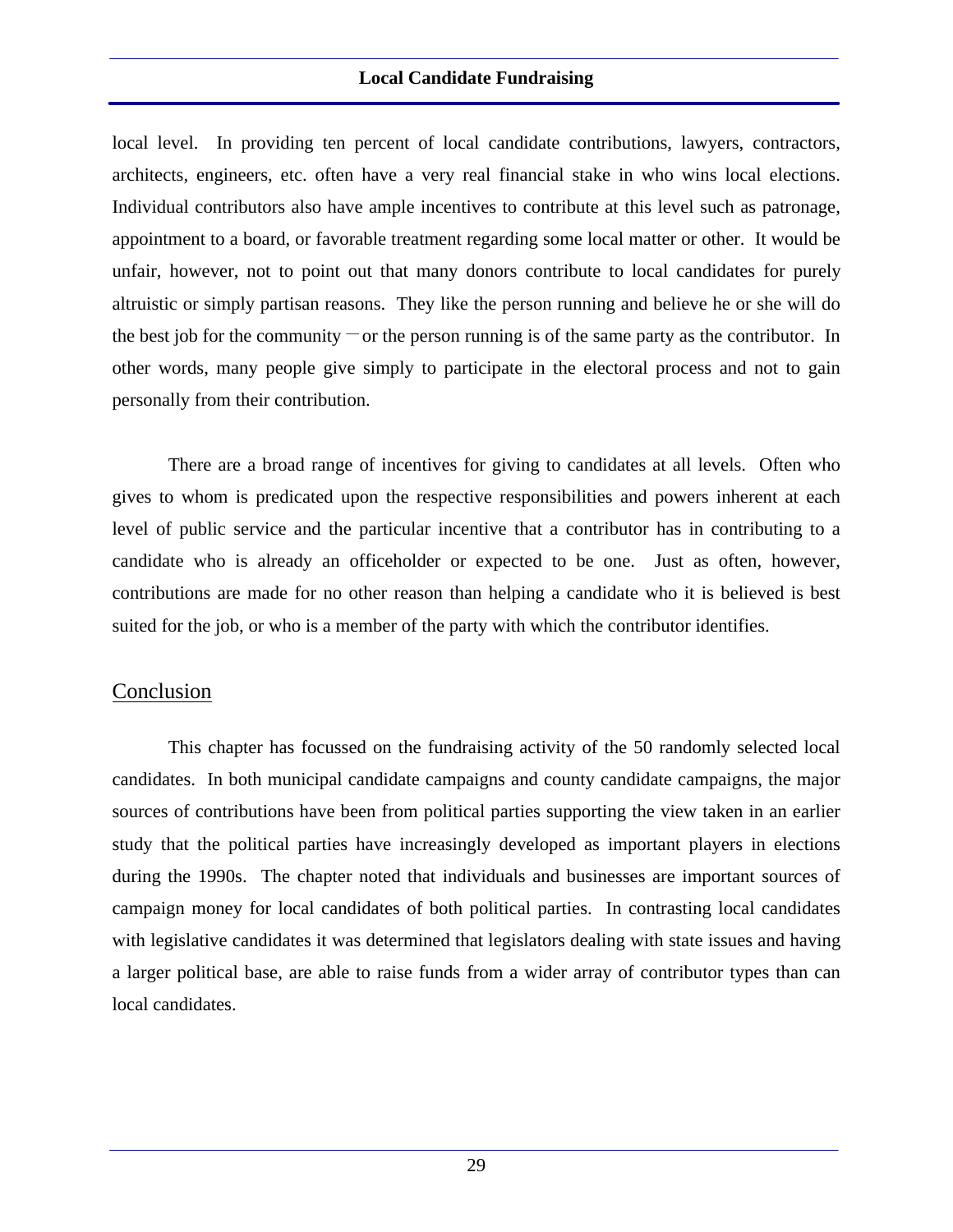local level. In providing ten percent of local candidate contributions, lawyers, contractors, architects, engineers, etc. often have a very real financial stake in who wins local elections. Individual contributors also have ample incentives to contribute at this level such as patronage, appointment to a board, or favorable treatment regarding some local matter or other. It would be unfair, however, not to point out that many donors contribute to local candidates for purely altruistic or simply partisan reasons. They like the person running and believe he or she will do the best job for the community — or the person running is of the same party as the contributor. In other words, many people give simply to participate in the electoral process and not to gain personally from their contribution.

There are a broad range of incentives for giving to candidates at all levels. Often who gives to whom is predicated upon the respective responsibilities and powers inherent at each level of public service and the particular incentive that a contributor has in contributing to a candidate who is already an officeholder or expected to be one. Just as often, however, contributions are made for no other reason than helping a candidate who it is believed is best suited for the job, or who is a member of the party with which the contributor identifies.

## Conclusion

This chapter has focussed on the fundraising activity of the 50 randomly selected local candidates. In both municipal candidate campaigns and county candidate campaigns, the major sources of contributions have been from political parties supporting the view taken in an earlier study that the political parties have increasingly developed as important players in elections during the 1990s. The chapter noted that individuals and businesses are important sources of campaign money for local candidates of both political parties. In contrasting local candidates with legislative candidates it was determined that legislators dealing with state issues and having a larger political base, are able to raise funds from a wider array of contributor types than can local candidates.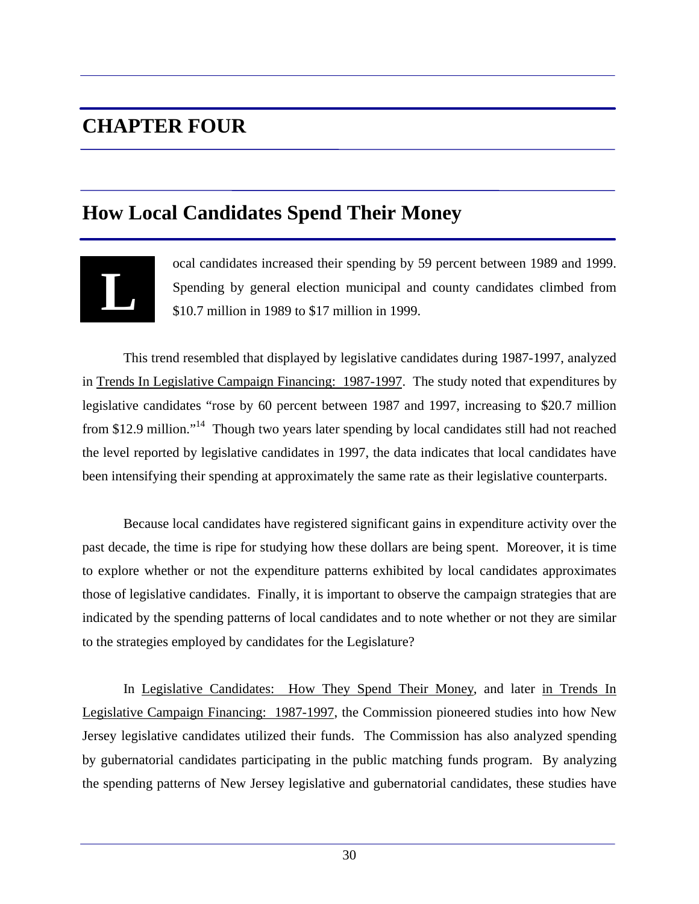# CHAPTER FOUR

## How Local Candidates Spend Their Money

Local candidates increased their spending by 59 percent between 1989 and 1999. Spending by general election municipal and county candidates climbed from $10.7 million in 1989 to $17 million in 1999.

This trend resembled that displayed by legislative candidates during 1987-1997, analyzed in Trends In Legislative Campaign Financing: 1987-1997. The study noted that expenditures by legislative candidates "rose by 60 percent between 1987 and 1997, increasing to $20.7 million from $12.9 million."[14] Though two years later spending by local candidates still had not reached the level reported by legislative candidates in 1997, the data indicates that local candidates have been intensifying their spending at approximately the same rate as their legislative counterparts.

Because local candidates have registered significant gains in expenditure activity over the past decade, the time is ripe for studying how these dollars are being spent. Moreover, it is time to explore whether or not the expenditure patterns exhibited by local candidates approximates those of legislative candidates. Finally, it is important to observe the campaign strategies that are indicated by the spending patterns of local candidates and to note whether or not they are similar to the strategies employed by candidates for the Legislature?

In Legislative Candidates: How They Spend Their Money, and later in Trends In Legislative Campaign Financing: 1987-1997, the Commission pioneered studies into how New Jersey legislative candidates utilized their funds. The Commission has also analyzed spending by gubernatorial candidates participating in the public matching funds program. By analyzing the spending patterns of New Jersey legislative and gubernatorial candidates, these studies have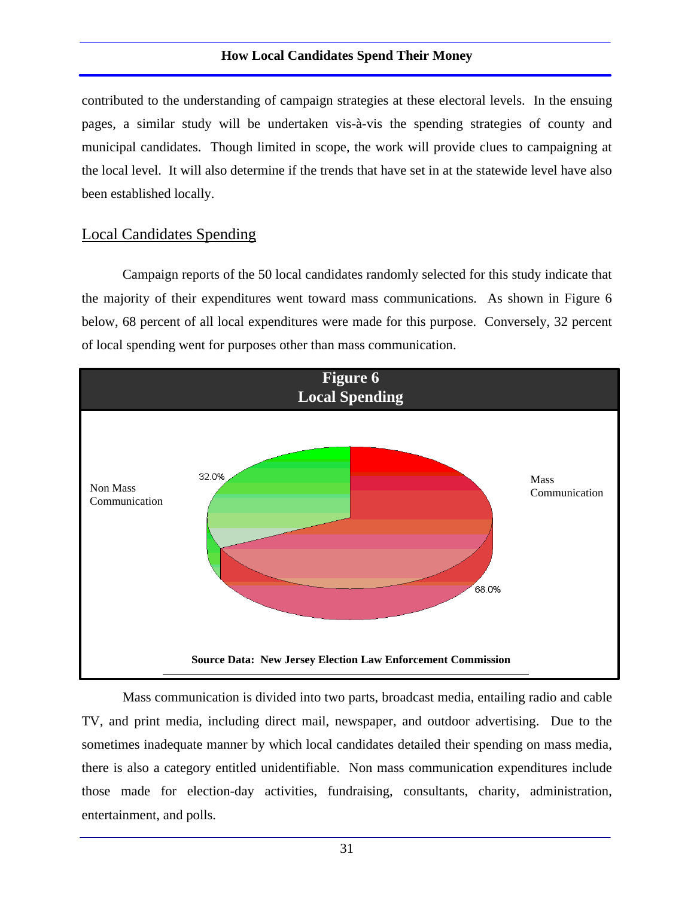contributed to the understanding of campaign strategies at these electoral levels. In the ensuing pages, a similar study will be undertaken vis-à-vis the spending strategies of county and municipal candidates. Though limited in scope, the work will provide clues to campaigning at the local level. It will also determine if the trends that have set in at the statewide level have also been established locally.

## Local Candidates Spending

Campaign reports of the 50 local candidates randomly selected for this study indicate that the majority of their expenditures went toward mass communications. As shown in Figure 6 below, 68 percent of all local expenditures were made for this purpose. Conversely, 32 percent of local spending went for purposes other than mass communication.

**Figure 6**
**Local Spending**

Non Mass Communication 32.0%

Mass Communication 68.0%

**Source Data: New Jersey Election Law Enforcement Commission**

Mass communication is divided into two parts, broadcast media, entailing radio and cable TV, and print media, including direct mail, newspaper, and outdoor advertising. Due to the sometimes inadequate manner by which local candidates detailed their spending on mass media, there is also a category entitled unidentifiable. Non mass communication expenditures include those made for election-day activities, fundraising, consultants, charity, administration, entertainment, and polls.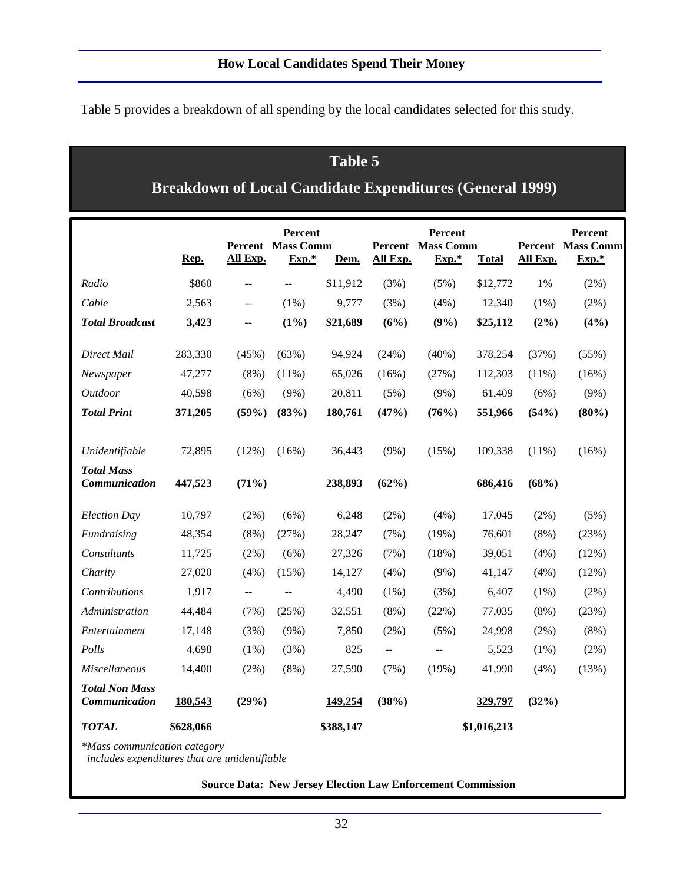## How Local Candidates Spend Their Money

Table 5 provides a breakdown of all spending by the local candidates selected for this study.

## Table 5

### Breakdown of Local Candidate Expenditures (General 1999)

| | Rep. | Percent All Exp. | Percent Mass Comm Exp.* | Dem. | Percent All Exp. | Percent Mass Comm Exp.* | Total | Percent All Exp. | Percent Mass Comm Exp.* |
|---|---|---|---|---|---|---|---|---|---|
| *Radio* | $860 | -- | -- | $11,912 | (3%) | (5%) | $12,772 | 1% | (2%) |
| *Cable* | 2,563 | -- | (1%) | 9,777 | (3%) | (4%) | 12,340 | (1%) | (2%) |
| ***Total Broadcast*** | **3,423** | **--** | **(1%)** | **$21,689** | **(6%)** | **(9%)** | **$25,112** | **(2%)** | **(4%)** |
| *Direct Mail* | 283,330 | (45%) | (63%) | 94,924 | (24%) | (40%) | 378,254 | (37%) | (55%) |
| *Newspaper* | 47,277 | (8%) | (11%) | 65,026 | (16%) | (27%) | 112,303 | (11%) | (16%) |
| *Outdoor* | 40,598 | (6%) | (9%) | 20,811 | (5%) | (9%) | 61,409 | (6%) | (9%) |
| ***Total Print*** | **371,205** | **(59%)** | **(83%)** | **180,761** | **(47%)** | **(76%)** | **551,966** | **(54%)** | **(80%)** |
| *Unidentifiable* | 72,895 | (12%) | (16%) | 36,443 | (9%) | (15%) | 109,338 | (11%) | (16%) |
| ***Total Mass Communication*** | **447,523** | **(71%)** | | **238,893** | **(62%)** | | **686,416** | **(68%)** | |
| *Election Day* | 10,797 | (2%) | (6%) | 6,248 | (2%) | (4%) | 17,045 | (2%) | (5%) |
| *Fundraising* | 48,354 | (8%) | (27%) | 28,247 | (7%) | (19%) | 76,601 | (8%) | (23%) |
| *Consultants* | 11,725 | (2%) | (6%) | 27,326 | (7%) | (18%) | 39,051 | (4%) | (12%) |
| *Charity* | 27,020 | (4%) | (15%) | 14,127 | (4%) | (9%) | 41,147 | (4%) | (12%) |
| *Contributions* | 1,917 | -- | -- | 4,490 | (1%) | (3%) | 6,407 | (1%) | (2%) |
| *Administration* | 44,484 | (7%) | (25%) | 32,551 | (8%) | (22%) | 77,035 | (8%) | (23%) |
| *Entertainment* | 17,148 | (3%) | (9%) | 7,850 | (2%) | (5%) | 24,998 | (2%) | (8%) |
| *Polls* | 4,698 | (1%) | (3%) | 825 | -- | -- | 5,523 | (1%) | (2%) |
| *Miscellaneous* | 14,400 | (2%) | (8%) | 27,590 | (7%) | (19%) | 41,990 | (4%) | (13%) |
| ***Total Non Mass Communication*** | **180,543** | **(29%)** | | **149,254** | **(38%)** | | **329,797** | **(32%)** | |
| ***TOTAL*** | **$628,066** | | | **$388,147** | | | **$1,016,213** | | |

*\*Mass communication category includes expenditures that are unidentifiable*

**Source Data: New Jersey Election Law Enforcement Commission**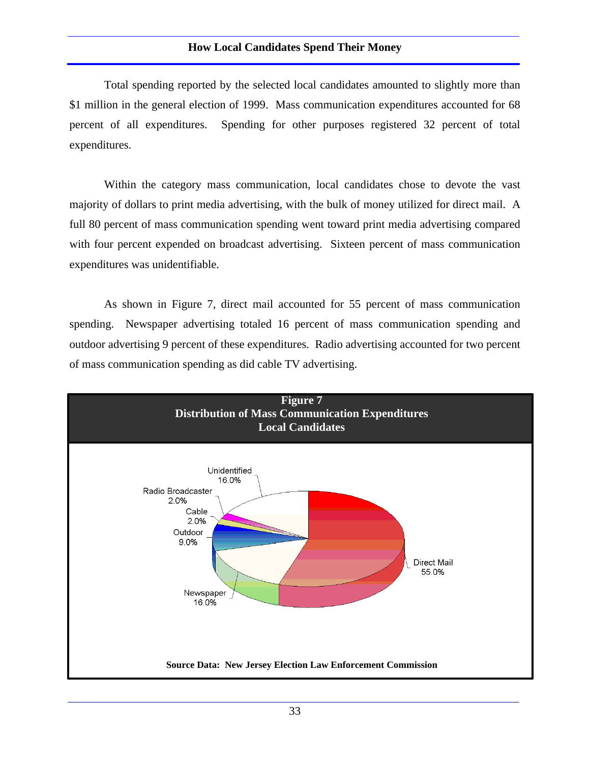## How Local Candidates Spend Their Money

Total spending reported by the selected local candidates amounted to slightly more than $1 million in the general election of 1999. Mass communication expenditures accounted for 68 percent of all expenditures. Spending for other purposes registered 32 percent of total expenditures.

Within the category mass communication, local candidates chose to devote the vast majority of dollars to print media advertising, with the bulk of money utilized for direct mail. A full 80 percent of mass communication spending went toward print media advertising compared with four percent expended on broadcast advertising. Sixteen percent of mass communication expenditures was unidentifiable.

As shown in Figure 7, direct mail accounted for 55 percent of mass communication spending. Newspaper advertising totaled 16 percent of mass communication spending and outdoor advertising 9 percent of these expenditures. Radio advertising accounted for two percent of mass communication spending as did cable TV advertising.

**Figure 7**
**Distribution of Mass Communication Expenditures**
**Local Candidates**

| Category | Percent |
|---|---|
| Direct Mail | 55.0% |
| Newspaper | 16.0% |
| Outdoor | 9.0% |
| Cable | 2.0% |
| Radio Broadcaster | 2.0% |
| Unidentified | 16.0% |

**Source Data: New Jersey Election Law Enforcement Commission**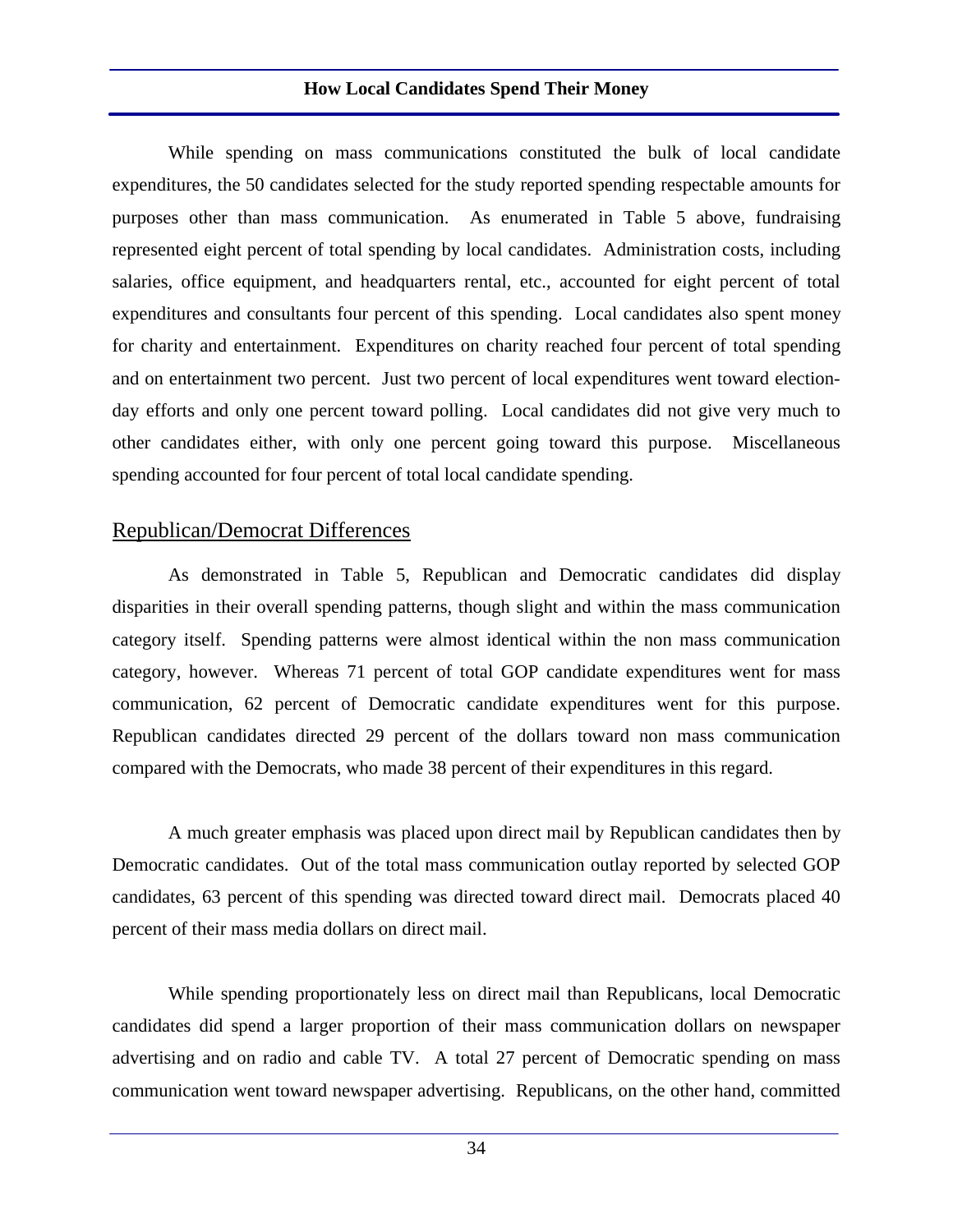While spending on mass communications constituted the bulk of local candidate expenditures, the 50 candidates selected for the study reported spending respectable amounts for purposes other than mass communication. As enumerated in Table 5 above, fundraising represented eight percent of total spending by local candidates. Administration costs, including salaries, office equipment, and headquarters rental, etc., accounted for eight percent of total expenditures and consultants four percent of this spending. Local candidates also spent money for charity and entertainment. Expenditures on charity reached four percent of total spending and on entertainment two percent. Just two percent of local expenditures went toward election-day efforts and only one percent toward polling. Local candidates did not give very much to other candidates either, with only one percent going toward this purpose. Miscellaneous spending accounted for four percent of total local candidate spending.

## Republican/Democrat Differences

As demonstrated in Table 5, Republican and Democratic candidates did display disparities in their overall spending patterns, though slight and within the mass communication category itself. Spending patterns were almost identical within the non mass communication category, however. Whereas 71 percent of total GOP candidate expenditures went for mass communication, 62 percent of Democratic candidate expenditures went for this purpose. Republican candidates directed 29 percent of the dollars toward non mass communication compared with the Democrats, who made 38 percent of their expenditures in this regard.

A much greater emphasis was placed upon direct mail by Republican candidates then by Democratic candidates. Out of the total mass communication outlay reported by selected GOP candidates, 63 percent of this spending was directed toward direct mail. Democrats placed 40 percent of their mass media dollars on direct mail.

While spending proportionately less on direct mail than Republicans, local Democratic candidates did spend a larger proportion of their mass communication dollars on newspaper advertising and on radio and cable TV. A total 27 percent of Democratic spending on mass communication went toward newspaper advertising. Republicans, on the other hand, committed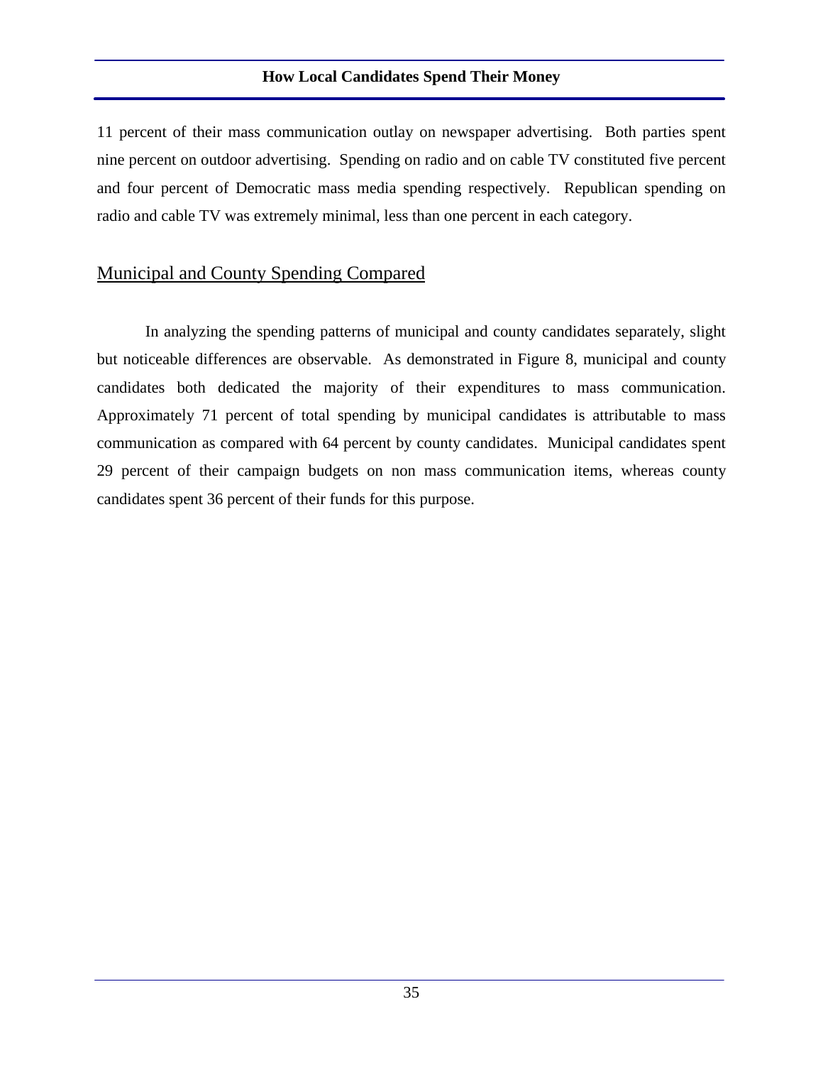11 percent of their mass communication outlay on newspaper advertising. Both parties spent nine percent on outdoor advertising. Spending on radio and on cable TV constituted five percent and four percent of Democratic mass media spending respectively. Republican spending on radio and cable TV was extremely minimal, less than one percent in each category.

## Municipal and County Spending Compared

In analyzing the spending patterns of municipal and county candidates separately, slight but noticeable differences are observable. As demonstrated in Figure 8, municipal and county candidates both dedicated the majority of their expenditures to mass communication. Approximately 71 percent of total spending by municipal candidates is attributable to mass communication as compared with 64 percent by county candidates. Municipal candidates spent 29 percent of their campaign budgets on non mass communication items, whereas county candidates spent 36 percent of their funds for this purpose.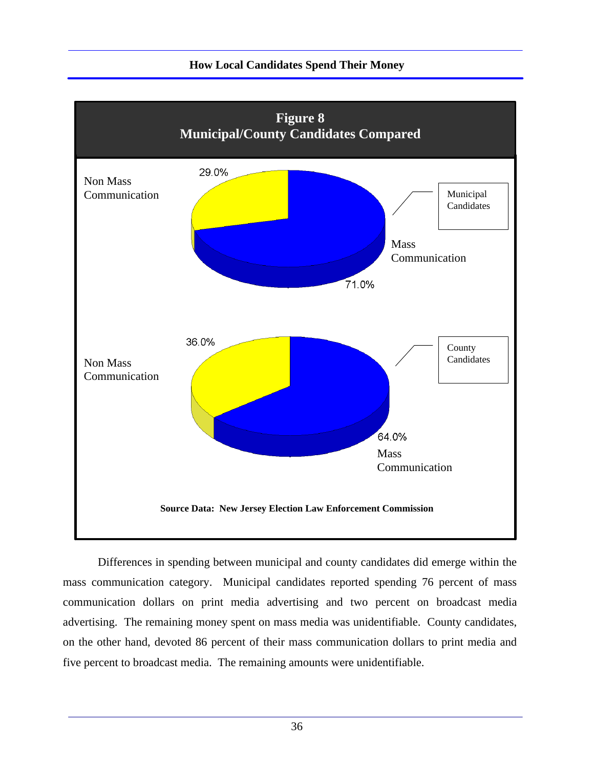**Figure 8**
**Municipal/County Candidates Compared**

Municipal Candidates: Non Mass Communication 29.0%; Mass Communication 71.0%

County Candidates: Non Mass Communication 36.0%; Mass Communication 64.0%

**Source Data: New Jersey Election Law Enforcement Commission**

Differences in spending between municipal and county candidates did emerge within the mass communication category. Municipal candidates reported spending 76 percent of mass communication dollars on print media advertising and two percent on broadcast media advertising. The remaining money spent on mass media was unidentifiable. County candidates, on the other hand, devoted 86 percent of their mass communication dollars to print media and five percent to broadcast media. The remaining amounts were unidentifiable.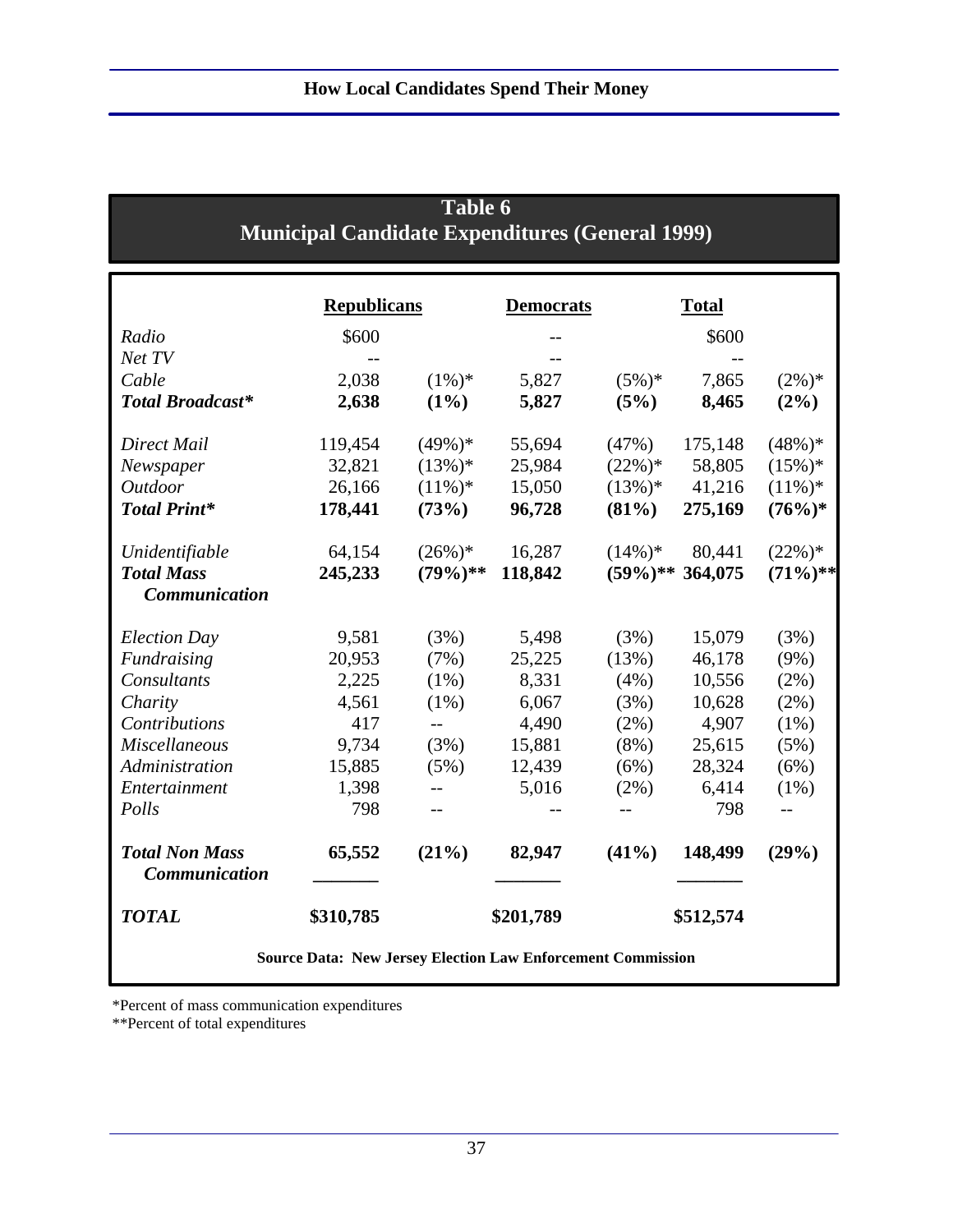## Table 6
## Municipal Candidate Expenditures (General 1999)

| | Republicans | | Democrats | | Total | |
|---|---|---|---|---|---|---|
| *Radio* | $600 | | -- | | $600 | |
| *Net TV* | -- | | -- | | -- | |
| *Cable* | 2,038 | (1%)* | 5,827 | (5%)* | 7,865 | (2%)* |
| ***Total Broadcast**** | **2,638** | **(1%)** | **5,827** | **(5%)** | **8,465** | **(2%)** |
| *Direct Mail* | 119,454 | (49%)* | 55,694 | (47%) | 175,148 | (48%)* |
| *Newspaper* | 32,821 | (13%)* | 25,984 | (22%)* | 58,805 | (15%)* |
| *Outdoor* | 26,166 | (11%)* | 15,050 | (13%)* | 41,216 | (11%)* |
| ***Total Print**** | **178,441** | **(73%)** | **96,728** | **(81%)** | **275,169** | **(76%)*** |
| *Unidentifiable* | 64,154 | (26%)* | 16,287 | (14%)* | 80,441 | (22%)* |
| ***Total Mass Communication*** | **245,233** | **(79%)**** | **118,842** | **(59%)**** | **364,075** | **(71%)**** |
| *Election Day* | 9,581 | (3%) | 5,498 | (3%) | 15,079 | (3%) |
| *Fundraising* | 20,953 | (7%) | 25,225 | (13%) | 46,178 | (9%) |
| *Consultants* | 2,225 | (1%) | 8,331 | (4%) | 10,556 | (2%) |
| *Charity* | 4,561 | (1%) | 6,067 | (3%) | 10,628 | (2%) |
| *Contributions* | 417 | -- | 4,490 | (2%) | 4,907 | (1%) |
| *Miscellaneous* | 9,734 | (3%) | 15,881 | (8%) | 25,615 | (5%) |
| *Administration* | 15,885 | (5%) | 12,439 | (6%) | 28,324 | (6%) |
| *Entertainment* | 1,398 | -- | 5,016 | (2%) | 6,414 | (1%) |
| *Polls* | 798 | -- | -- | -- | 798 | -- |
| ***Total Non Mass Communication*** | **65,552** | **(21%)** | **82,947** | **(41%)** | **148,499** | **(29%)** |
| ***TOTAL*** | **$310,785** | | **$201,789** | | **$512,574** | |

**Source Data: New Jersey Election Law Enforcement Commission**

*Percent of mass communication expenditures

**Percent of total expenditures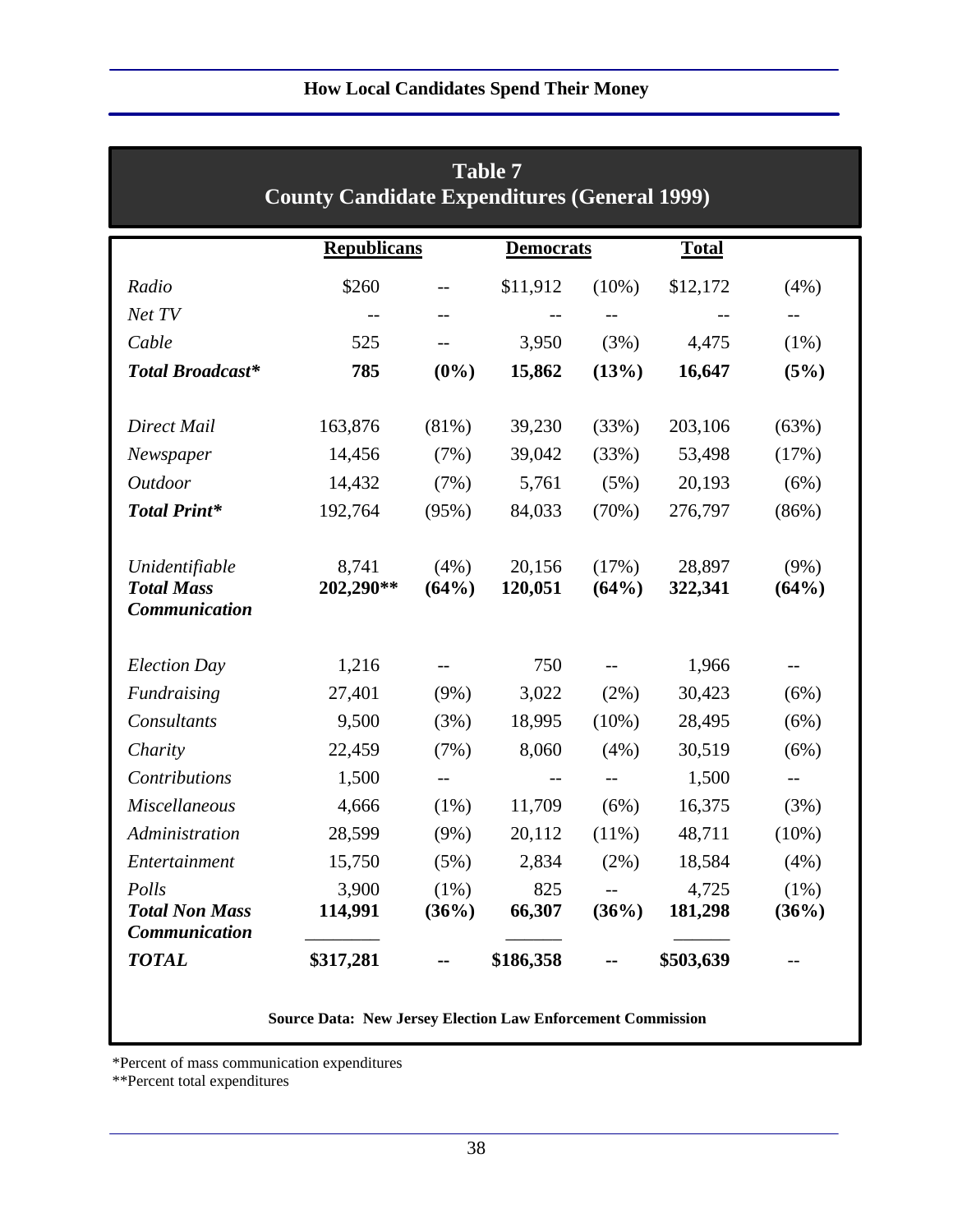## Table 7
## County Candidate Expenditures (General 1999)

| | Republicans | | Democrats | | Total | |
|---|---|---|---|---|---|---|
| *Radio* | $260 | -- | $11,912 | (10%) | $12,172 | (4%) |
| *Net TV* | -- | -- | -- | -- | -- | -- |
| *Cable* | 525 | -- | 3,950 | (3%) | 4,475 | (1%) |
| ***Total Broadcast**** | **785** | **(0%)** | **15,862** | **(13%)** | **16,647** | **(5%)** |
| *Direct Mail* | 163,876 | (81%) | 39,230 | (33%) | 203,106 | (63%) |
| *Newspaper* | 14,456 | (7%) | 39,042 | (33%) | 53,498 | (17%) |
| *Outdoor* | 14,432 | (7%) | 5,761 | (5%) | 20,193 | (6%) |
| ***Total Print**** | 192,764 | (95%) | 84,033 | (70%) | 276,797 | (86%) |
| *Unidentifiable* | 8,741 | (4%) | 20,156 | (17%) | 28,897 | (9%) |
| ***Total Mass Communication*** | **202,290**** | **(64%)** | **120,051** | **(64%)** | **322,341** | **(64%)** |
| *Election Day* | 1,216 | -- | 750 | -- | 1,966 | -- |
| *Fundraising* | 27,401 | (9%) | 3,022 | (2%) | 30,423 | (6%) |
| *Consultants* | 9,500 | (3%) | 18,995 | (10%) | 28,495 | (6%) |
| *Charity* | 22,459 | (7%) | 8,060 | (4%) | 30,519 | (6%) |
| *Contributions* | 1,500 | -- | -- | -- | 1,500 | -- |
| *Miscellaneous* | 4,666 | (1%) | 11,709 | (6%) | 16,375 | (3%) |
| *Administration* | 28,599 | (9%) | 20,112 | (11%) | 48,711 | (10%) |
| *Entertainment* | 15,750 | (5%) | 2,834 | (2%) | 18,584 | (4%) |
| *Polls* | 3,900 | (1%) | 825 | -- | 4,725 | (1%) |
| ***Total Non Mass Communication*** | **114,991** | **(36%)** | **66,307** | **(36%)** | **181,298** | **(36%)** |
| ***TOTAL*** | **$317,281** | **--** | **$186,358** | **--** | **$503,639** | -- |

**Source Data: New Jersey Election Law Enforcement Commission**

*Percent of mass communication expenditures

**Percent total expenditures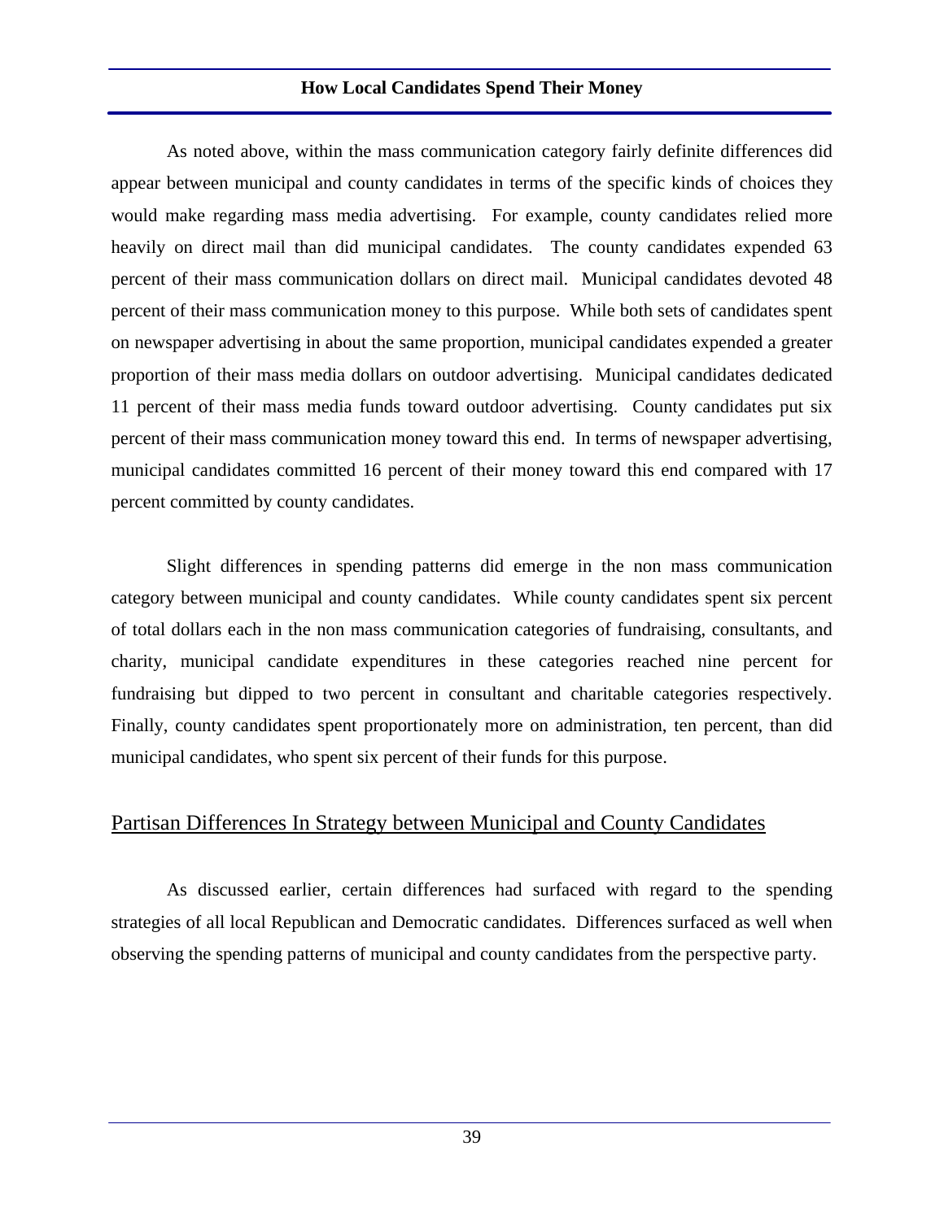As noted above, within the mass communication category fairly definite differences did appear between municipal and county candidates in terms of the specific kinds of choices they would make regarding mass media advertising. For example, county candidates relied more heavily on direct mail than did municipal candidates. The county candidates expended 63 percent of their mass communication dollars on direct mail. Municipal candidates devoted 48 percent of their mass communication money to this purpose. While both sets of candidates spent on newspaper advertising in about the same proportion, municipal candidates expended a greater proportion of their mass media dollars on outdoor advertising. Municipal candidates dedicated 11 percent of their mass media funds toward outdoor advertising. County candidates put six percent of their mass communication money toward this end. In terms of newspaper advertising, municipal candidates committed 16 percent of their money toward this end compared with 17 percent committed by county candidates.

Slight differences in spending patterns did emerge in the non mass communication category between municipal and county candidates. While county candidates spent six percent of total dollars each in the non mass communication categories of fundraising, consultants, and charity, municipal candidate expenditures in these categories reached nine percent for fundraising but dipped to two percent in consultant and charitable categories respectively. Finally, county candidates spent proportionately more on administration, ten percent, than did municipal candidates, who spent six percent of their funds for this purpose.

## Partisan Differences In Strategy between Municipal and County Candidates

As discussed earlier, certain differences had surfaced with regard to the spending strategies of all local Republican and Democratic candidates. Differences surfaced as well when observing the spending patterns of municipal and county candidates from the perspective party.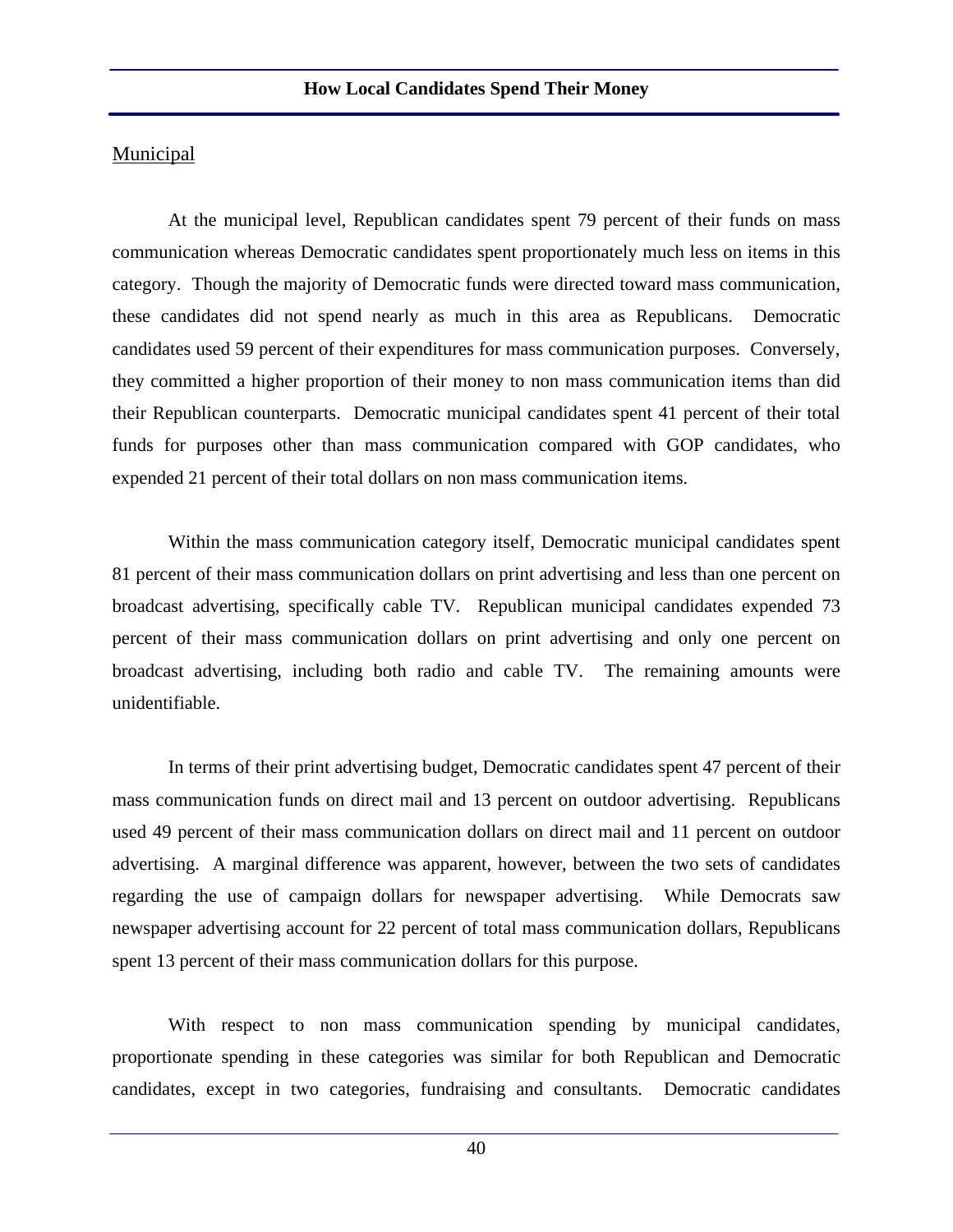Municipal

At the municipal level, Republican candidates spent 79 percent of their funds on mass communication whereas Democratic candidates spent proportionately much less on items in this category. Though the majority of Democratic funds were directed toward mass communication, these candidates did not spend nearly as much in this area as Republicans. Democratic candidates used 59 percent of their expenditures for mass communication purposes. Conversely, they committed a higher proportion of their money to non mass communication items than did their Republican counterparts. Democratic municipal candidates spent 41 percent of their total funds for purposes other than mass communication compared with GOP candidates, who expended 21 percent of their total dollars on non mass communication items.

Within the mass communication category itself, Democratic municipal candidates spent 81 percent of their mass communication dollars on print advertising and less than one percent on broadcast advertising, specifically cable TV. Republican municipal candidates expended 73 percent of their mass communication dollars on print advertising and only one percent on broadcast advertising, including both radio and cable TV. The remaining amounts were unidentifiable.

In terms of their print advertising budget, Democratic candidates spent 47 percent of their mass communication funds on direct mail and 13 percent on outdoor advertising. Republicans used 49 percent of their mass communication dollars on direct mail and 11 percent on outdoor advertising. A marginal difference was apparent, however, between the two sets of candidates regarding the use of campaign dollars for newspaper advertising. While Democrats saw newspaper advertising account for 22 percent of total mass communication dollars, Republicans spent 13 percent of their mass communication dollars for this purpose.

With respect to non mass communication spending by municipal candidates, proportionate spending in these categories was similar for both Republican and Democratic candidates, except in two categories, fundraising and consultants. Democratic candidates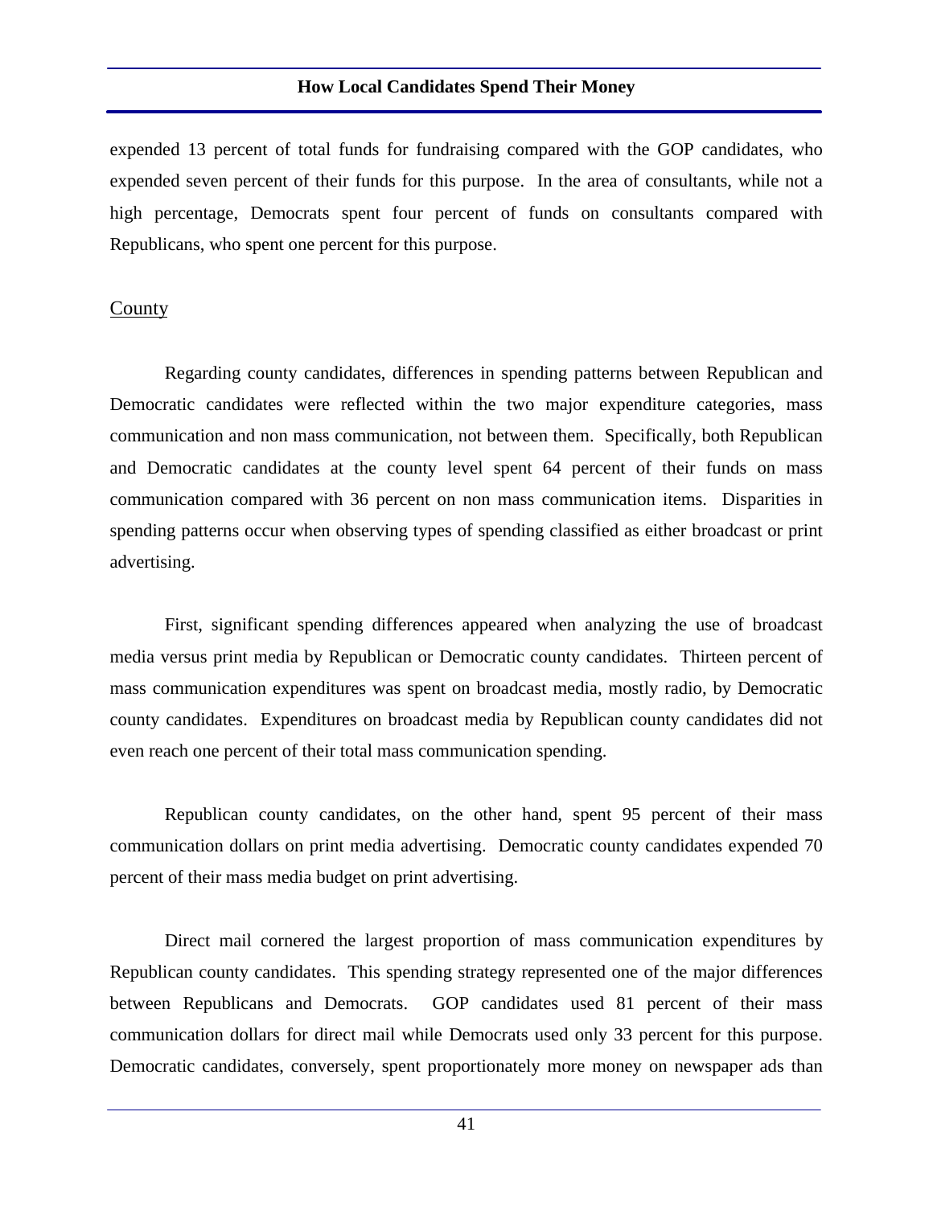expended 13 percent of total funds for fundraising compared with the GOP candidates, who expended seven percent of their funds for this purpose. In the area of consultants, while not a high percentage, Democrats spent four percent of funds on consultants compared with Republicans, who spent one percent for this purpose.

## County

Regarding county candidates, differences in spending patterns between Republican and Democratic candidates were reflected within the two major expenditure categories, mass communication and non mass communication, not between them. Specifically, both Republican and Democratic candidates at the county level spent 64 percent of their funds on mass communication compared with 36 percent on non mass communication items. Disparities in spending patterns occur when observing types of spending classified as either broadcast or print advertising.

First, significant spending differences appeared when analyzing the use of broadcast media versus print media by Republican or Democratic county candidates. Thirteen percent of mass communication expenditures was spent on broadcast media, mostly radio, by Democratic county candidates. Expenditures on broadcast media by Republican county candidates did not even reach one percent of their total mass communication spending.

Republican county candidates, on the other hand, spent 95 percent of their mass communication dollars on print media advertising. Democratic county candidates expended 70 percent of their mass media budget on print advertising.

Direct mail cornered the largest proportion of mass communication expenditures by Republican county candidates. This spending strategy represented one of the major differences between Republicans and Democrats. GOP candidates used 81 percent of their mass communication dollars for direct mail while Democrats used only 33 percent for this purpose. Democratic candidates, conversely, spent proportionately more money on newspaper ads than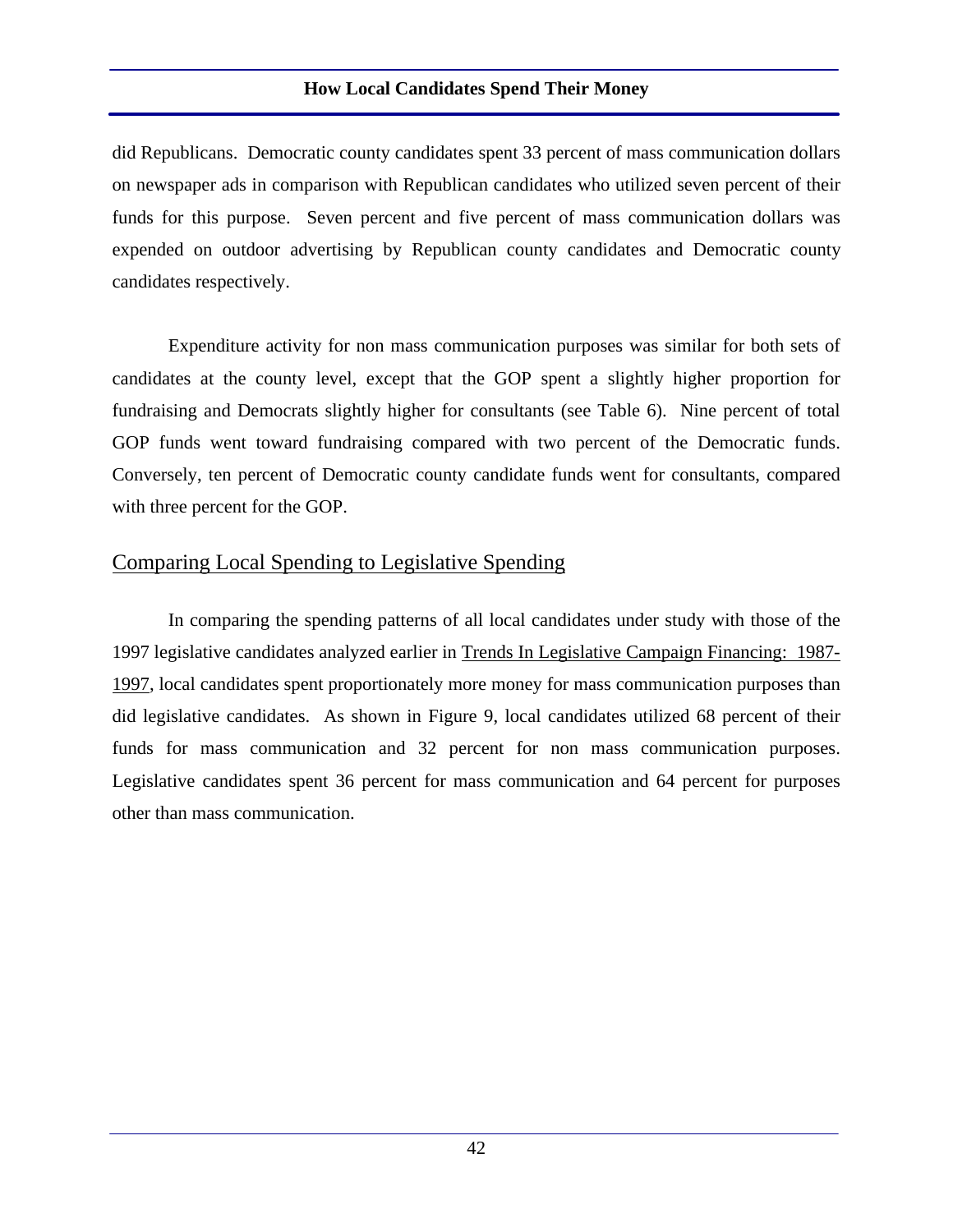did Republicans. Democratic county candidates spent 33 percent of mass communication dollars on newspaper ads in comparison with Republican candidates who utilized seven percent of their funds for this purpose. Seven percent and five percent of mass communication dollars was expended on outdoor advertising by Republican county candidates and Democratic county candidates respectively.

Expenditure activity for non mass communication purposes was similar for both sets of candidates at the county level, except that the GOP spent a slightly higher proportion for fundraising and Democrats slightly higher for consultants (see Table 6). Nine percent of total GOP funds went toward fundraising compared with two percent of the Democratic funds. Conversely, ten percent of Democratic county candidate funds went for consultants, compared with three percent for the GOP.

## Comparing Local Spending to Legislative Spending

In comparing the spending patterns of all local candidates under study with those of the 1997 legislative candidates analyzed earlier in Trends In Legislative Campaign Financing: 1987-1997, local candidates spent proportionately more money for mass communication purposes than did legislative candidates. As shown in Figure 9, local candidates utilized 68 percent of their funds for mass communication and 32 percent for non mass communication purposes. Legislative candidates spent 36 percent for mass communication and 64 percent for purposes other than mass communication.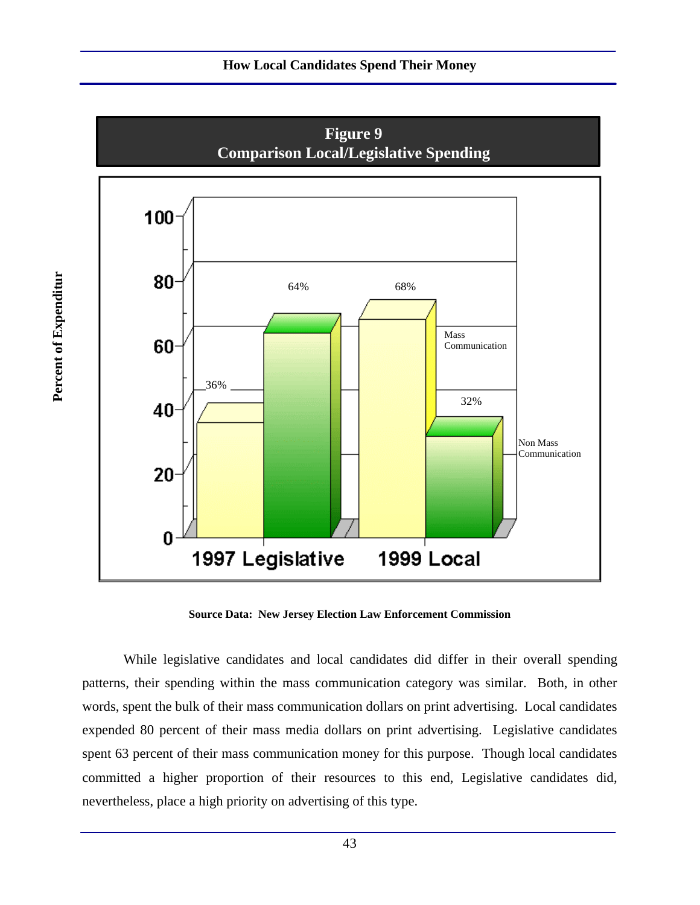**Figure 9**
**Comparison Local/Legislative Spending**

| | Mass Communication | Non Mass Communication |
|---|---|---|
| 1997 Legislative | 36% | 64% |
| 1999 Local | 68% | 32% |

**Source Data: New Jersey Election Law Enforcement Commission**

While legislative candidates and local candidates did differ in their overall spending patterns, their spending within the mass communication category was similar. Both, in other words, spent the bulk of their mass communication dollars on print advertising. Local candidates expended 80 percent of their mass media dollars on print advertising. Legislative candidates spent 63 percent of their mass communication money for this purpose. Though local candidates committed a higher proportion of their resources to this end, Legislative candidates did, nevertheless, place a high priority on advertising of this type.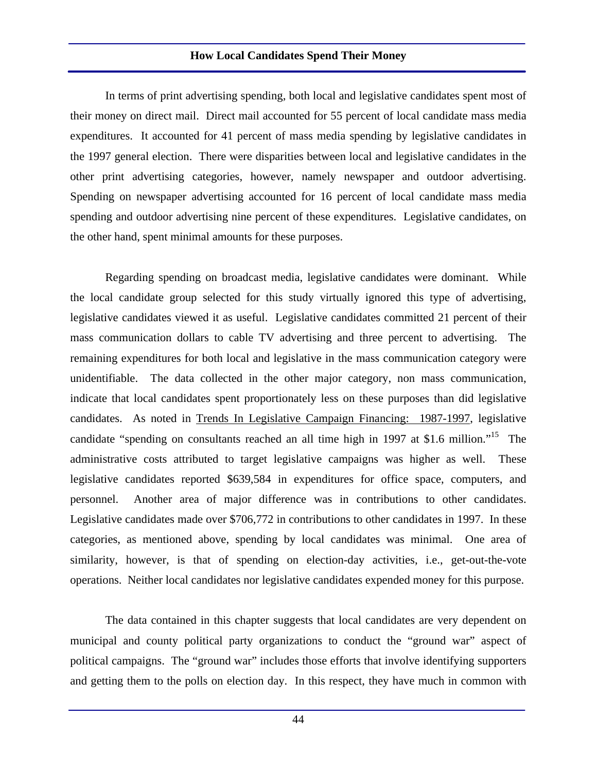In terms of print advertising spending, both local and legislative candidates spent most of their money on direct mail. Direct mail accounted for 55 percent of local candidate mass media expenditures. It accounted for 41 percent of mass media spending by legislative candidates in the 1997 general election. There were disparities between local and legislative candidates in the other print advertising categories, however, namely newspaper and outdoor advertising. Spending on newspaper advertising accounted for 16 percent of local candidate mass media spending and outdoor advertising nine percent of these expenditures. Legislative candidates, on the other hand, spent minimal amounts for these purposes.

Regarding spending on broadcast media, legislative candidates were dominant. While the local candidate group selected for this study virtually ignored this type of advertising, legislative candidates viewed it as useful. Legislative candidates committed 21 percent of their mass communication dollars to cable TV advertising and three percent to advertising. The remaining expenditures for both local and legislative in the mass communication category were unidentifiable. The data collected in the other major category, non mass communication, indicate that local candidates spent proportionately less on these purposes than did legislative candidates. As noted in Trends In Legislative Campaign Financing: 1987-1997, legislative candidate "spending on consultants reached an all time high in 1997 at $1.6 million."[15] The administrative costs attributed to target legislative campaigns was higher as well. These legislative candidates reported $639,584 in expenditures for office space, computers, and personnel. Another area of major difference was in contributions to other candidates. Legislative candidates made over $706,772 in contributions to other candidates in 1997. In these categories, as mentioned above, spending by local candidates was minimal. One area of similarity, however, is that of spending on election-day activities, i.e., get-out-the-vote operations. Neither local candidates nor legislative candidates expended money for this purpose.

The data contained in this chapter suggests that local candidates are very dependent on municipal and county political party organizations to conduct the "ground war" aspect of political campaigns. The "ground war" includes those efforts that involve identifying supporters and getting them to the polls on election day. In this respect, they have much in common with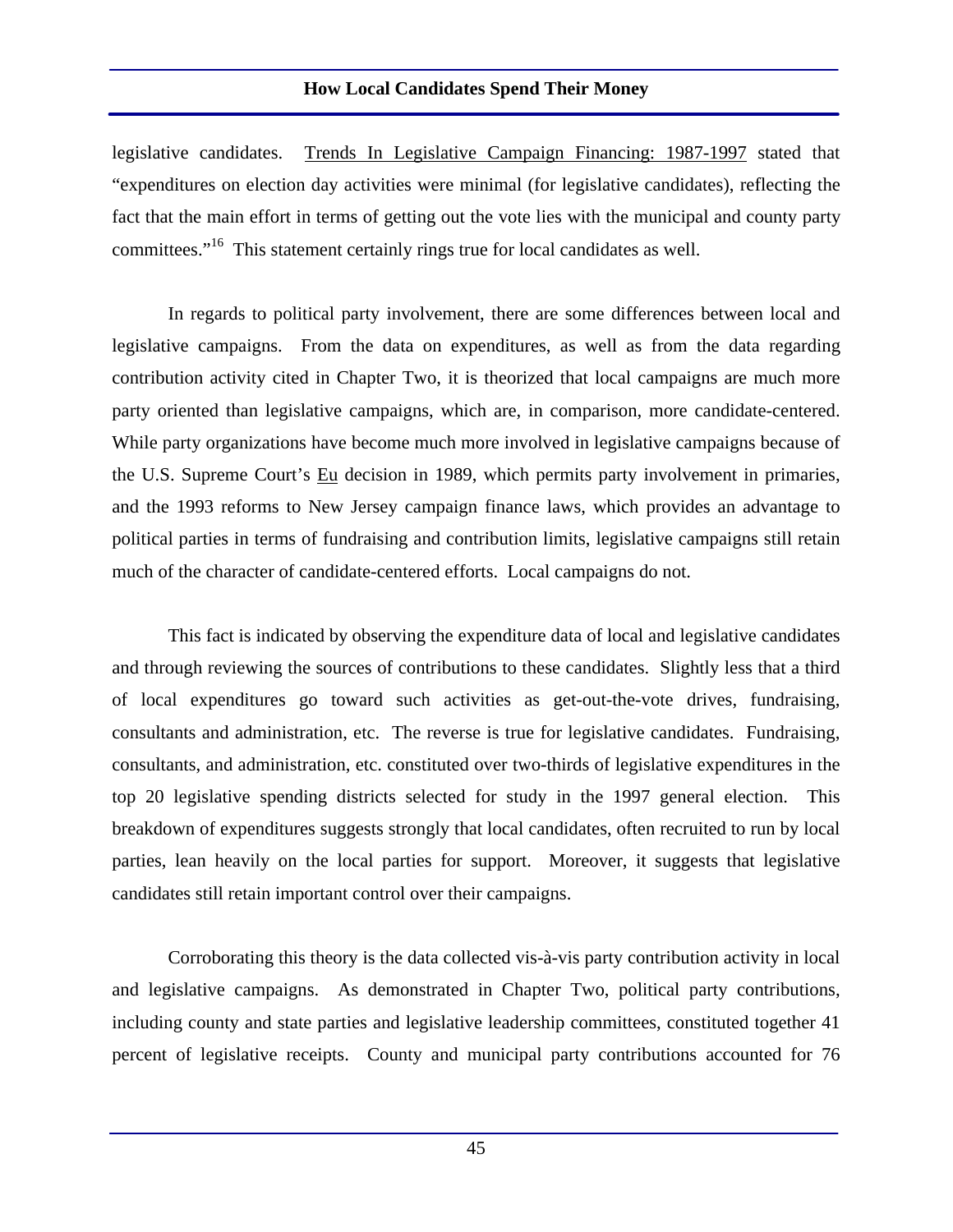legislative candidates. Trends In Legislative Campaign Financing: 1987-1997 stated that "expenditures on election day activities were minimal (for legislative candidates), reflecting the fact that the main effort in terms of getting out the vote lies with the municipal and county party committees."[16] This statement certainly rings true for local candidates as well.

In regards to political party involvement, there are some differences between local and legislative campaigns. From the data on expenditures, as well as from the data regarding contribution activity cited in Chapter Two, it is theorized that local campaigns are much more party oriented than legislative campaigns, which are, in comparison, more candidate-centered. While party organizations have become much more involved in legislative campaigns because of the U.S. Supreme Court's Eu decision in 1989, which permits party involvement in primaries, and the 1993 reforms to New Jersey campaign finance laws, which provides an advantage to political parties in terms of fundraising and contribution limits, legislative campaigns still retain much of the character of candidate-centered efforts. Local campaigns do not.

This fact is indicated by observing the expenditure data of local and legislative candidates and through reviewing the sources of contributions to these candidates. Slightly less that a third of local expenditures go toward such activities as get-out-the-vote drives, fundraising, consultants and administration, etc. The reverse is true for legislative candidates. Fundraising, consultants, and administration, etc. constituted over two-thirds of legislative expenditures in the top 20 legislative spending districts selected for study in the 1997 general election. This breakdown of expenditures suggests strongly that local candidates, often recruited to run by local parties, lean heavily on the local parties for support. Moreover, it suggests that legislative candidates still retain important control over their campaigns.

Corroborating this theory is the data collected vis-à-vis party contribution activity in local and legislative campaigns. As demonstrated in Chapter Two, political party contributions, including county and state parties and legislative leadership committees, constituted together 41 percent of legislative receipts. County and municipal party contributions accounted for 76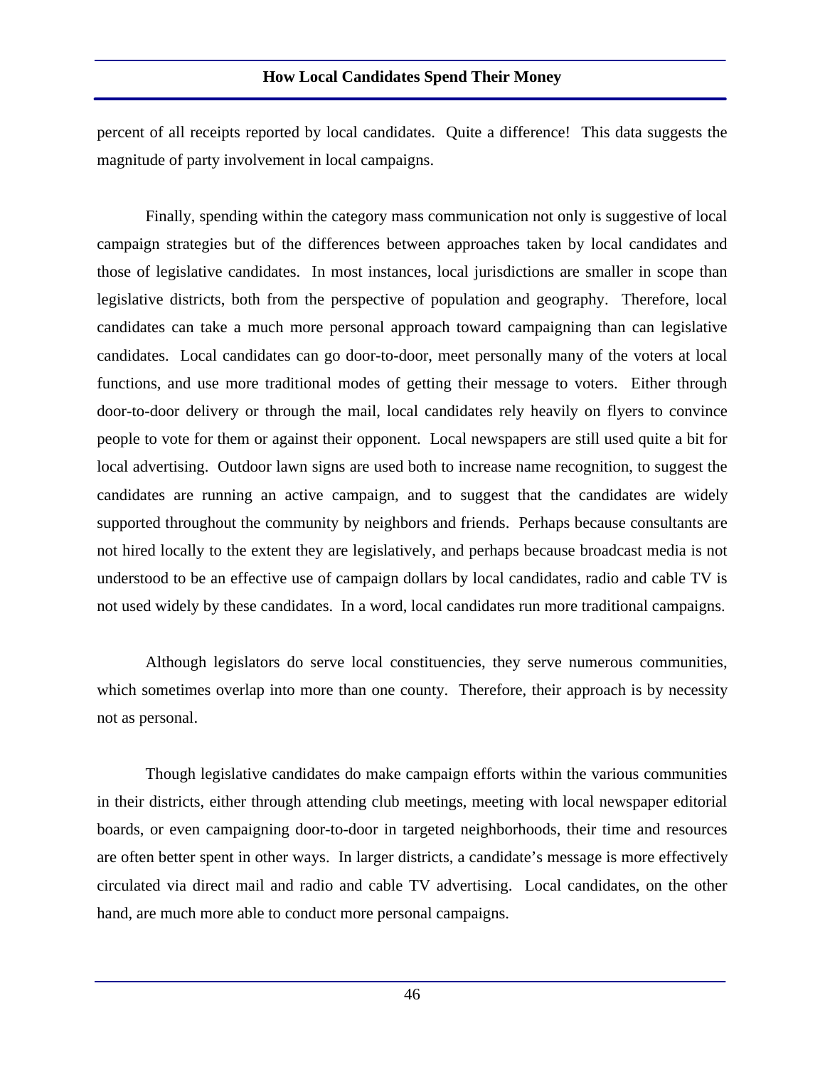percent of all receipts reported by local candidates. Quite a difference! This data suggests the magnitude of party involvement in local campaigns.

Finally, spending within the category mass communication not only is suggestive of local campaign strategies but of the differences between approaches taken by local candidates and those of legislative candidates. In most instances, local jurisdictions are smaller in scope than legislative districts, both from the perspective of population and geography. Therefore, local candidates can take a much more personal approach toward campaigning than can legislative candidates. Local candidates can go door-to-door, meet personally many of the voters at local functions, and use more traditional modes of getting their message to voters. Either through door-to-door delivery or through the mail, local candidates rely heavily on flyers to convince people to vote for them or against their opponent. Local newspapers are still used quite a bit for local advertising. Outdoor lawn signs are used both to increase name recognition, to suggest the candidates are running an active campaign, and to suggest that the candidates are widely supported throughout the community by neighbors and friends. Perhaps because consultants are not hired locally to the extent they are legislatively, and perhaps because broadcast media is not understood to be an effective use of campaign dollars by local candidates, radio and cable TV is not used widely by these candidates. In a word, local candidates run more traditional campaigns.

Although legislators do serve local constituencies, they serve numerous communities, which sometimes overlap into more than one county. Therefore, their approach is by necessity not as personal.

Though legislative candidates do make campaign efforts within the various communities in their districts, either through attending club meetings, meeting with local newspaper editorial boards, or even campaigning door-to-door in targeted neighborhoods, their time and resources are often better spent in other ways. In larger districts, a candidate's message is more effectively circulated via direct mail and radio and cable TV advertising. Local candidates, on the other hand, are much more able to conduct more personal campaigns.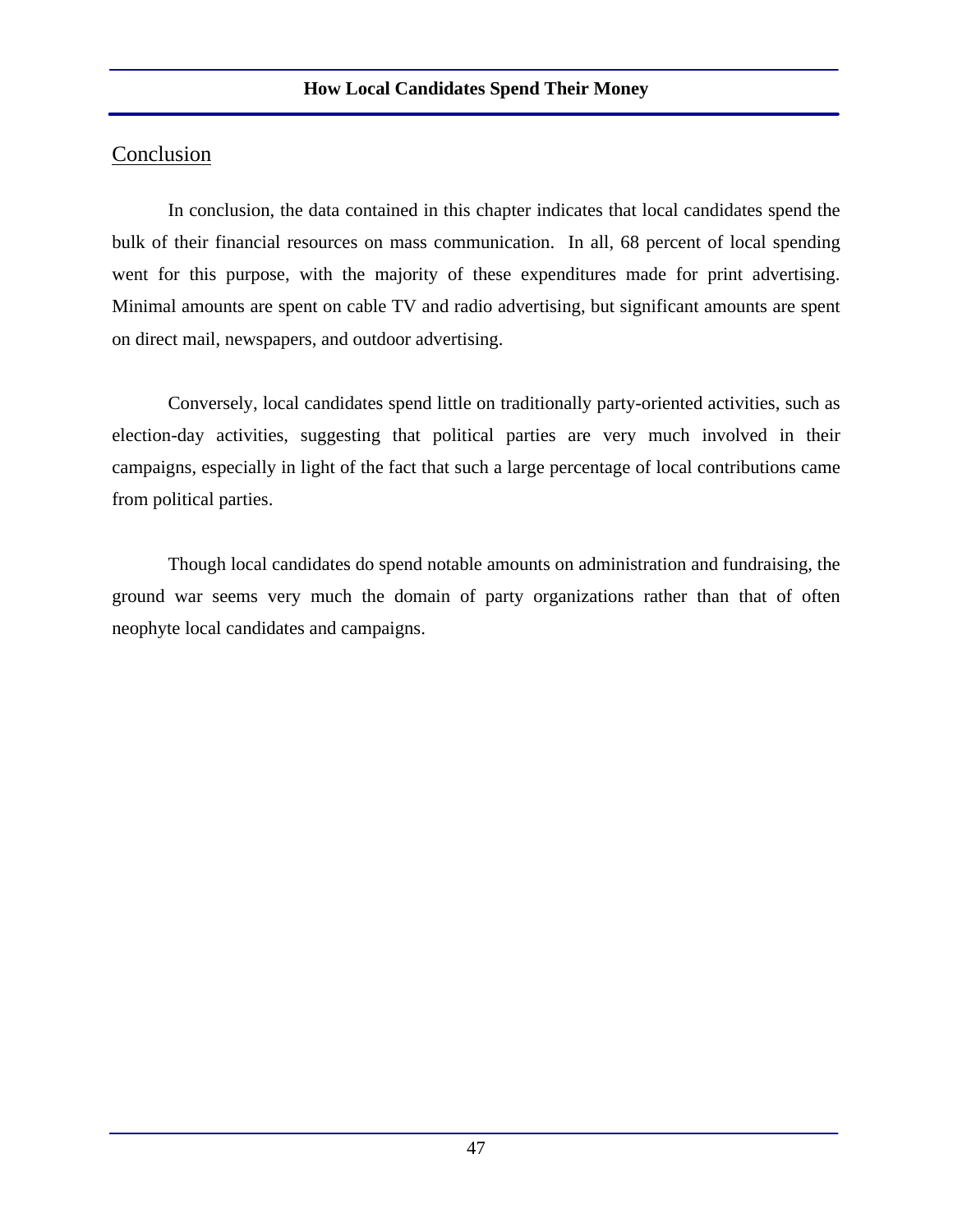## Conclusion

In conclusion, the data contained in this chapter indicates that local candidates spend the bulk of their financial resources on mass communication. In all, 68 percent of local spending went for this purpose, with the majority of these expenditures made for print advertising. Minimal amounts are spent on cable TV and radio advertising, but significant amounts are spent on direct mail, newspapers, and outdoor advertising.

Conversely, local candidates spend little on traditionally party-oriented activities, such as election-day activities, suggesting that political parties are very much involved in their campaigns, especially in light of the fact that such a large percentage of local contributions came from political parties.

Though local candidates do spend notable amounts on administration and fundraising, the ground war seems very much the domain of party organizations rather than that of often neophyte local candidates and campaigns.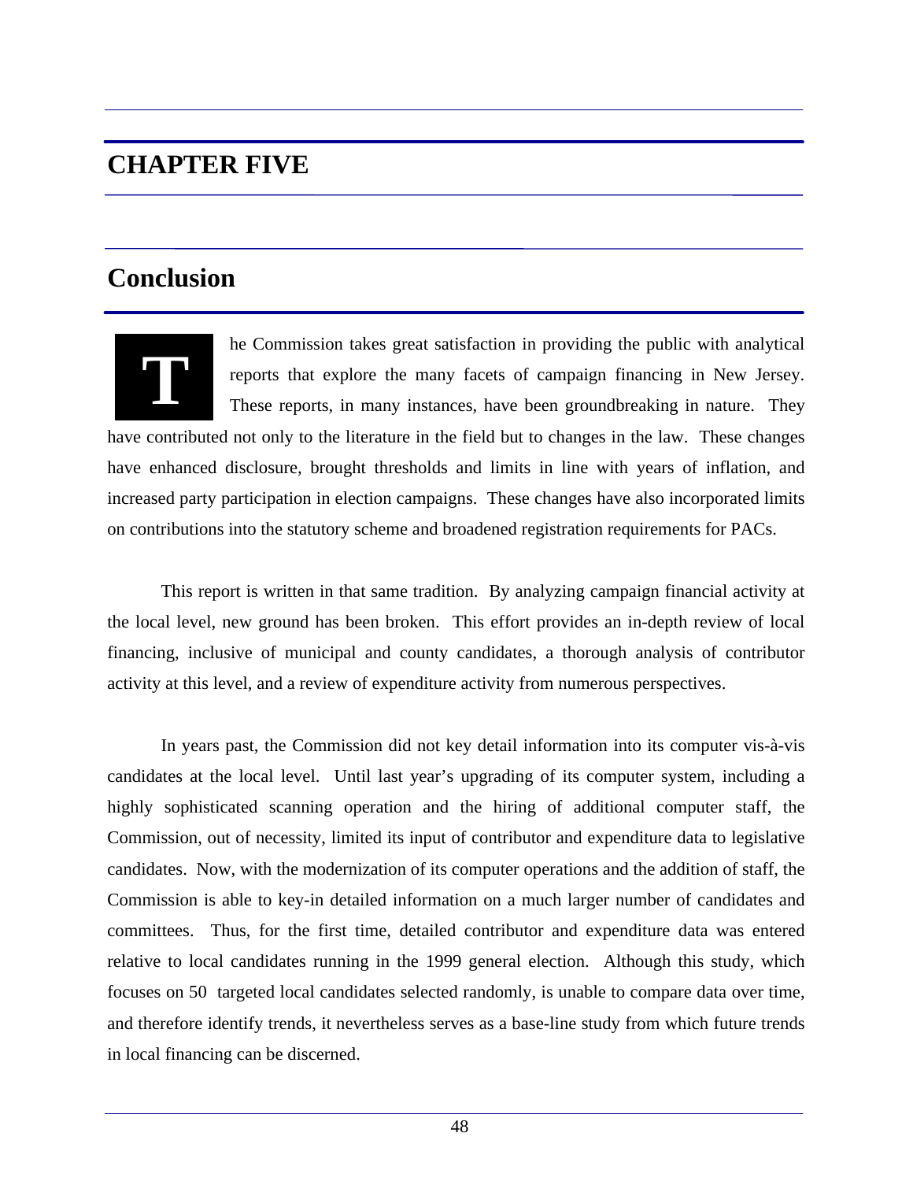# CHAPTER FIVE

## Conclusion

The Commission takes great satisfaction in providing the public with analytical reports that explore the many facets of campaign financing in New Jersey. These reports, in many instances, have been groundbreaking in nature. They have contributed not only to the literature in the field but to changes in the law. These changes have enhanced disclosure, brought thresholds and limits in line with years of inflation, and increased party participation in election campaigns. These changes have also incorporated limits on contributions into the statutory scheme and broadened registration requirements for PACs.

This report is written in that same tradition. By analyzing campaign financial activity at the local level, new ground has been broken. This effort provides an in-depth review of local financing, inclusive of municipal and county candidates, a thorough analysis of contributor activity at this level, and a review of expenditure activity from numerous perspectives.

In years past, the Commission did not key detail information into its computer vis-à-vis candidates at the local level. Until last year's upgrading of its computer system, including a highly sophisticated scanning operation and the hiring of additional computer staff, the Commission, out of necessity, limited its input of contributor and expenditure data to legislative candidates. Now, with the modernization of its computer operations and the addition of staff, the Commission is able to key-in detailed information on a much larger number of candidates and committees. Thus, for the first time, detailed contributor and expenditure data was entered relative to local candidates running in the 1999 general election. Although this study, which focuses on 50 targeted local candidates selected randomly, is unable to compare data over time, and therefore identify trends, it nevertheless serves as a base-line study from which future trends in local financing can be discerned.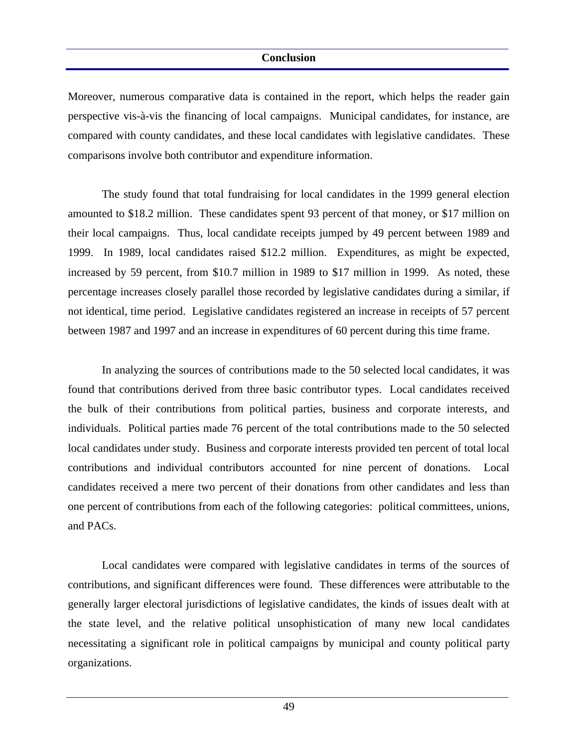## Conclusion

Moreover, numerous comparative data is contained in the report, which helps the reader gain perspective vis-à-vis the financing of local campaigns. Municipal candidates, for instance, are compared with county candidates, and these local candidates with legislative candidates. These comparisons involve both contributor and expenditure information.

The study found that total fundraising for local candidates in the 1999 general election amounted to $18.2 million. These candidates spent 93 percent of that money, or $17 million on their local campaigns. Thus, local candidate receipts jumped by 49 percent between 1989 and 1999. In 1989, local candidates raised $12.2 million. Expenditures, as might be expected, increased by 59 percent, from $10.7 million in 1989 to $17 million in 1999. As noted, these percentage increases closely parallel those recorded by legislative candidates during a similar, if not identical, time period. Legislative candidates registered an increase in receipts of 57 percent between 1987 and 1997 and an increase in expenditures of 60 percent during this time frame.

In analyzing the sources of contributions made to the 50 selected local candidates, it was found that contributions derived from three basic contributor types. Local candidates received the bulk of their contributions from political parties, business and corporate interests, and individuals. Political parties made 76 percent of the total contributions made to the 50 selected local candidates under study. Business and corporate interests provided ten percent of total local contributions and individual contributors accounted for nine percent of donations. Local candidates received a mere two percent of their donations from other candidates and less than one percent of contributions from each of the following categories: political committees, unions, and PACs.

Local candidates were compared with legislative candidates in terms of the sources of contributions, and significant differences were found. These differences were attributable to the generally larger electoral jurisdictions of legislative candidates, the kinds of issues dealt with at the state level, and the relative political unsophistication of many new local candidates necessitating a significant role in political campaigns by municipal and county political party organizations.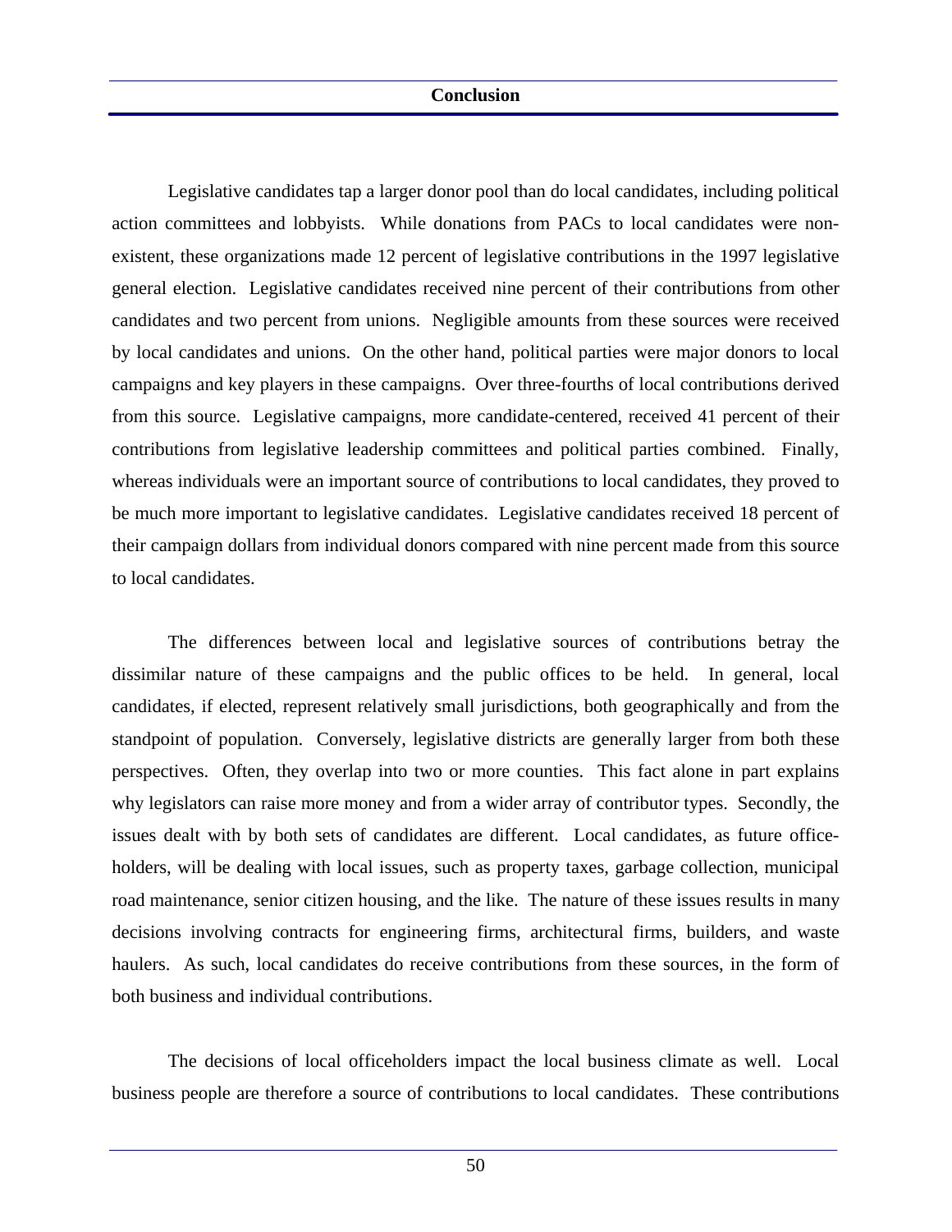## Conclusion

Legislative candidates tap a larger donor pool than do local candidates, including political action committees and lobbyists. While donations from PACs to local candidates were non-existent, these organizations made 12 percent of legislative contributions in the 1997 legislative general election. Legislative candidates received nine percent of their contributions from other candidates and two percent from unions. Negligible amounts from these sources were received by local candidates and unions. On the other hand, political parties were major donors to local campaigns and key players in these campaigns. Over three-fourths of local contributions derived from this source. Legislative campaigns, more candidate-centered, received 41 percent of their contributions from legislative leadership committees and political parties combined. Finally, whereas individuals were an important source of contributions to local candidates, they proved to be much more important to legislative candidates. Legislative candidates received 18 percent of their campaign dollars from individual donors compared with nine percent made from this source to local candidates.

The differences between local and legislative sources of contributions betray the dissimilar nature of these campaigns and the public offices to be held. In general, local candidates, if elected, represent relatively small jurisdictions, both geographically and from the standpoint of population. Conversely, legislative districts are generally larger from both these perspectives. Often, they overlap into two or more counties. This fact alone in part explains why legislators can raise more money and from a wider array of contributor types. Secondly, the issues dealt with by both sets of candidates are different. Local candidates, as future office-holders, will be dealing with local issues, such as property taxes, garbage collection, municipal road maintenance, senior citizen housing, and the like. The nature of these issues results in many decisions involving contracts for engineering firms, architectural firms, builders, and waste haulers. As such, local candidates do receive contributions from these sources, in the form of both business and individual contributions.

The decisions of local officeholders impact the local business climate as well. Local business people are therefore a source of contributions to local candidates. These contributions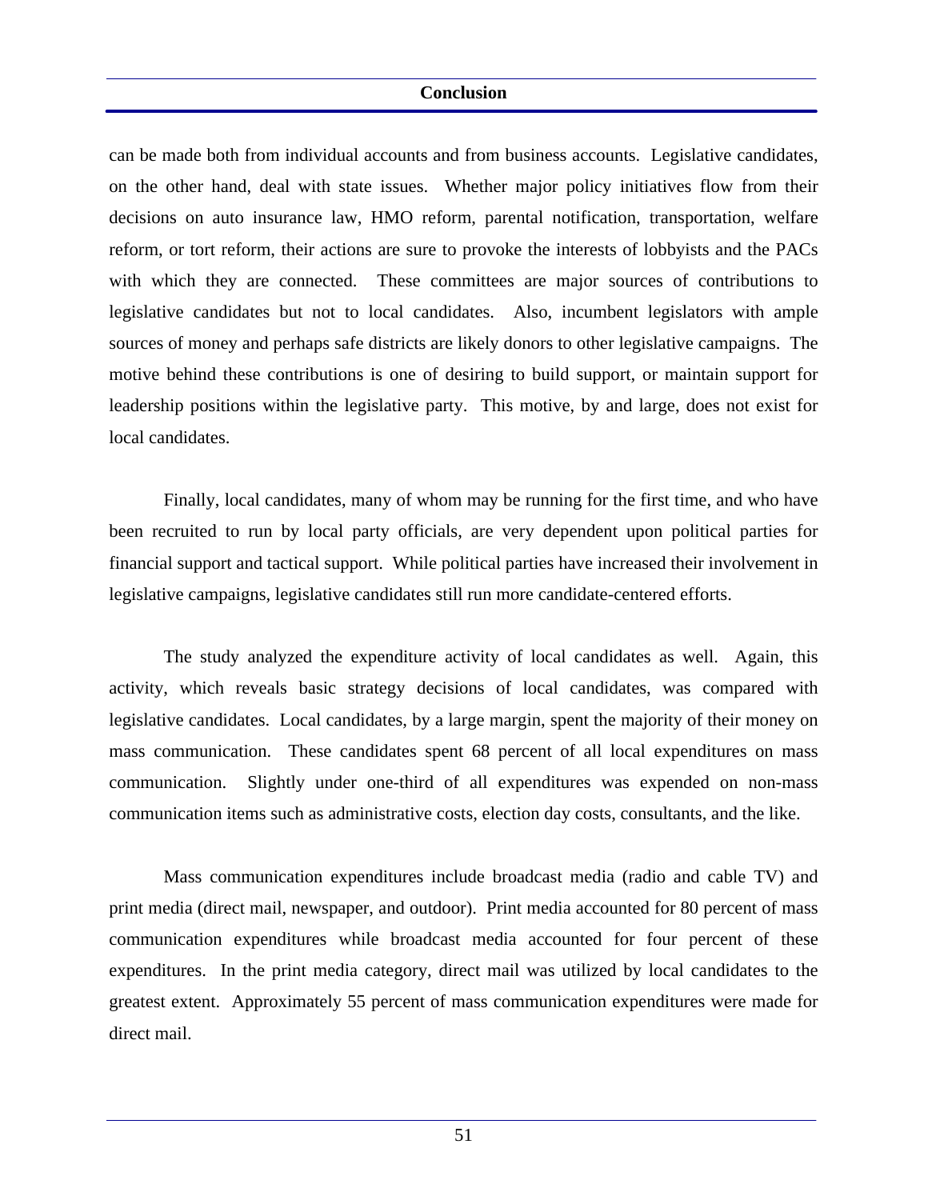can be made both from individual accounts and from business accounts. Legislative candidates, on the other hand, deal with state issues. Whether major policy initiatives flow from their decisions on auto insurance law, HMO reform, parental notification, transportation, welfare reform, or tort reform, their actions are sure to provoke the interests of lobbyists and the PACs with which they are connected. These committees are major sources of contributions to legislative candidates but not to local candidates. Also, incumbent legislators with ample sources of money and perhaps safe districts are likely donors to other legislative campaigns. The motive behind these contributions is one of desiring to build support, or maintain support for leadership positions within the legislative party. This motive, by and large, does not exist for local candidates.

Finally, local candidates, many of whom may be running for the first time, and who have been recruited to run by local party officials, are very dependent upon political parties for financial support and tactical support. While political parties have increased their involvement in legislative campaigns, legislative candidates still run more candidate-centered efforts.

The study analyzed the expenditure activity of local candidates as well. Again, this activity, which reveals basic strategy decisions of local candidates, was compared with legislative candidates. Local candidates, by a large margin, spent the majority of their money on mass communication. These candidates spent 68 percent of all local expenditures on mass communication. Slightly under one-third of all expenditures was expended on non-mass communication items such as administrative costs, election day costs, consultants, and the like.

Mass communication expenditures include broadcast media (radio and cable TV) and print media (direct mail, newspaper, and outdoor). Print media accounted for 80 percent of mass communication expenditures while broadcast media accounted for four percent of these expenditures. In the print media category, direct mail was utilized by local candidates to the greatest extent. Approximately 55 percent of mass communication expenditures were made for direct mail.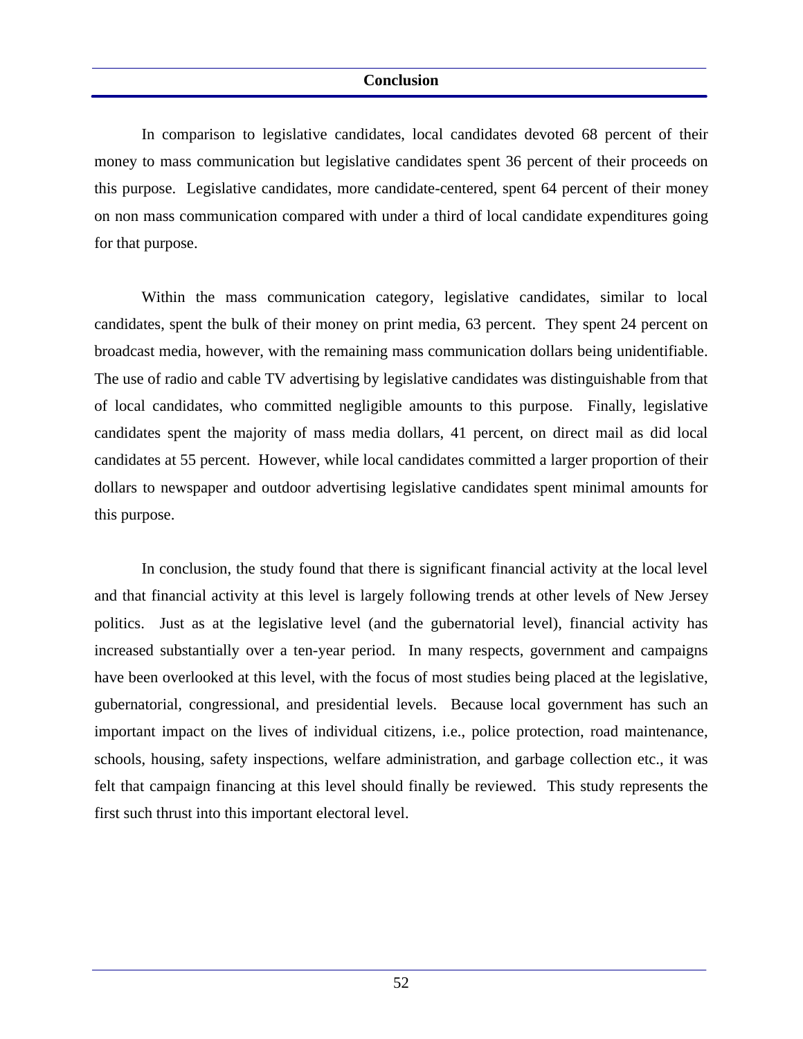## Conclusion

In comparison to legislative candidates, local candidates devoted 68 percent of their money to mass communication but legislative candidates spent 36 percent of their proceeds on this purpose. Legislative candidates, more candidate-centered, spent 64 percent of their money on non mass communication compared with under a third of local candidate expenditures going for that purpose.

Within the mass communication category, legislative candidates, similar to local candidates, spent the bulk of their money on print media, 63 percent. They spent 24 percent on broadcast media, however, with the remaining mass communication dollars being unidentifiable. The use of radio and cable TV advertising by legislative candidates was distinguishable from that of local candidates, who committed negligible amounts to this purpose. Finally, legislative candidates spent the majority of mass media dollars, 41 percent, on direct mail as did local candidates at 55 percent. However, while local candidates committed a larger proportion of their dollars to newspaper and outdoor advertising legislative candidates spent minimal amounts for this purpose.

In conclusion, the study found that there is significant financial activity at the local level and that financial activity at this level is largely following trends at other levels of New Jersey politics. Just as at the legislative level (and the gubernatorial level), financial activity has increased substantially over a ten-year period. In many respects, government and campaigns have been overlooked at this level, with the focus of most studies being placed at the legislative, gubernatorial, congressional, and presidential levels. Because local government has such an important impact on the lives of individual citizens, i.e., police protection, road maintenance, schools, housing, safety inspections, welfare administration, and garbage collection etc., it was felt that campaign financing at this level should finally be reviewed. This study represents the first such thrust into this important electoral level.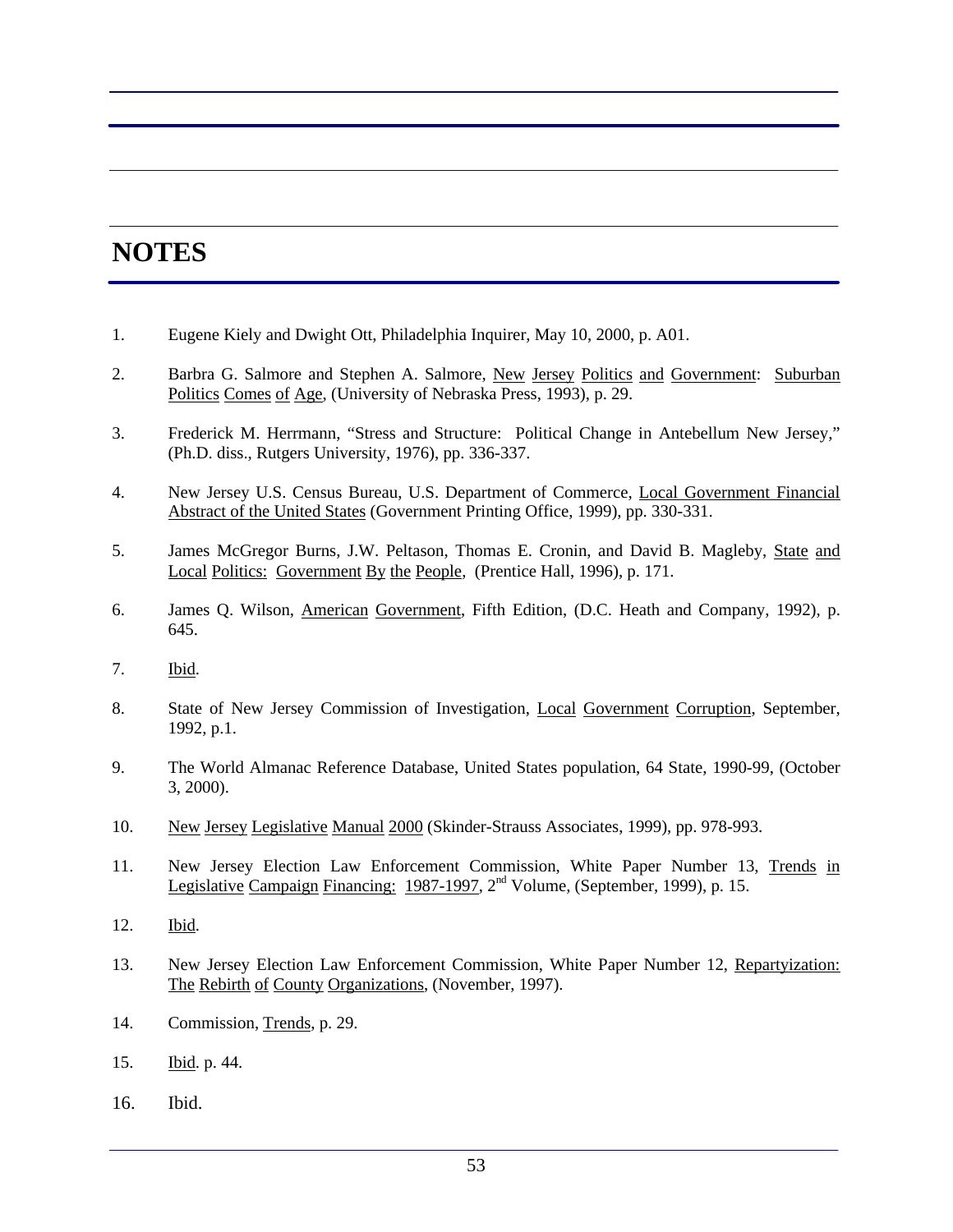# NOTES

1. Eugene Kiely and Dwight Ott, Philadelphia Inquirer, May 10, 2000, p. A01.

2. Barbra G. Salmore and Stephen A. Salmore, New Jersey Politics and Government: Suburban Politics Comes of Age, (University of Nebraska Press, 1993), p. 29.

3. Frederick M. Herrmann, "Stress and Structure: Political Change in Antebellum New Jersey," (Ph.D. diss., Rutgers University, 1976), pp. 336-337.

4. New Jersey U.S. Census Bureau, U.S. Department of Commerce, Local Government Financial Abstract of the United States (Government Printing Office, 1999), pp. 330-331.

5. James McGregor Burns, J.W. Peltason, Thomas E. Cronin, and David B. Magleby, State and Local Politics: Government By the People, (Prentice Hall, 1996), p. 171.

6. James Q. Wilson, American Government, Fifth Edition, (D.C. Heath and Company, 1992), p. 645.

7. Ibid.

8. State of New Jersey Commission of Investigation, Local Government Corruption, September, 1992, p.1.

9. The World Almanac Reference Database, United States population, 64 State, 1990-99, (October 3, 2000).

10. New Jersey Legislative Manual 2000 (Skinder-Strauss Associates, 1999), pp. 978-993.

11. New Jersey Election Law Enforcement Commission, White Paper Number 13, Trends in Legislative Campaign Financing: 1987-1997, 2nd Volume, (September, 1999), p. 15.

12. Ibid.

13. New Jersey Election Law Enforcement Commission, White Paper Number 12, Repartyization: The Rebirth of County Organizations, (November, 1997).

14. Commission, Trends, p. 29.

15. Ibid. p. 44.

16. Ibid.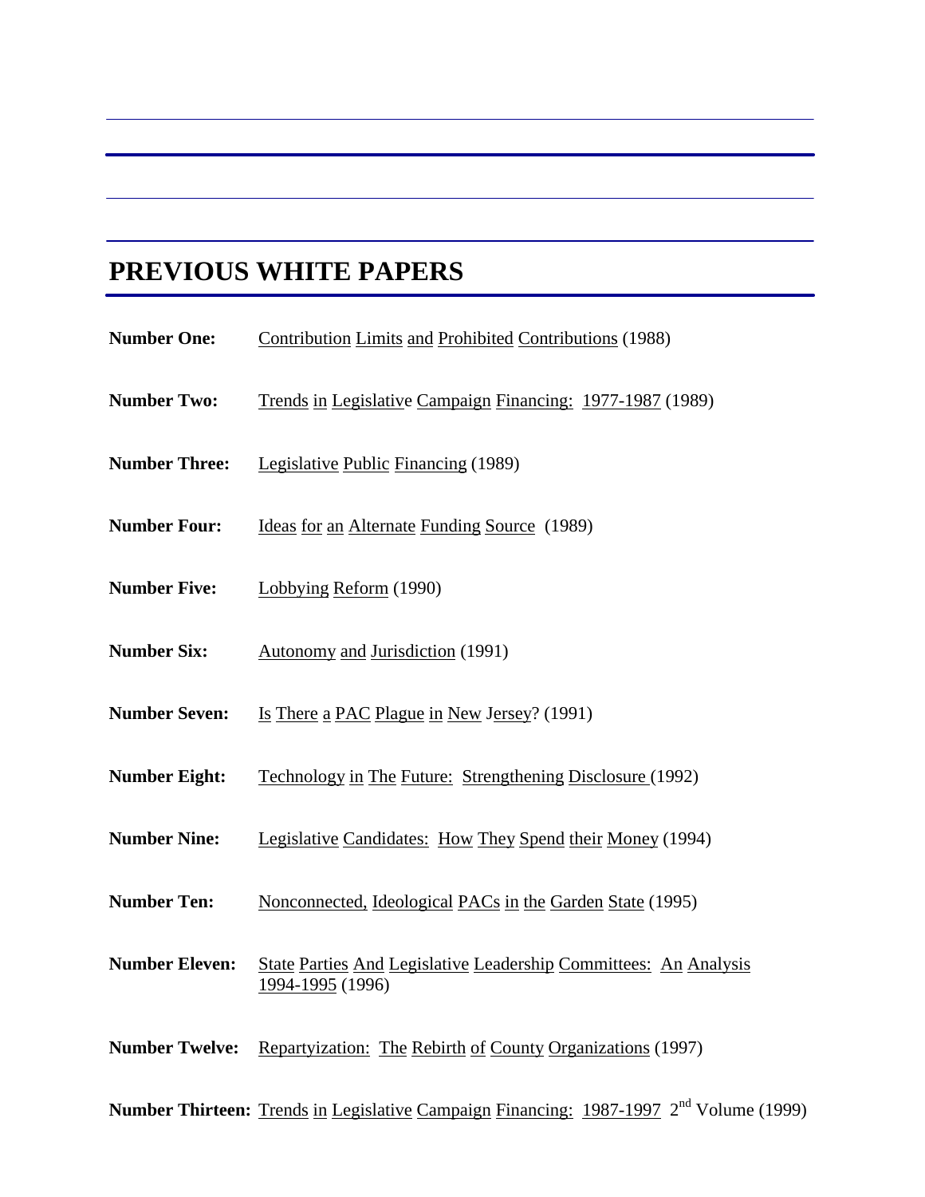## PREVIOUS WHITE PAPERS

**Number One:** Contribution Limits and Prohibited Contributions (1988)

**Number Two:** Trends in Legislative Campaign Financing: 1977-1987 (1989)

**Number Three:** Legislative Public Financing (1989)

**Number Four:** Ideas for an Alternate Funding Source (1989)

**Number Five:** Lobbying Reform (1990)

**Number Six:** Autonomy and Jurisdiction (1991)

**Number Seven:** Is There a PAC Plague in New Jersey? (1991)

**Number Eight:** Technology in The Future: Strengthening Disclosure (1992)

**Number Nine:** Legislative Candidates: How They Spend their Money (1994)

**Number Ten:** Nonconnected, Ideological PACs in the Garden State (1995)

**Number Eleven:** State Parties And Legislative Leadership Committees: An Analysis 1994-1995 (1996)

**Number Twelve:** Repartyization: The Rebirth of County Organizations (1997)

**Number Thirteen:** Trends in Legislative Campaign Financing: 1987-1997 2nd Volume (1999)